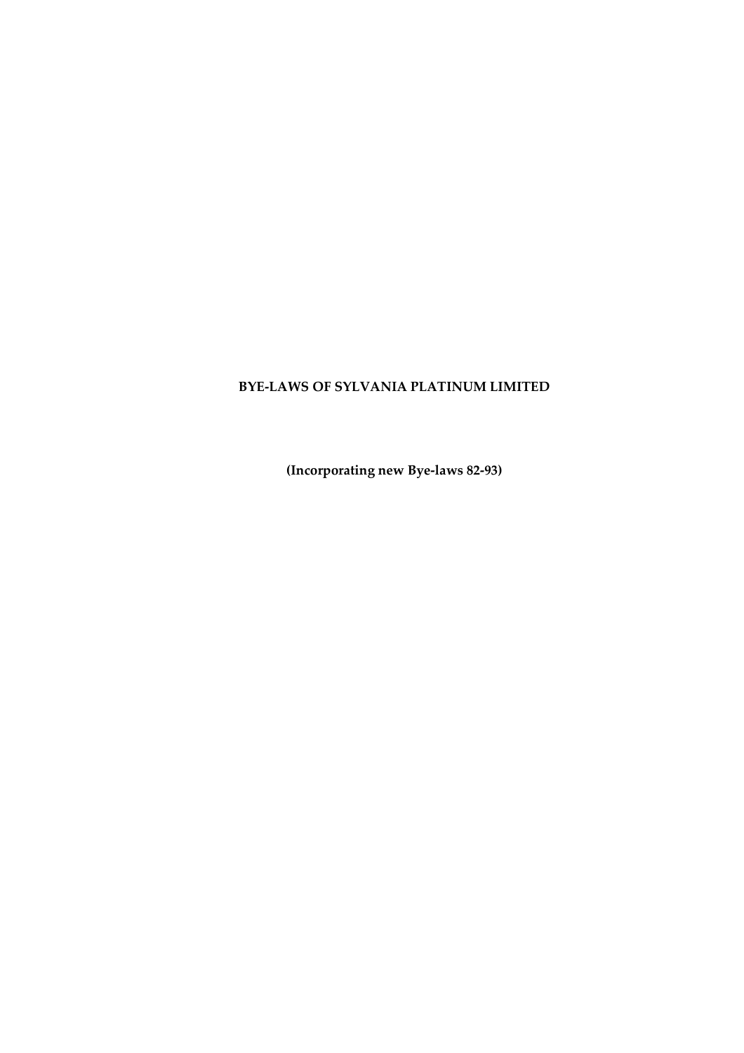# BYE-LAWS OF SYLVANIA PLATINUM LIMITED

**(Incorporating new Bye-laws 82-93)**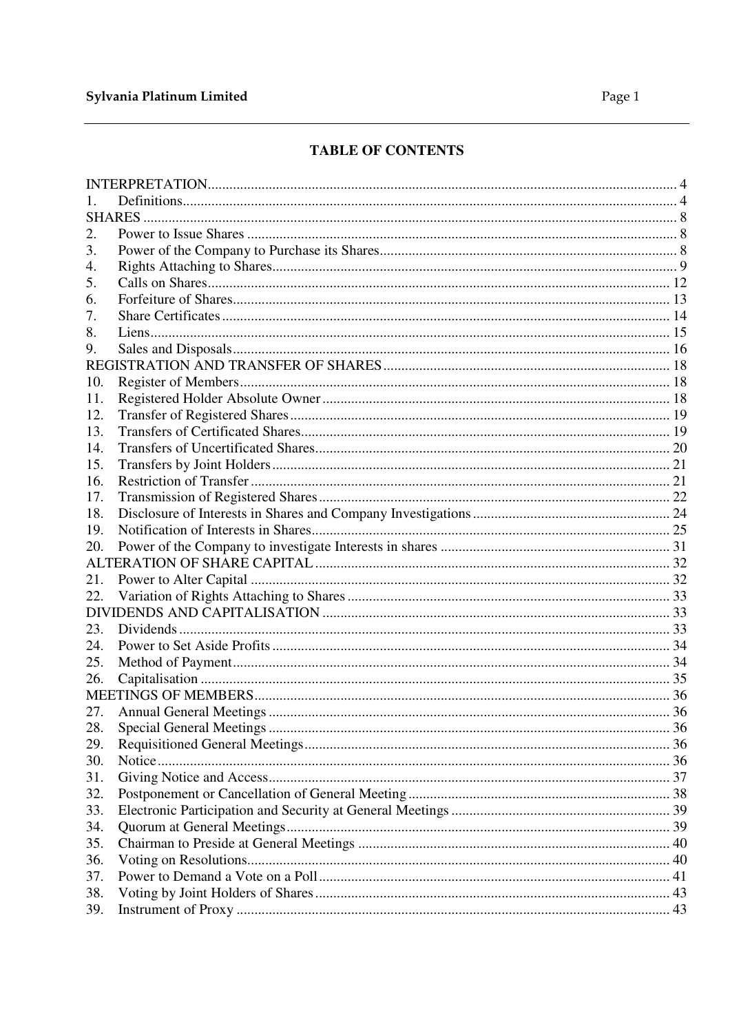## TABLE OF CONTENTS

| | | |
|---|---|---|
| INTERPRETATION | | 4 |
| 1. | Definitions | 4 |
| SHARES | | 8 |
| 2. | Power to Issue Shares | 8 |
| 3. | Power of the Company to Purchase its Shares | 8 |
| 4. | Rights Attaching to Shares | 9 |
| 5. | Calls on Shares | 12 |
| 6. | Forfeiture of Shares | 13 |
| 7. | Share Certificates | 14 |
| 8. | Liens | 15 |
| 9. | Sales and Disposals | 16 |
| REGISTRATION AND TRANSFER OF SHARES | | 18 |
| 10. | Register of Members | 18 |
| 11. | Registered Holder Absolute Owner | 18 |
| 12. | Transfer of Registered Shares | 19 |
| 13. | Transfers of Certificated Shares | 19 |
| 14. | Transfers of Uncertificated Shares | 20 |
| 15. | Transfers by Joint Holders | 21 |
| 16. | Restriction of Transfer | 21 |
| 17. | Transmission of Registered Shares | 22 |
| 18. | Disclosure of Interests in Shares and Company Investigations | 24 |
| 19. | Notification of Interests in Shares | 25 |
| 20. | Power of the Company to investigate Interests in shares | 31 |
| ALTERATION OF SHARE CAPITAL | | 32 |
| 21. | Power to Alter Capital | 32 |
| 22. | Variation of Rights Attaching to Shares | 33 |
| DIVIDENDS AND CAPITALISATION | | 33 |
| 23. | Dividends | 33 |
| 24. | Power to Set Aside Profits | 34 |
| 25. | Method of Payment | 34 |
| 26. | Capitalisation | 35 |
| MEETINGS OF MEMBERS | | 36 |
| 27. | Annual General Meetings | 36 |
| 28. | Special General Meetings | 36 |
| 29. | Requisitioned General Meetings | 36 |
| 30. | Notice | 36 |
| 31. | Giving Notice and Access | 37 |
| 32. | Postponement or Cancellation of General Meeting | 38 |
| 33. | Electronic Participation and Security at General Meetings | 39 |
| 34. | Quorum at General Meetings | 39 |
| 35. | Chairman to Preside at General Meetings | 40 |
| 36. | Voting on Resolutions | 40 |
| 37. | Power to Demand a Vote on a Poll | 41 |
| 38. | Voting by Joint Holders of Shares | 43 |
| 39. | Instrument of Proxy | 43 |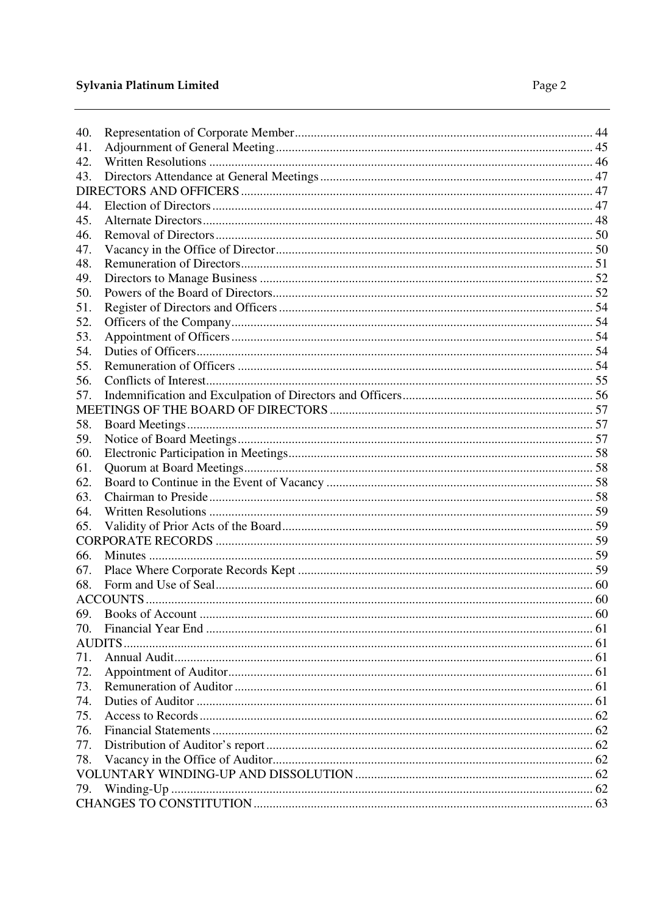| | | |
|---|---|---|
| 40. | Representation of Corporate Member | 44 |
| 41. | Adjournment of General Meeting | 45 |
| 42. | Written Resolutions | 46 |
| 43. | Directors Attendance at General Meetings | 47 |
| DIRECTORS AND OFFICERS | | 47 |
| 44. | Election of Directors | 47 |
| 45. | Alternate Directors | 48 |
| 46. | Removal of Directors | 50 |
| 47. | Vacancy in the Office of Director | 50 |
| 48. | Remuneration of Directors | 51 |
| 49. | Directors to Manage Business | 52 |
| 50. | Powers of the Board of Directors | 52 |
| 51. | Register of Directors and Officers | 54 |
| 52. | Officers of the Company | 54 |
| 53. | Appointment of Officers | 54 |
| 54. | Duties of Officers | 54 |
| 55. | Remuneration of Officers | 54 |
| 56. | Conflicts of Interest | 55 |
| 57. | Indemnification and Exculpation of Directors and Officers | 56 |
| MEETINGS OF THE BOARD OF DIRECTORS | | 57 |
| 58. | Board Meetings | 57 |
| 59. | Notice of Board Meetings | 57 |
| 60. | Electronic Participation in Meetings | 58 |
| 61. | Quorum at Board Meetings | 58 |
| 62. | Board to Continue in the Event of Vacancy | 58 |
| 63. | Chairman to Preside | 58 |
| 64. | Written Resolutions | 59 |
| 65. | Validity of Prior Acts of the Board | 59 |
| CORPORATE RECORDS | | 59 |
| 66. | Minutes | 59 |
| 67. | Place Where Corporate Records Kept | 59 |
| 68. | Form and Use of Seal | 60 |
| ACCOUNTS | | 60 |
| 69. | Books of Account | 60 |
| 70. | Financial Year End | 61 |
| AUDITS | | 61 |
| 71. | Annual Audit | 61 |
| 72. | Appointment of Auditor | 61 |
| 73. | Remuneration of Auditor | 61 |
| 74. | Duties of Auditor | 61 |
| 75. | Access to Records | 62 |
| 76. | Financial Statements | 62 |
| 77. | Distribution of Auditor's report | 62 |
| 78. | Vacancy in the Office of Auditor | 62 |
| VOLUNTARY WINDING-UP AND DISSOLUTION | | 62 |
| 79. | Winding-Up | 62 |
| CHANGES TO CONSTITUTION | | 63 |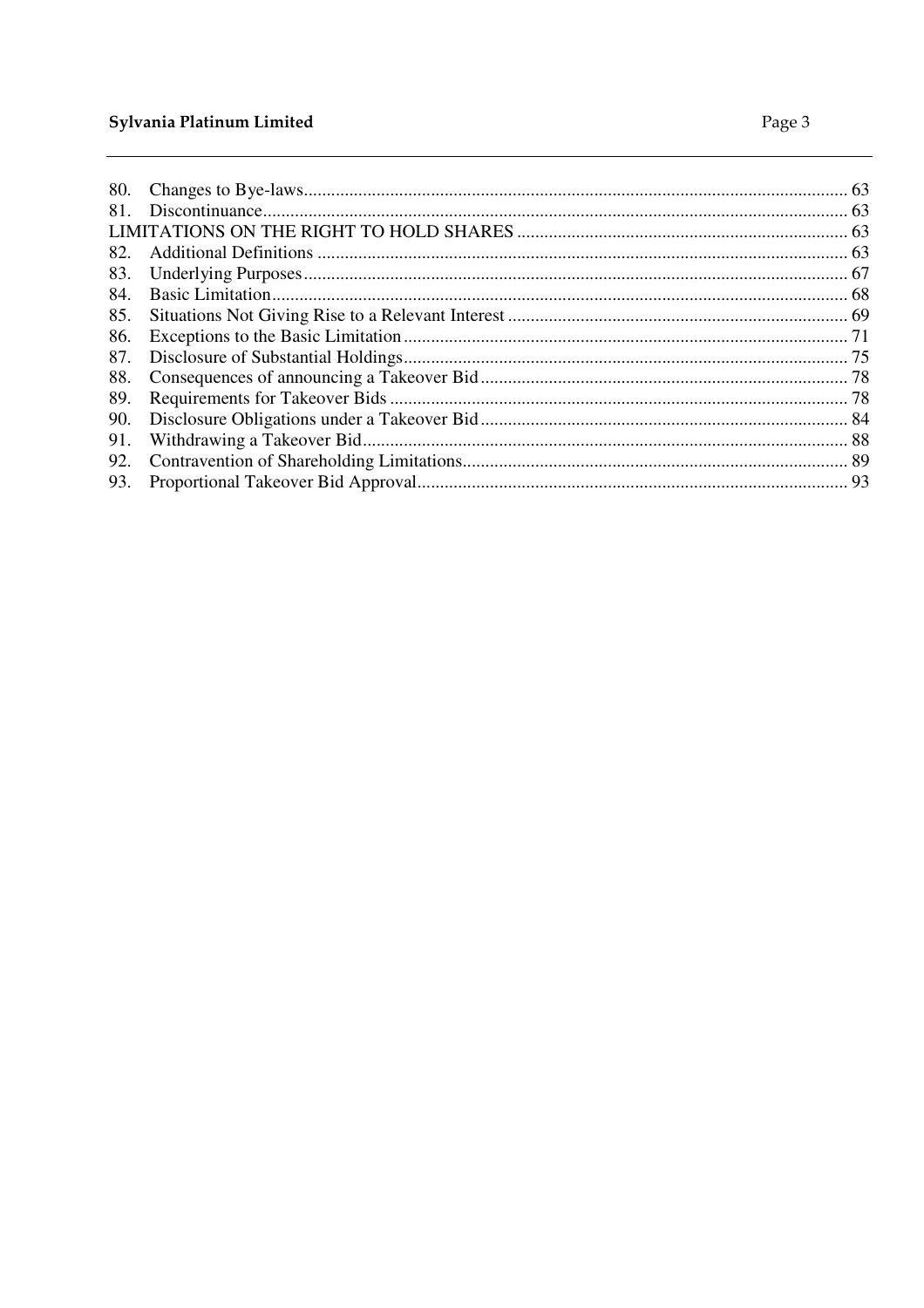| | | |
|---|---|---|
| 80. | Changes to Bye-laws | 63 |
| 81. | Discontinuance | 63 |
| LIMITATIONS ON THE RIGHT TO HOLD SHARES | | 63 |
| 82. | Additional Definitions | 63 |
| 83. | Underlying Purposes | 67 |
| 84. | Basic Limitation | 68 |
| 85. | Situations Not Giving Rise to a Relevant Interest | 69 |
| 86. | Exceptions to the Basic Limitation | 71 |
| 87. | Disclosure of Substantial Holdings | 75 |
| 88. | Consequences of announcing a Takeover Bid | 78 |
| 89. | Requirements for Takeover Bids | 78 |
| 90. | Disclosure Obligations under a Takeover Bid | 84 |
| 91. | Withdrawing a Takeover Bid | 88 |
| 92. | Contravention of Shareholding Limitations | 89 |
| 93. | Proportional Takeover Bid Approval | 93 |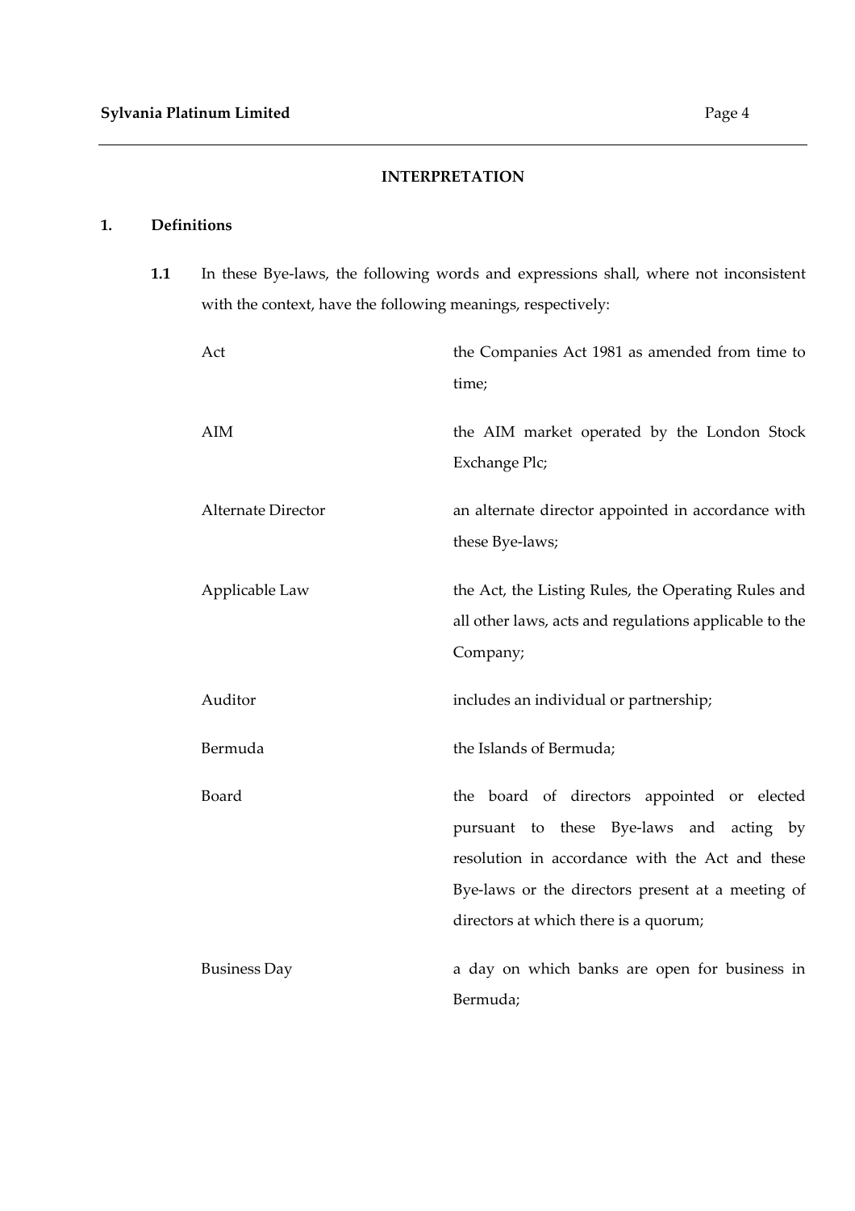## INTERPRETATION

### 1. Definitions

**1.1** In these Bye-laws, the following words and expressions shall, where not inconsistent with the context, have the following meanings, respectively:

| | |
|---|---|
| Act | the Companies Act 1981 as amended from time to time; |
| AIM | the AIM market operated by the London Stock Exchange Plc; |
| Alternate Director | an alternate director appointed in accordance with these Bye-laws; |
| Applicable Law | the Act, the Listing Rules, the Operating Rules and all other laws, acts and regulations applicable to the Company; |
| Auditor | includes an individual or partnership; |
| Bermuda | the Islands of Bermuda; |
| Board | the board of directors appointed or elected pursuant to these Bye-laws and acting by resolution in accordance with the Act and these Bye-laws or the directors present at a meeting of directors at which there is a quorum; |
| Business Day | a day on which banks are open for business in Bermuda; |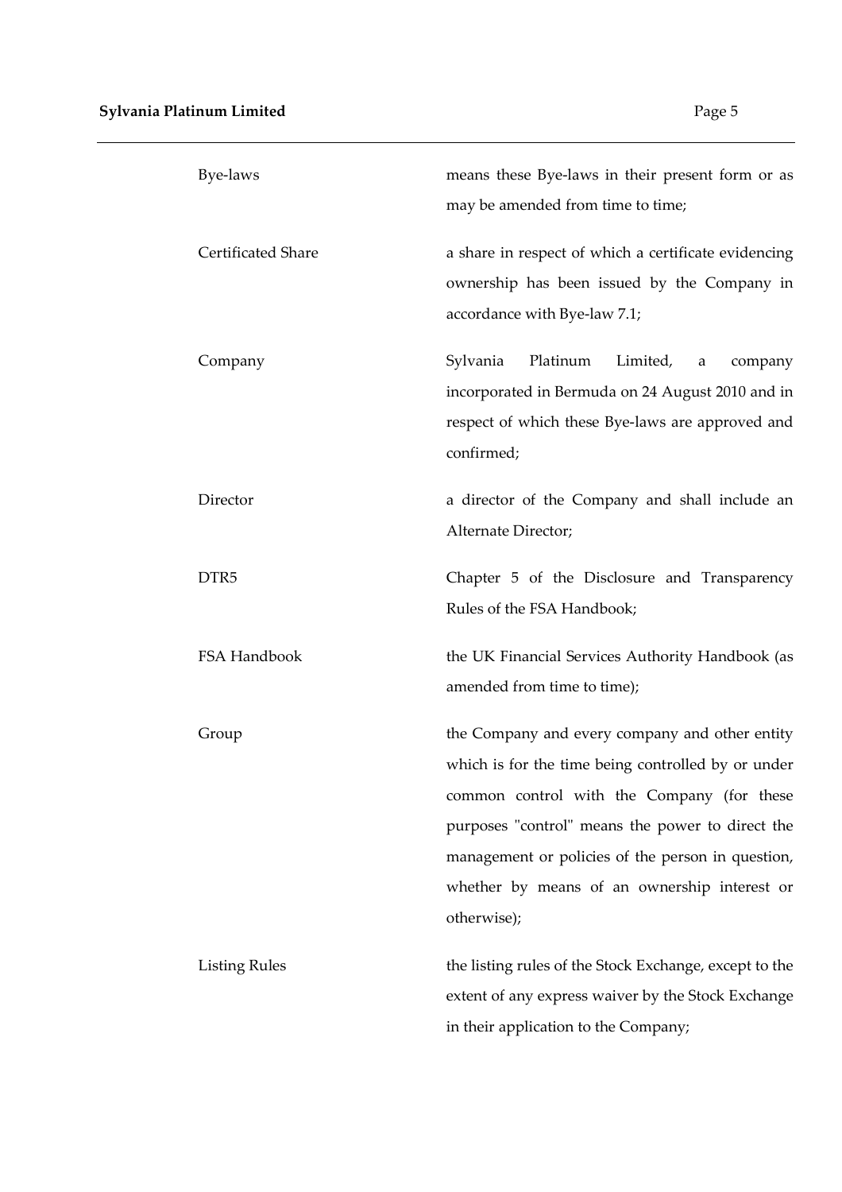| | |
|---|---|
| Bye-laws | means these Bye-laws in their present form or as may be amended from time to time; |
| Certificated Share | a share in respect of which a certificate evidencing ownership has been issued by the Company in accordance with Bye-law 7.1; |
| Company | Sylvania Platinum Limited, a company incorporated in Bermuda on 24 August 2010 and in respect of which these Bye-laws are approved and confirmed; |
| Director | a director of the Company and shall include an Alternate Director; |
| DTR5 | Chapter 5 of the Disclosure and Transparency Rules of the FSA Handbook; |
| FSA Handbook | the UK Financial Services Authority Handbook (as amended from time to time); |
| Group | the Company and every company and other entity which is for the time being controlled by or under common control with the Company (for these purposes "control" means the power to direct the management or policies of the person in question, whether by means of an ownership interest or otherwise); |
| Listing Rules | the listing rules of the Stock Exchange, except to the extent of any express waiver by the Stock Exchange in their application to the Company; |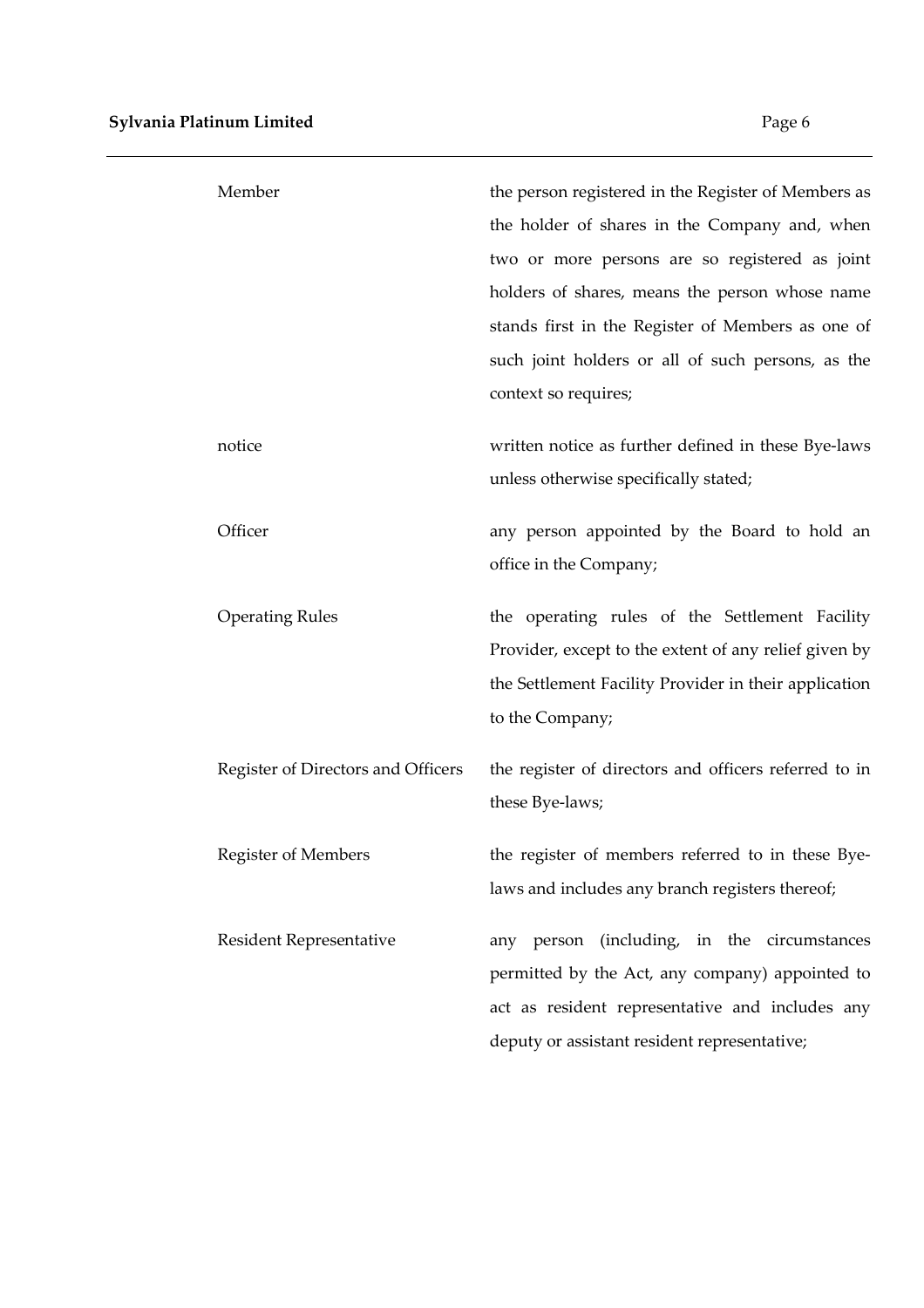| | |
|---|---|
| Member | the person registered in the Register of Members as the holder of shares in the Company and, when two or more persons are so registered as joint holders of shares, means the person whose name stands first in the Register of Members as one of such joint holders or all of such persons, as the context so requires; |
| notice | written notice as further defined in these Bye-laws unless otherwise specifically stated; |
| Officer | any person appointed by the Board to hold an office in the Company; |
| Operating Rules | the operating rules of the Settlement Facility Provider, except to the extent of any relief given by the Settlement Facility Provider in their application to the Company; |
| Register of Directors and Officers | the register of directors and officers referred to in these Bye-laws; |
| Register of Members | the register of members referred to in these Bye-laws and includes any branch registers thereof; |
| Resident Representative | any person (including, in the circumstances permitted by the Act, any company) appointed to act as resident representative and includes any deputy or assistant resident representative; |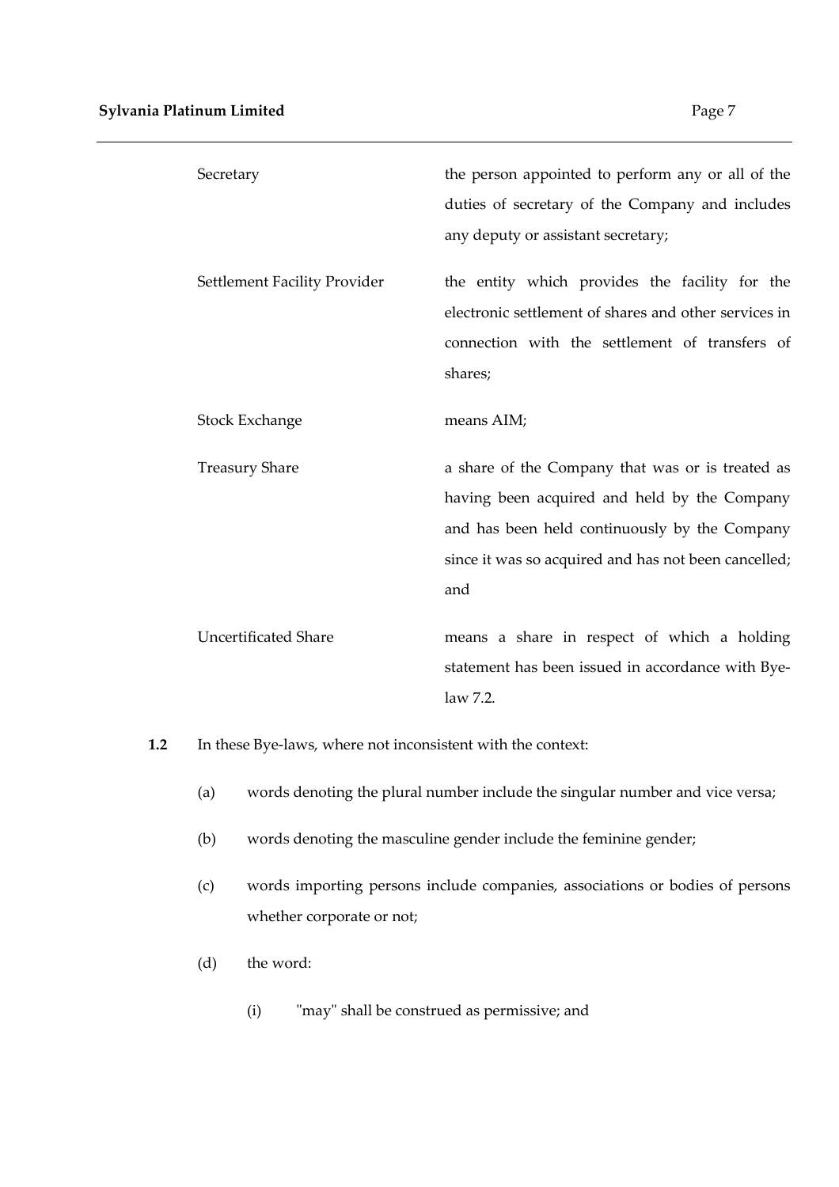| | |
|---|---|
| Secretary | the person appointed to perform any or all of the duties of secretary of the Company and includes any deputy or assistant secretary; |
| Settlement Facility Provider | the entity which provides the facility for the electronic settlement of shares and other services in connection with the settlement of transfers of shares; |
| Stock Exchange | means AIM; |
| Treasury Share | a share of the Company that was or is treated as having been acquired and held by the Company and has been held continuously by the Company since it was so acquired and has not been cancelled; and |
| Uncertificated Share | means a share in respect of which a holding statement has been issued in accordance with Bye-law 7.2. |

**1.2** In these Bye-laws, where not inconsistent with the context:

(a) words denoting the plural number include the singular number and vice versa;

(b) words denoting the masculine gender include the feminine gender;

(c) words importing persons include companies, associations or bodies of persons whether corporate or not;

(d) the word:

(i) "may" shall be construed as permissive; and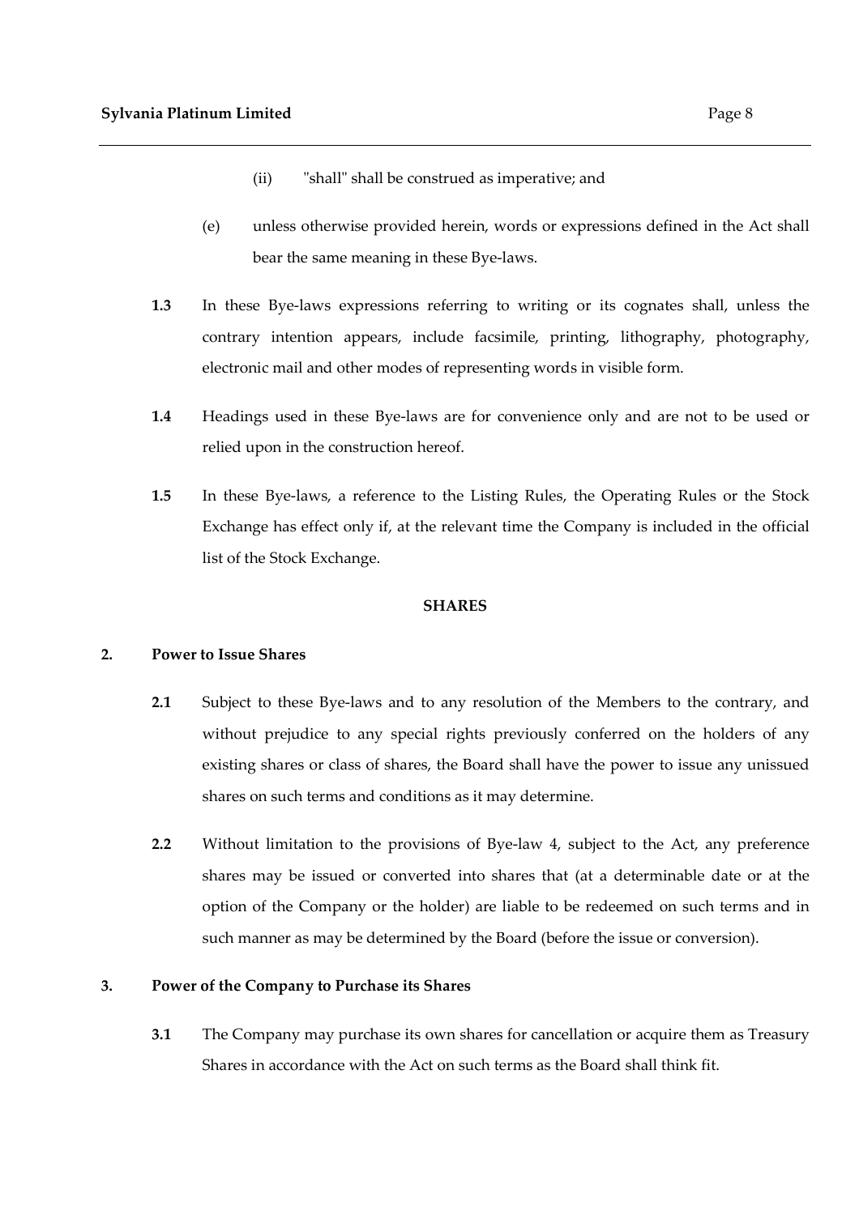(ii) "shall" shall be construed as imperative; and

(e) unless otherwise provided herein, words or expressions defined in the Act shall bear the same meaning in these Bye-laws.

**1.3** In these Bye-laws expressions referring to writing or its cognates shall, unless the contrary intention appears, include facsimile, printing, lithography, photography, electronic mail and other modes of representing words in visible form.

**1.4** Headings used in these Bye-laws are for convenience only and are not to be used or relied upon in the construction hereof.

**1.5** In these Bye-laws, a reference to the Listing Rules, the Operating Rules or the Stock Exchange has effect only if, at the relevant time the Company is included in the official list of the Stock Exchange.

## SHARES

### 2. Power to Issue Shares

**2.1** Subject to these Bye-laws and to any resolution of the Members to the contrary, and without prejudice to any special rights previously conferred on the holders of any existing shares or class of shares, the Board shall have the power to issue any unissued shares on such terms and conditions as it may determine.

**2.2** Without limitation to the provisions of Bye-law 4, subject to the Act, any preference shares may be issued or converted into shares that (at a determinable date or at the option of the Company or the holder) are liable to be redeemed on such terms and in such manner as may be determined by the Board (before the issue or conversion).

### 3. Power of the Company to Purchase its Shares

**3.1** The Company may purchase its own shares for cancellation or acquire them as Treasury Shares in accordance with the Act on such terms as the Board shall think fit.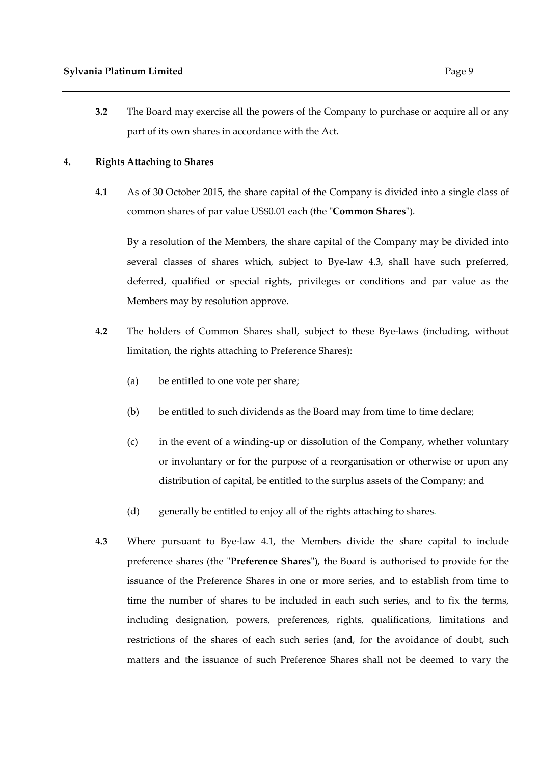**3.2** The Board may exercise all the powers of the Company to purchase or acquire all or any part of its own shares in accordance with the Act.

## 4. Rights Attaching to Shares

**4.1** As of 30 October 2015, the share capital of the Company is divided into a single class of common shares of par value US$0.01 each (the "**Common Shares**").

By a resolution of the Members, the share capital of the Company may be divided into several classes of shares which, subject to Bye-law 4.3, shall have such preferred, deferred, qualified or special rights, privileges or conditions and par value as the Members may by resolution approve.

**4.2** The holders of Common Shares shall, subject to these Bye-laws (including, without limitation, the rights attaching to Preference Shares):

(a) be entitled to one vote per share;

(b) be entitled to such dividends as the Board may from time to time declare;

(c) in the event of a winding-up or dissolution of the Company, whether voluntary or involuntary or for the purpose of a reorganisation or otherwise or upon any distribution of capital, be entitled to the surplus assets of the Company; and

(d) generally be entitled to enjoy all of the rights attaching to shares.

**4.3** Where pursuant to Bye-law 4.1, the Members divide the share capital to include preference shares (the "**Preference Shares**"), the Board is authorised to provide for the issuance of the Preference Shares in one or more series, and to establish from time to time the number of shares to be included in each such series, and to fix the terms, including designation, powers, preferences, rights, qualifications, limitations and restrictions of the shares of each such series (and, for the avoidance of doubt, such matters and the issuance of such Preference Shares shall not be deemed to vary the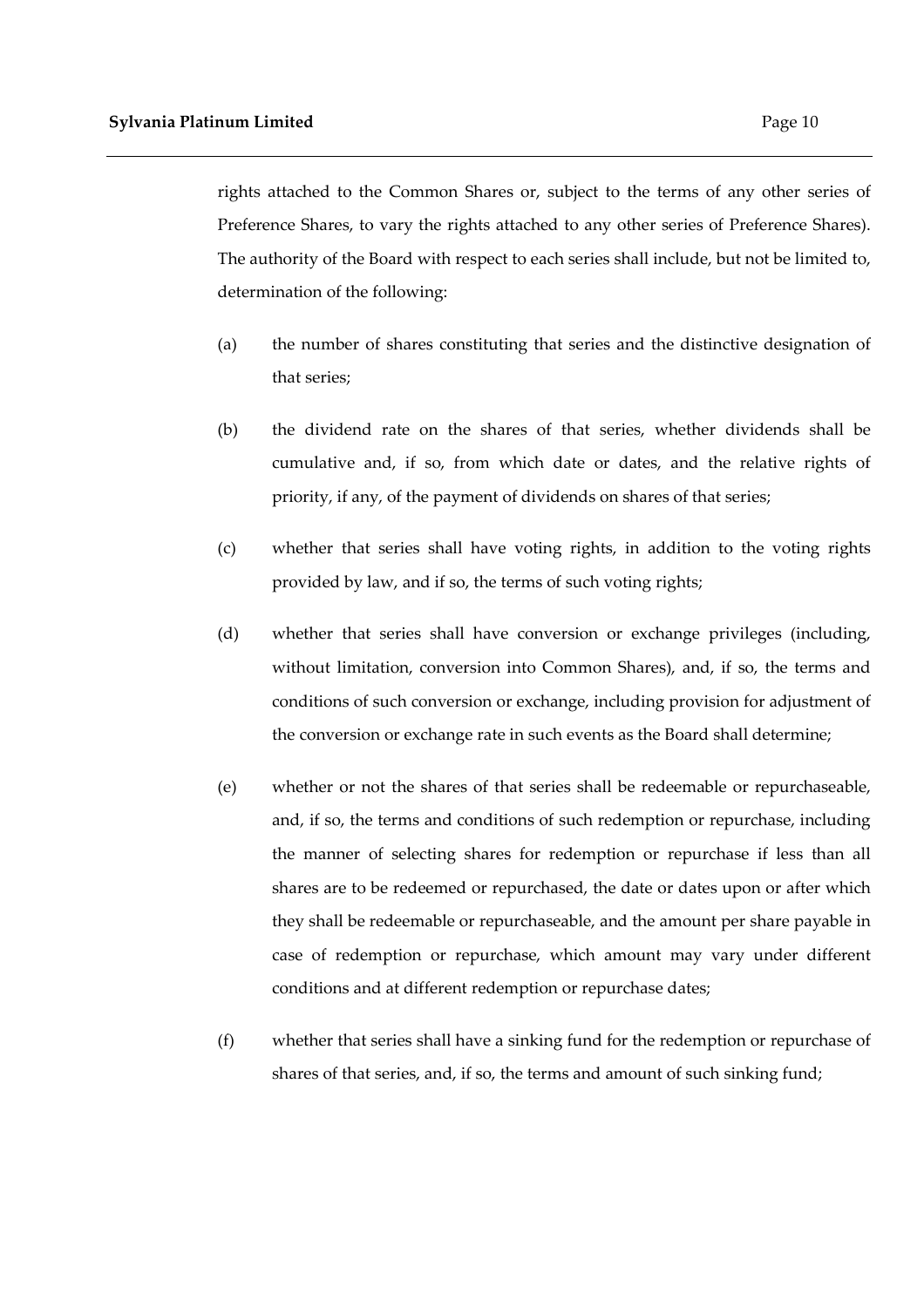rights attached to the Common Shares or, subject to the terms of any other series of Preference Shares, to vary the rights attached to any other series of Preference Shares). The authority of the Board with respect to each series shall include, but not be limited to, determination of the following:

(a) the number of shares constituting that series and the distinctive designation of that series;

(b) the dividend rate on the shares of that series, whether dividends shall be cumulative and, if so, from which date or dates, and the relative rights of priority, if any, of the payment of dividends on shares of that series;

(c) whether that series shall have voting rights, in addition to the voting rights provided by law, and if so, the terms of such voting rights;

(d) whether that series shall have conversion or exchange privileges (including, without limitation, conversion into Common Shares), and, if so, the terms and conditions of such conversion or exchange, including provision for adjustment of the conversion or exchange rate in such events as the Board shall determine;

(e) whether or not the shares of that series shall be redeemable or repurchaseable, and, if so, the terms and conditions of such redemption or repurchase, including the manner of selecting shares for redemption or repurchase if less than all shares are to be redeemed or repurchased, the date or dates upon or after which they shall be redeemable or repurchaseable, and the amount per share payable in case of redemption or repurchase, which amount may vary under different conditions and at different redemption or repurchase dates;

(f) whether that series shall have a sinking fund for the redemption or repurchase of shares of that series, and, if so, the terms and amount of such sinking fund;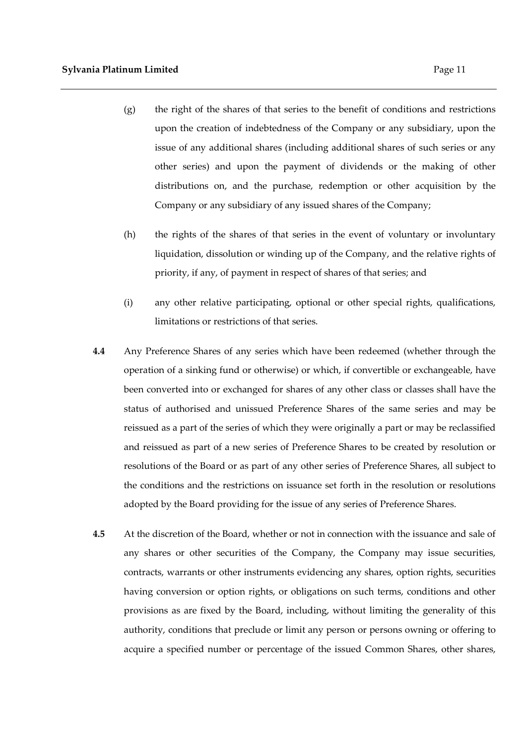(g) the right of the shares of that series to the benefit of conditions and restrictions upon the creation of indebtedness of the Company or any subsidiary, upon the issue of any additional shares (including additional shares of such series or any other series) and upon the payment of dividends or the making of other distributions on, and the purchase, redemption or other acquisition by the Company or any subsidiary of any issued shares of the Company;

(h) the rights of the shares of that series in the event of voluntary or involuntary liquidation, dissolution or winding up of the Company, and the relative rights of priority, if any, of payment in respect of shares of that series; and

(i) any other relative participating, optional or other special rights, qualifications, limitations or restrictions of that series.

**4.4** Any Preference Shares of any series which have been redeemed (whether through the operation of a sinking fund or otherwise) or which, if convertible or exchangeable, have been converted into or exchanged for shares of any other class or classes shall have the status of authorised and unissued Preference Shares of the same series and may be reissued as a part of the series of which they were originally a part or may be reclassified and reissued as part of a new series of Preference Shares to be created by resolution or resolutions of the Board or as part of any other series of Preference Shares, all subject to the conditions and the restrictions on issuance set forth in the resolution or resolutions adopted by the Board providing for the issue of any series of Preference Shares.

**4.5** At the discretion of the Board, whether or not in connection with the issuance and sale of any shares or other securities of the Company, the Company may issue securities, contracts, warrants or other instruments evidencing any shares, option rights, securities having conversion or option rights, or obligations on such terms, conditions and other provisions as are fixed by the Board, including, without limiting the generality of this authority, conditions that preclude or limit any person or persons owning or offering to acquire a specified number or percentage of the issued Common Shares, other shares,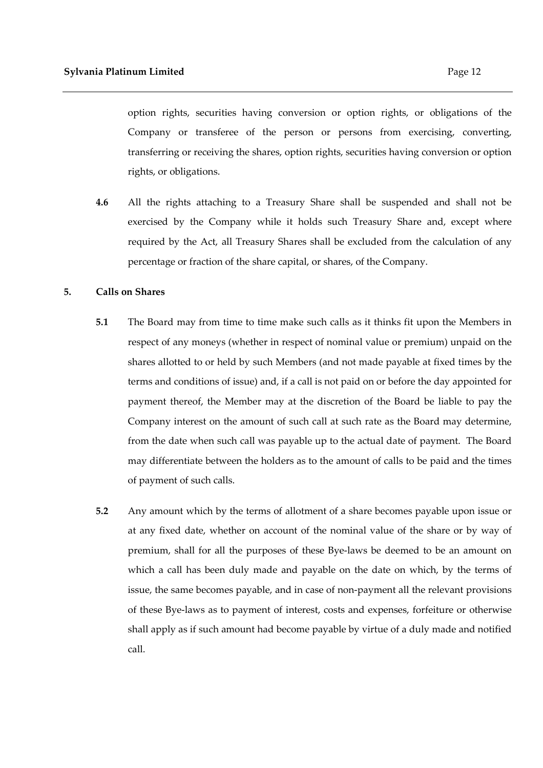option rights, securities having conversion or option rights, or obligations of the Company or transferee of the person or persons from exercising, converting, transferring or receiving the shares, option rights, securities having conversion or option rights, or obligations.

**4.6** All the rights attaching to a Treasury Share shall be suspended and shall not be exercised by the Company while it holds such Treasury Share and, except where required by the Act, all Treasury Shares shall be excluded from the calculation of any percentage or fraction of the share capital, or shares, of the Company.

## 5. Calls on Shares

**5.1** The Board may from time to time make such calls as it thinks fit upon the Members in respect of any moneys (whether in respect of nominal value or premium) unpaid on the shares allotted to or held by such Members (and not made payable at fixed times by the terms and conditions of issue) and, if a call is not paid on or before the day appointed for payment thereof, the Member may at the discretion of the Board be liable to pay the Company interest on the amount of such call at such rate as the Board may determine, from the date when such call was payable up to the actual date of payment. The Board may differentiate between the holders as to the amount of calls to be paid and the times of payment of such calls.

**5.2** Any amount which by the terms of allotment of a share becomes payable upon issue or at any fixed date, whether on account of the nominal value of the share or by way of premium, shall for all the purposes of these Bye-laws be deemed to be an amount on which a call has been duly made and payable on the date on which, by the terms of issue, the same becomes payable, and in case of non-payment all the relevant provisions of these Bye-laws as to payment of interest, costs and expenses, forfeiture or otherwise shall apply as if such amount had become payable by virtue of a duly made and notified call.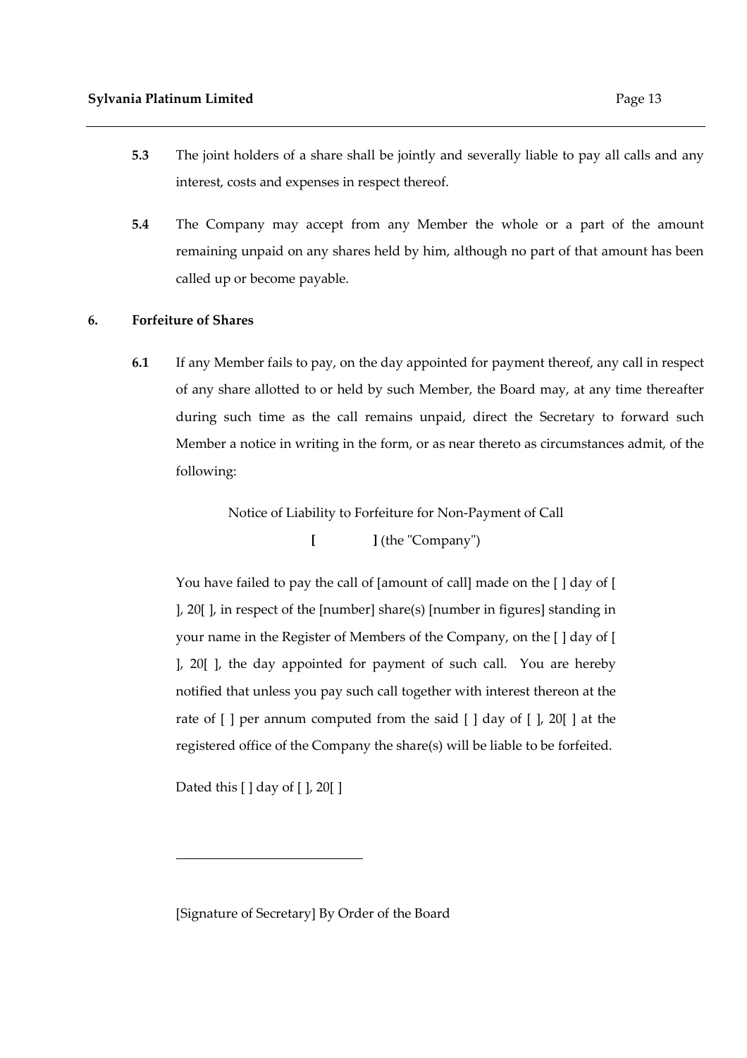**5.3** The joint holders of a share shall be jointly and severally liable to pay all calls and any interest, costs and expenses in respect thereof.

**5.4** The Company may accept from any Member the whole or a part of the amount remaining unpaid on any shares held by him, although no part of that amount has been called up or become payable.

**6. Forfeiture of Shares**

**6.1** If any Member fails to pay, on the day appointed for payment thereof, any call in respect of any share allotted to or held by such Member, the Board may, at any time thereafter during such time as the call remains unpaid, direct the Secretary to forward such Member a notice in writing in the form, or as near thereto as circumstances admit, of the following:

Notice of Liability to Forfeiture for Non-Payment of Call

**[ ]** (the "Company")

You have failed to pay the call of [amount of call] made on the [ ] day of [ ], 20[ ], in respect of the [number] share(s) [number in figures] standing in your name in the Register of Members of the Company, on the [ ] day of [ ], 20[ ], the day appointed for payment of such call. You are hereby notified that unless you pay such call together with interest thereon at the rate of [ ] per annum computed from the said [ ] day of [ ], 20[ ] at the registered office of the Company the share(s) will be liable to be forfeited.

Dated this [ ] day of [ ], 20[ ]

\_\_\_\_\_\_\_\_\_\_\_\_\_\_\_\_\_\_\_\_\_\_\_\_\_\_\_\_

[Signature of Secretary] By Order of the Board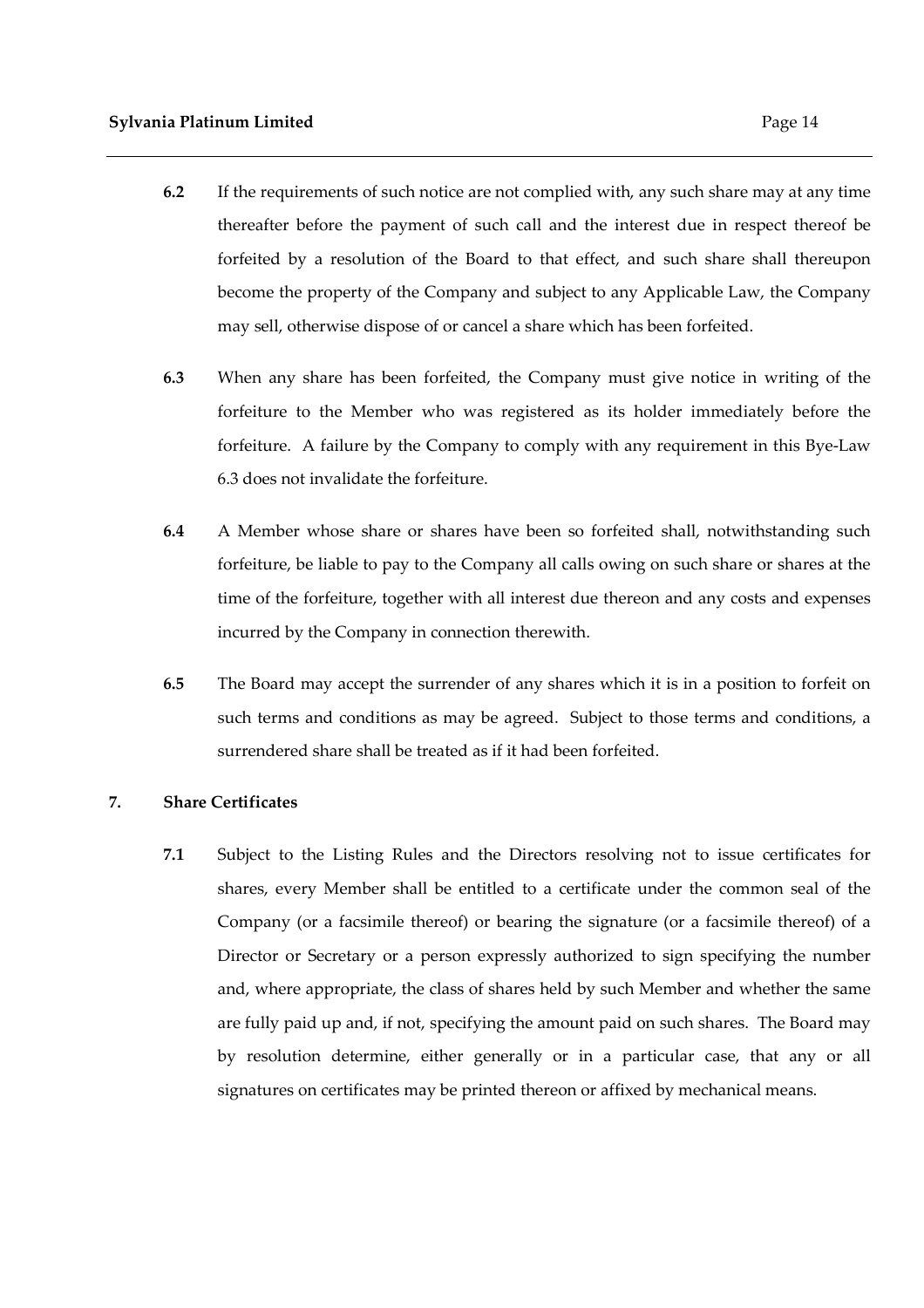**6.2** If the requirements of such notice are not complied with, any such share may at any time thereafter before the payment of such call and the interest due in respect thereof be forfeited by a resolution of the Board to that effect, and such share shall thereupon become the property of the Company and subject to any Applicable Law, the Company may sell, otherwise dispose of or cancel a share which has been forfeited.

**6.3** When any share has been forfeited, the Company must give notice in writing of the forfeiture to the Member who was registered as its holder immediately before the forfeiture. A failure by the Company to comply with any requirement in this Bye-Law 6.3 does not invalidate the forfeiture.

**6.4** A Member whose share or shares have been so forfeited shall, notwithstanding such forfeiture, be liable to pay to the Company all calls owing on such share or shares at the time of the forfeiture, together with all interest due thereon and any costs and expenses incurred by the Company in connection therewith.

**6.5** The Board may accept the surrender of any shares which it is in a position to forfeit on such terms and conditions as may be agreed. Subject to those terms and conditions, a surrendered share shall be treated as if it had been forfeited.

## 7. Share Certificates

**7.1** Subject to the Listing Rules and the Directors resolving not to issue certificates for shares, every Member shall be entitled to a certificate under the common seal of the Company (or a facsimile thereof) or bearing the signature (or a facsimile thereof) of a Director or Secretary or a person expressly authorized to sign specifying the number and, where appropriate, the class of shares held by such Member and whether the same are fully paid up and, if not, specifying the amount paid on such shares. The Board may by resolution determine, either generally or in a particular case, that any or all signatures on certificates may be printed thereon or affixed by mechanical means.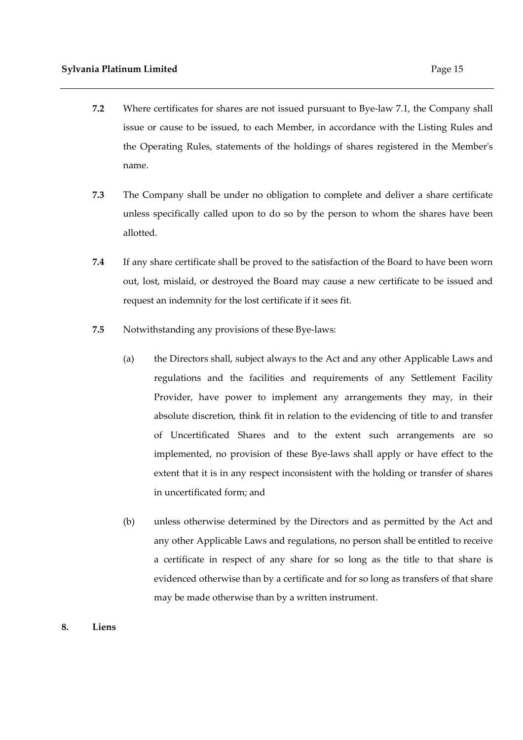**7.2** Where certificates for shares are not issued pursuant to Bye-law 7.1, the Company shall issue or cause to be issued, to each Member, in accordance with the Listing Rules and the Operating Rules, statements of the holdings of shares registered in the Member's name.

**7.3** The Company shall be under no obligation to complete and deliver a share certificate unless specifically called upon to do so by the person to whom the shares have been allotted.

**7.4** If any share certificate shall be proved to the satisfaction of the Board to have been worn out, lost, mislaid, or destroyed the Board may cause a new certificate to be issued and request an indemnity for the lost certificate if it sees fit.

**7.5** Notwithstanding any provisions of these Bye-laws:

(a) the Directors shall, subject always to the Act and any other Applicable Laws and regulations and the facilities and requirements of any Settlement Facility Provider, have power to implement any arrangements they may, in their absolute discretion, think fit in relation to the evidencing of title to and transfer of Uncertificated Shares and to the extent such arrangements are so implemented, no provision of these Bye-laws shall apply or have effect to the extent that it is in any respect inconsistent with the holding or transfer of shares in uncertificated form; and

(b) unless otherwise determined by the Directors and as permitted by the Act and any other Applicable Laws and regulations, no person shall be entitled to receive a certificate in respect of any share for so long as the title to that share is evidenced otherwise than by a certificate and for so long as transfers of that share may be made otherwise than by a written instrument.

## 8. Liens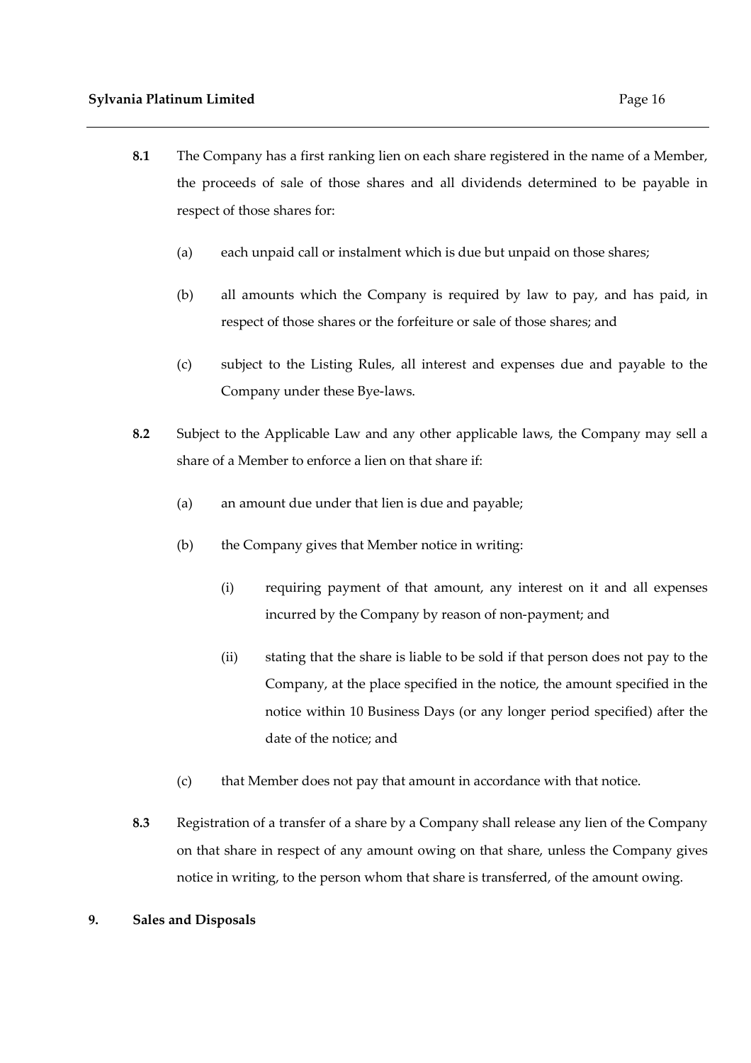**8.1** The Company has a first ranking lien on each share registered in the name of a Member, the proceeds of sale of those shares and all dividends determined to be payable in respect of those shares for:

(a) each unpaid call or instalment which is due but unpaid on those shares;

(b) all amounts which the Company is required by law to pay, and has paid, in respect of those shares or the forfeiture or sale of those shares; and

(c) subject to the Listing Rules, all interest and expenses due and payable to the Company under these Bye-laws.

**8.2** Subject to the Applicable Law and any other applicable laws, the Company may sell a share of a Member to enforce a lien on that share if:

(a) an amount due under that lien is due and payable;

(b) the Company gives that Member notice in writing:

(i) requiring payment of that amount, any interest on it and all expenses incurred by the Company by reason of non-payment; and

(ii) stating that the share is liable to be sold if that person does not pay to the Company, at the place specified in the notice, the amount specified in the notice within 10 Business Days (or any longer period specified) after the date of the notice; and

(c) that Member does not pay that amount in accordance with that notice.

**8.3** Registration of a transfer of a share by a Company shall release any lien of the Company on that share in respect of any amount owing on that share, unless the Company gives notice in writing, to the person whom that share is transferred, of the amount owing.

## 9. Sales and Disposals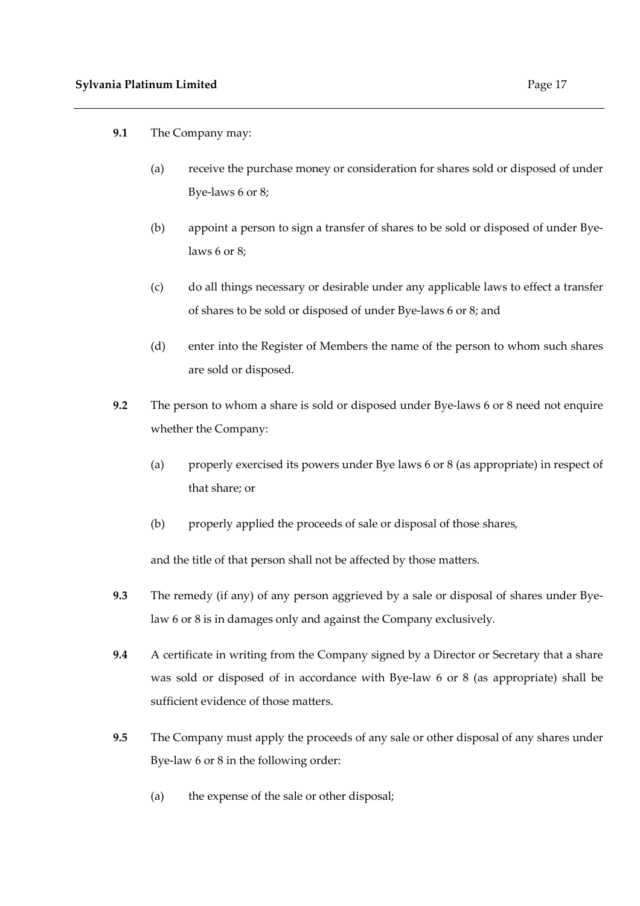**9.1** The Company may:

(a) receive the purchase money or consideration for shares sold or disposed of under Bye-laws 6 or 8;

(b) appoint a person to sign a transfer of shares to be sold or disposed of under Bye-laws 6 or 8;

(c) do all things necessary or desirable under any applicable laws to effect a transfer of shares to be sold or disposed of under Bye-laws 6 or 8; and

(d) enter into the Register of Members the name of the person to whom such shares are sold or disposed.

**9.2** The person to whom a share is sold or disposed under Bye-laws 6 or 8 need not enquire whether the Company:

(a) properly exercised its powers under Bye laws 6 or 8 (as appropriate) in respect of that share; or

(b) properly applied the proceeds of sale or disposal of those shares,

and the title of that person shall not be affected by those matters.

**9.3** The remedy (if any) of any person aggrieved by a sale or disposal of shares under Bye-law 6 or 8 is in damages only and against the Company exclusively.

**9.4** A certificate in writing from the Company signed by a Director or Secretary that a share was sold or disposed of in accordance with Bye-law 6 or 8 (as appropriate) shall be sufficient evidence of those matters.

**9.5** The Company must apply the proceeds of any sale or other disposal of any shares under Bye-law 6 or 8 in the following order:

(a) the expense of the sale or other disposal;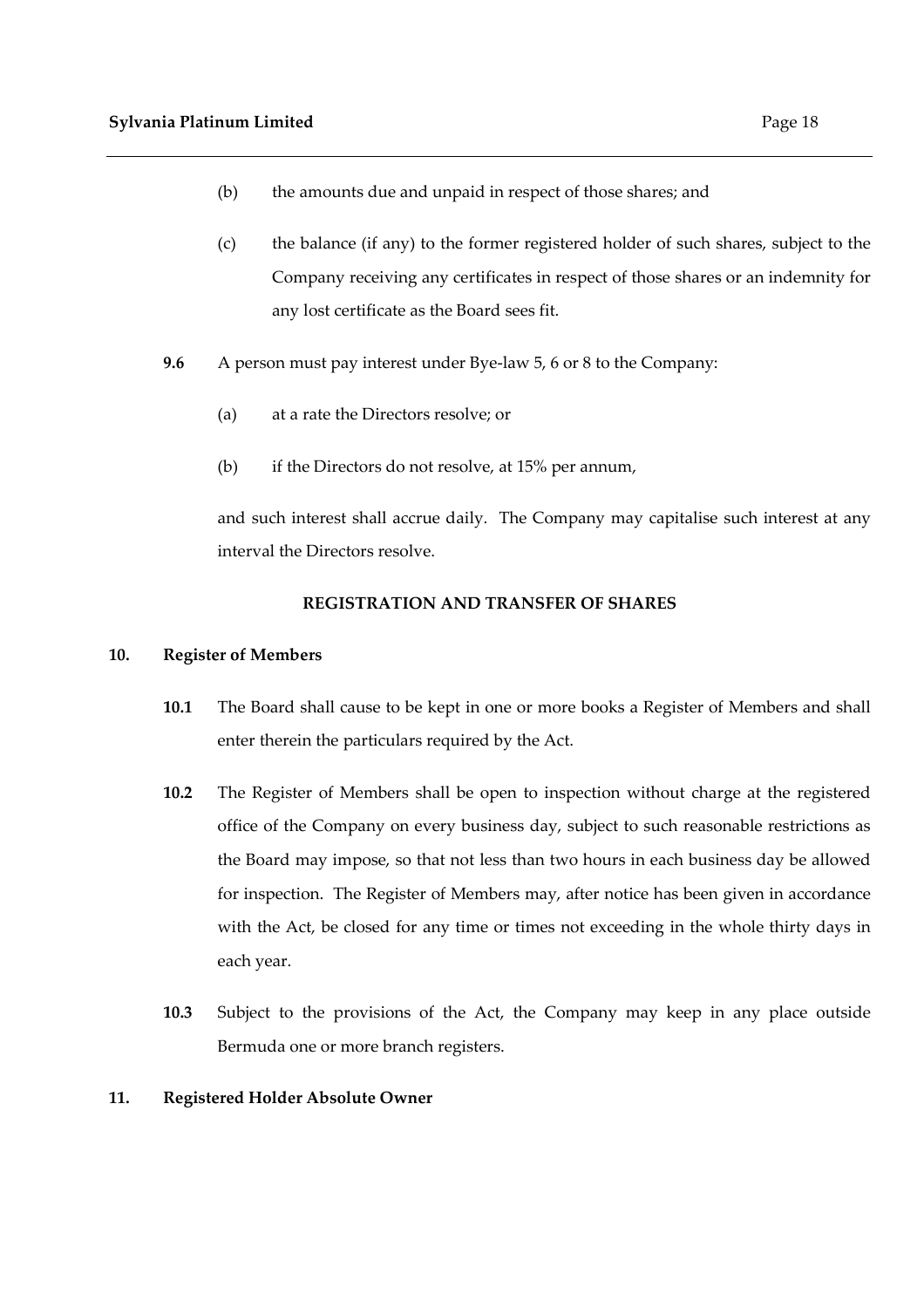(b) the amounts due and unpaid in respect of those shares; and

(c) the balance (if any) to the former registered holder of such shares, subject to the Company receiving any certificates in respect of those shares or an indemnity for any lost certificate as the Board sees fit.

**9.6** A person must pay interest under Bye-law 5, 6 or 8 to the Company:

(a) at a rate the Directors resolve; or

(b) if the Directors do not resolve, at 15% per annum,

and such interest shall accrue daily. The Company may capitalise such interest at any interval the Directors resolve.

## REGISTRATION AND TRANSFER OF SHARES

### 10. Register of Members

**10.1** The Board shall cause to be kept in one or more books a Register of Members and shall enter therein the particulars required by the Act.

**10.2** The Register of Members shall be open to inspection without charge at the registered office of the Company on every business day, subject to such reasonable restrictions as the Board may impose, so that not less than two hours in each business day be allowed for inspection. The Register of Members may, after notice has been given in accordance with the Act, be closed for any time or times not exceeding in the whole thirty days in each year.

**10.3** Subject to the provisions of the Act, the Company may keep in any place outside Bermuda one or more branch registers.

### 11. Registered Holder Absolute Owner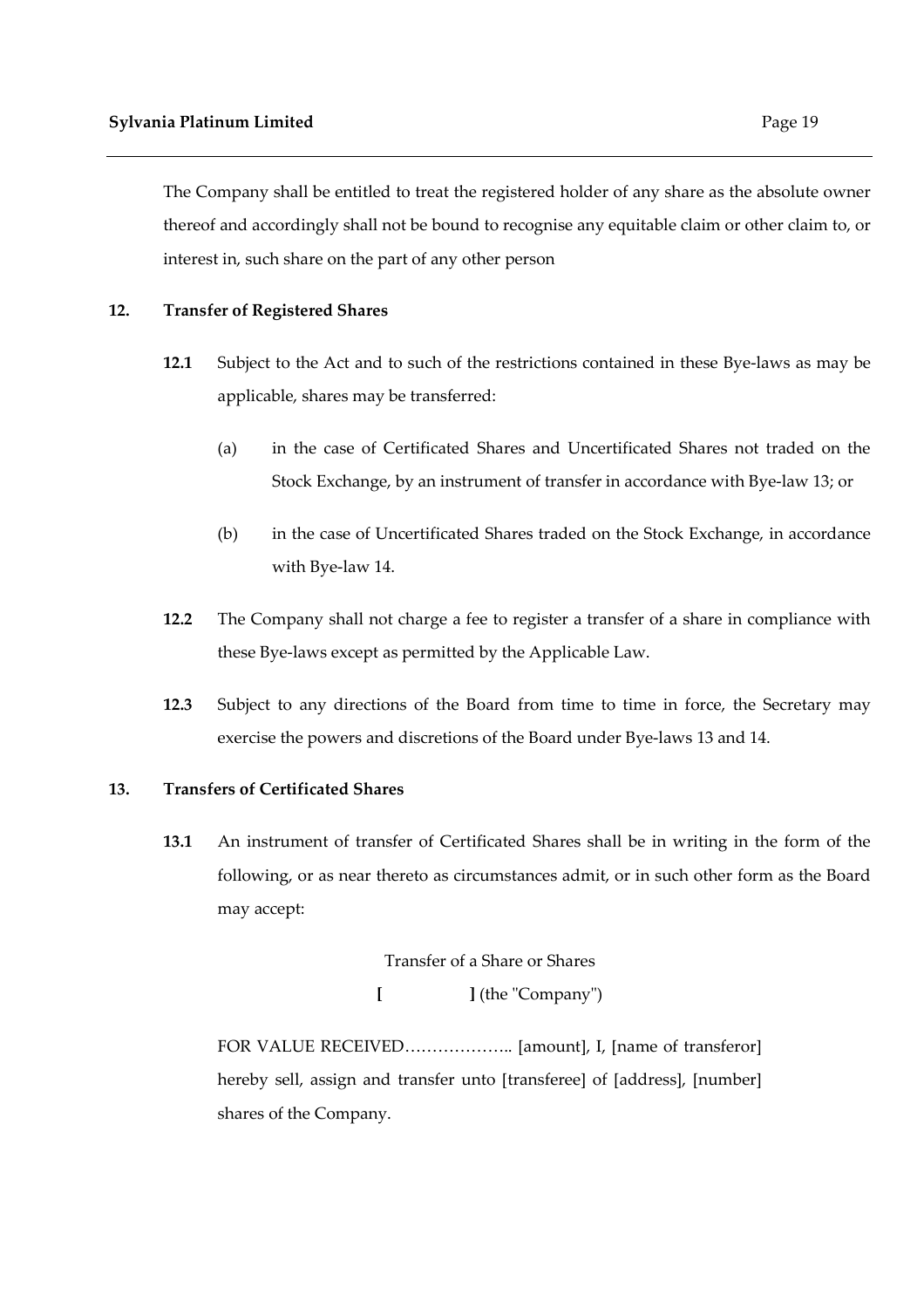The Company shall be entitled to treat the registered holder of any share as the absolute owner thereof and accordingly shall not be bound to recognise any equitable claim or other claim to, or interest in, such share on the part of any other person

## 12. Transfer of Registered Shares

**12.1** Subject to the Act and to such of the restrictions contained in these Bye-laws as may be applicable, shares may be transferred:

(a) in the case of Certificated Shares and Uncertificated Shares not traded on the Stock Exchange, by an instrument of transfer in accordance with Bye-law 13; or

(b) in the case of Uncertificated Shares traded on the Stock Exchange, in accordance with Bye-law 14.

**12.2** The Company shall not charge a fee to register a transfer of a share in compliance with these Bye-laws except as permitted by the Applicable Law.

**12.3** Subject to any directions of the Board from time to time in force, the Secretary may exercise the powers and discretions of the Board under Bye-laws 13 and 14.

## 13. Transfers of Certificated Shares

**13.1** An instrument of transfer of Certificated Shares shall be in writing in the form of the following, or as near thereto as circumstances admit, or in such other form as the Board may accept:

Transfer of a Share or Shares

**[ ]** (the "Company")

FOR VALUE RECEIVED……………….. [amount], I, [name of transferor] hereby sell, assign and transfer unto [transferee] of [address], [number] shares of the Company.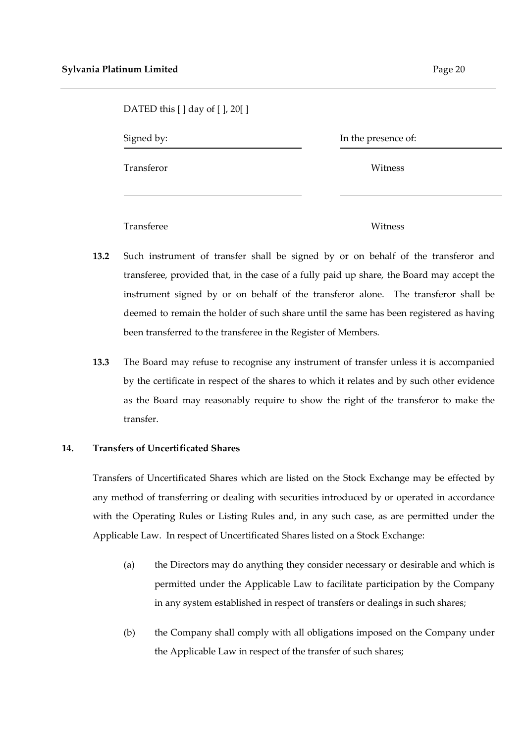DATED this [ ] day of [ ], 20[ ]

| Signed by: | In the presence of: |
|---|---|
| Transferor | Witness |
| | |
| Transferee | Witness |

**13.2** Such instrument of transfer shall be signed by or on behalf of the transferor and transferee, provided that, in the case of a fully paid up share, the Board may accept the instrument signed by or on behalf of the transferor alone. The transferor shall be deemed to remain the holder of such share until the same has been registered as having been transferred to the transferee in the Register of Members.

**13.3** The Board may refuse to recognise any instrument of transfer unless it is accompanied by the certificate in respect of the shares to which it relates and by such other evidence as the Board may reasonably require to show the right of the transferor to make the transfer.

**14. Transfers of Uncertificated Shares**

Transfers of Uncertificated Shares which are listed on the Stock Exchange may be effected by any method of transferring or dealing with securities introduced by or operated in accordance with the Operating Rules or Listing Rules and, in any such case, as are permitted under the Applicable Law. In respect of Uncertificated Shares listed on a Stock Exchange:

(a) the Directors may do anything they consider necessary or desirable and which is permitted under the Applicable Law to facilitate participation by the Company in any system established in respect of transfers or dealings in such shares;

(b) the Company shall comply with all obligations imposed on the Company under the Applicable Law in respect of the transfer of such shares;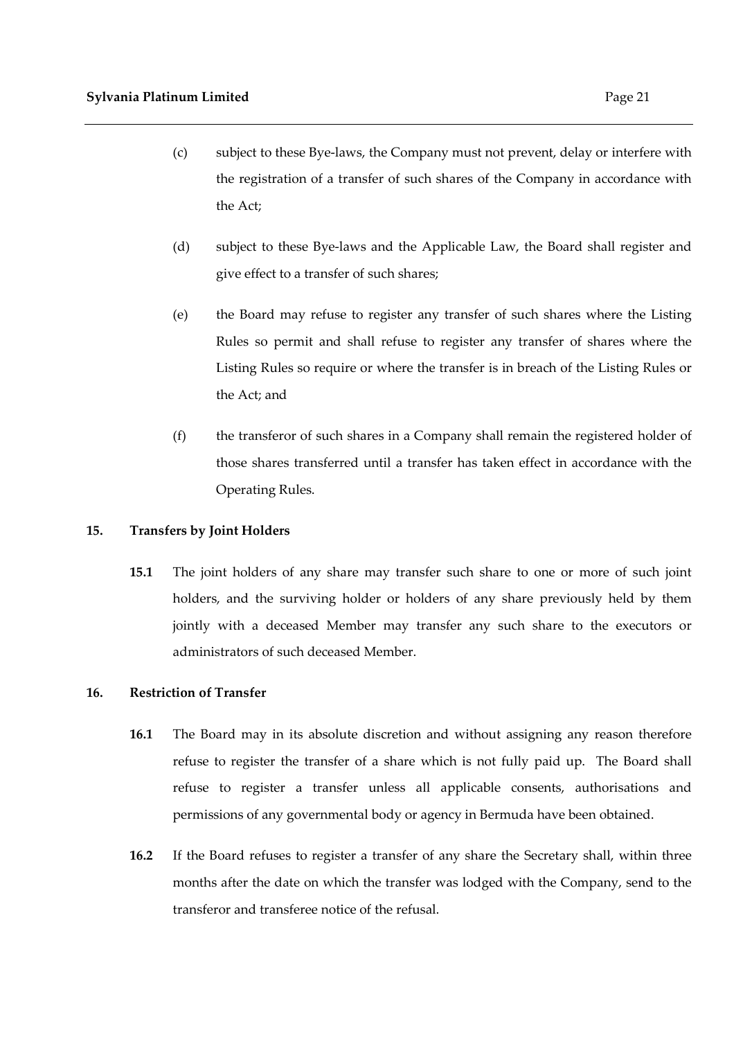(c) subject to these Bye-laws, the Company must not prevent, delay or interfere with the registration of a transfer of such shares of the Company in accordance with the Act;

(d) subject to these Bye-laws and the Applicable Law, the Board shall register and give effect to a transfer of such shares;

(e) the Board may refuse to register any transfer of such shares where the Listing Rules so permit and shall refuse to register any transfer of shares where the Listing Rules so require or where the transfer is in breach of the Listing Rules or the Act; and

(f) the transferor of such shares in a Company shall remain the registered holder of those shares transferred until a transfer has taken effect in accordance with the Operating Rules.

## 15. Transfers by Joint Holders

**15.1** The joint holders of any share may transfer such share to one or more of such joint holders, and the surviving holder or holders of any share previously held by them jointly with a deceased Member may transfer any such share to the executors or administrators of such deceased Member.

## 16. Restriction of Transfer

**16.1** The Board may in its absolute discretion and without assigning any reason therefore refuse to register the transfer of a share which is not fully paid up. The Board shall refuse to register a transfer unless all applicable consents, authorisations and permissions of any governmental body or agency in Bermuda have been obtained.

**16.2** If the Board refuses to register a transfer of any share the Secretary shall, within three months after the date on which the transfer was lodged with the Company, send to the transferor and transferee notice of the refusal.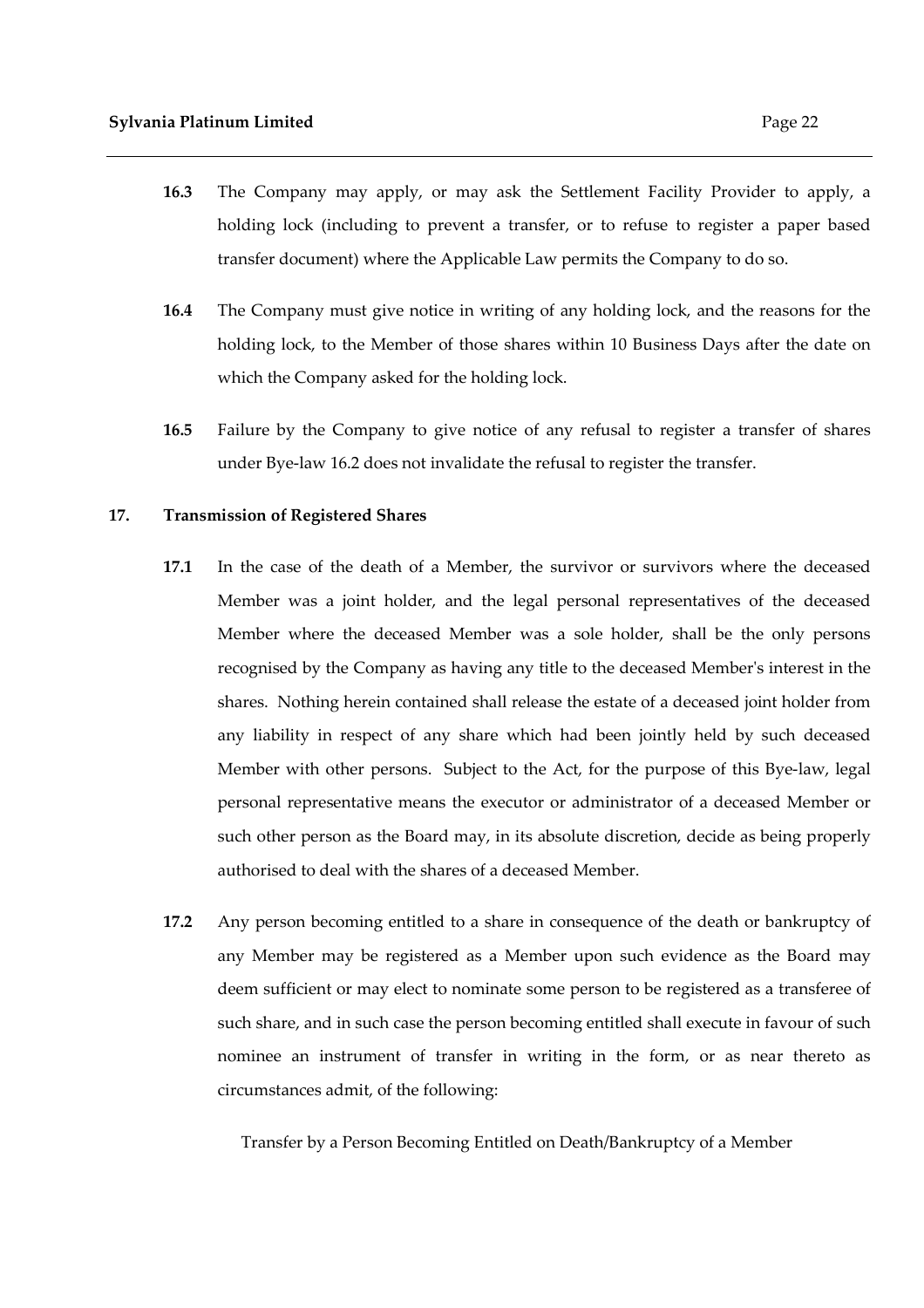**16.3** The Company may apply, or may ask the Settlement Facility Provider to apply, a holding lock (including to prevent a transfer, or to refuse to register a paper based transfer document) where the Applicable Law permits the Company to do so.

**16.4** The Company must give notice in writing of any holding lock, and the reasons for the holding lock, to the Member of those shares within 10 Business Days after the date on which the Company asked for the holding lock.

**16.5** Failure by the Company to give notice of any refusal to register a transfer of shares under Bye-law 16.2 does not invalidate the refusal to register the transfer.

## 17. Transmission of Registered Shares

**17.1** In the case of the death of a Member, the survivor or survivors where the deceased Member was a joint holder, and the legal personal representatives of the deceased Member where the deceased Member was a sole holder, shall be the only persons recognised by the Company as having any title to the deceased Member's interest in the shares. Nothing herein contained shall release the estate of a deceased joint holder from any liability in respect of any share which had been jointly held by such deceased Member with other persons. Subject to the Act, for the purpose of this Bye-law, legal personal representative means the executor or administrator of a deceased Member or such other person as the Board may, in its absolute discretion, decide as being properly authorised to deal with the shares of a deceased Member.

**17.2** Any person becoming entitled to a share in consequence of the death or bankruptcy of any Member may be registered as a Member upon such evidence as the Board may deem sufficient or may elect to nominate some person to be registered as a transferee of such share, and in such case the person becoming entitled shall execute in favour of such nominee an instrument of transfer in writing in the form, or as near thereto as circumstances admit, of the following:

Transfer by a Person Becoming Entitled on Death/Bankruptcy of a Member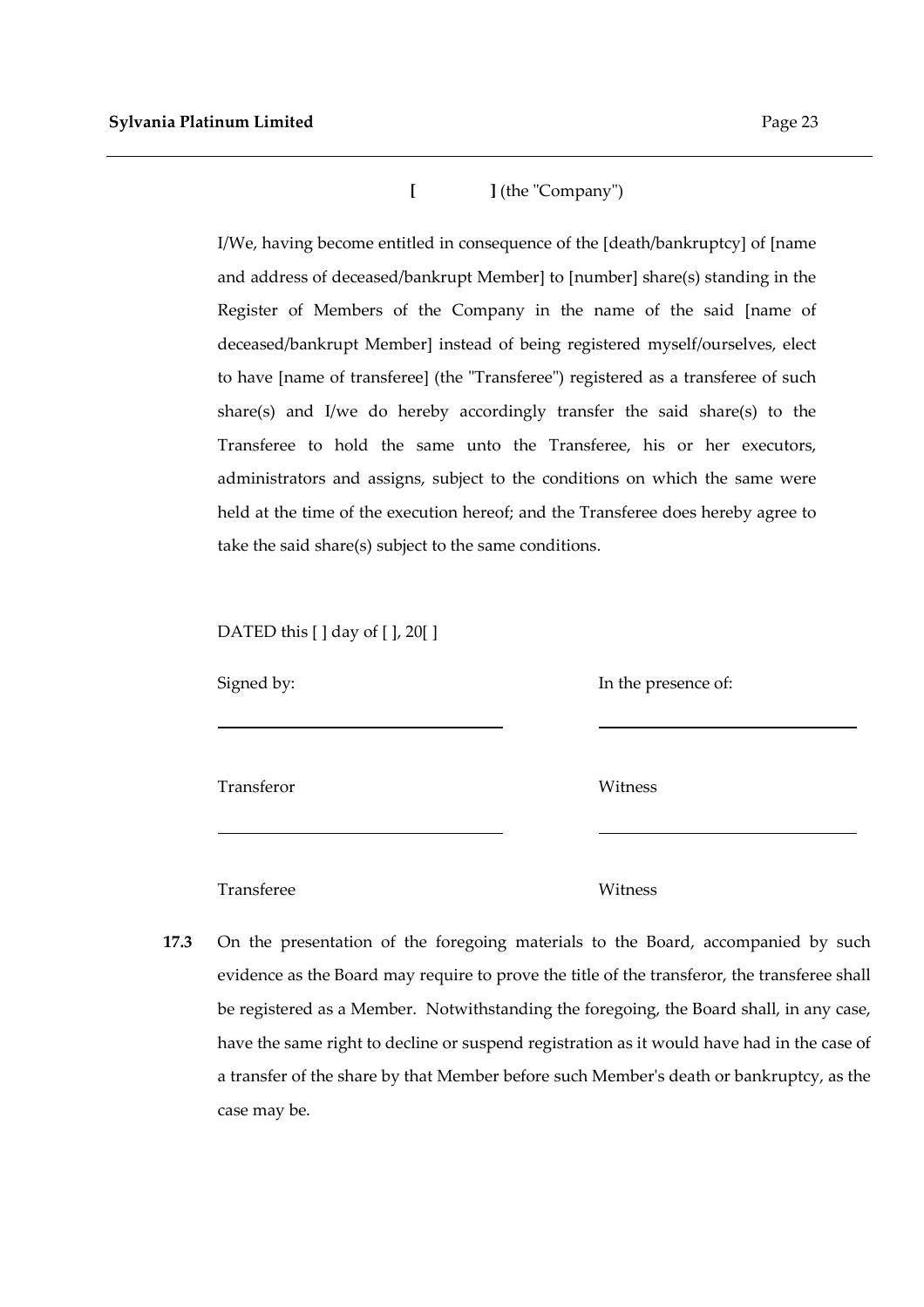**[ ]** (the "Company")

I/We, having become entitled in consequence of the [death/bankruptcy] of [name and address of deceased/bankrupt Member] to [number] share(s) standing in the Register of Members of the Company in the name of the said [name of deceased/bankrupt Member] instead of being registered myself/ourselves, elect to have [name of transferee] (the "Transferee") registered as a transferee of such share(s) and I/we do hereby accordingly transfer the said share(s) to the Transferee to hold the same unto the Transferee, his or her executors, administrators and assigns, subject to the conditions on which the same were held at the time of the execution hereof; and the Transferee does hereby agree to take the said share(s) subject to the same conditions.

DATED this [ ] day of [ ], 20[ ]

| Signed by: | In the presence of: |
|---|---|
| \_\_\_\_\_\_\_\_\_\_\_\_\_\_\_\_\_\_\_\_\_\_\_\_\_\_\_\_ | \_\_\_\_\_\_\_\_\_\_\_\_\_\_\_\_\_\_\_\_\_\_\_\_\_\_\_\_ |
| Transferor | Witness |
| \_\_\_\_\_\_\_\_\_\_\_\_\_\_\_\_\_\_\_\_\_\_\_\_\_\_\_\_ | \_\_\_\_\_\_\_\_\_\_\_\_\_\_\_\_\_\_\_\_\_\_\_\_\_\_\_\_ |
| Transferee | Witness |

**17.3** On the presentation of the foregoing materials to the Board, accompanied by such evidence as the Board may require to prove the title of the transferor, the transferee shall be registered as a Member. Notwithstanding the foregoing, the Board shall, in any case, have the same right to decline or suspend registration as it would have had in the case of a transfer of the share by that Member before such Member's death or bankruptcy, as the case may be.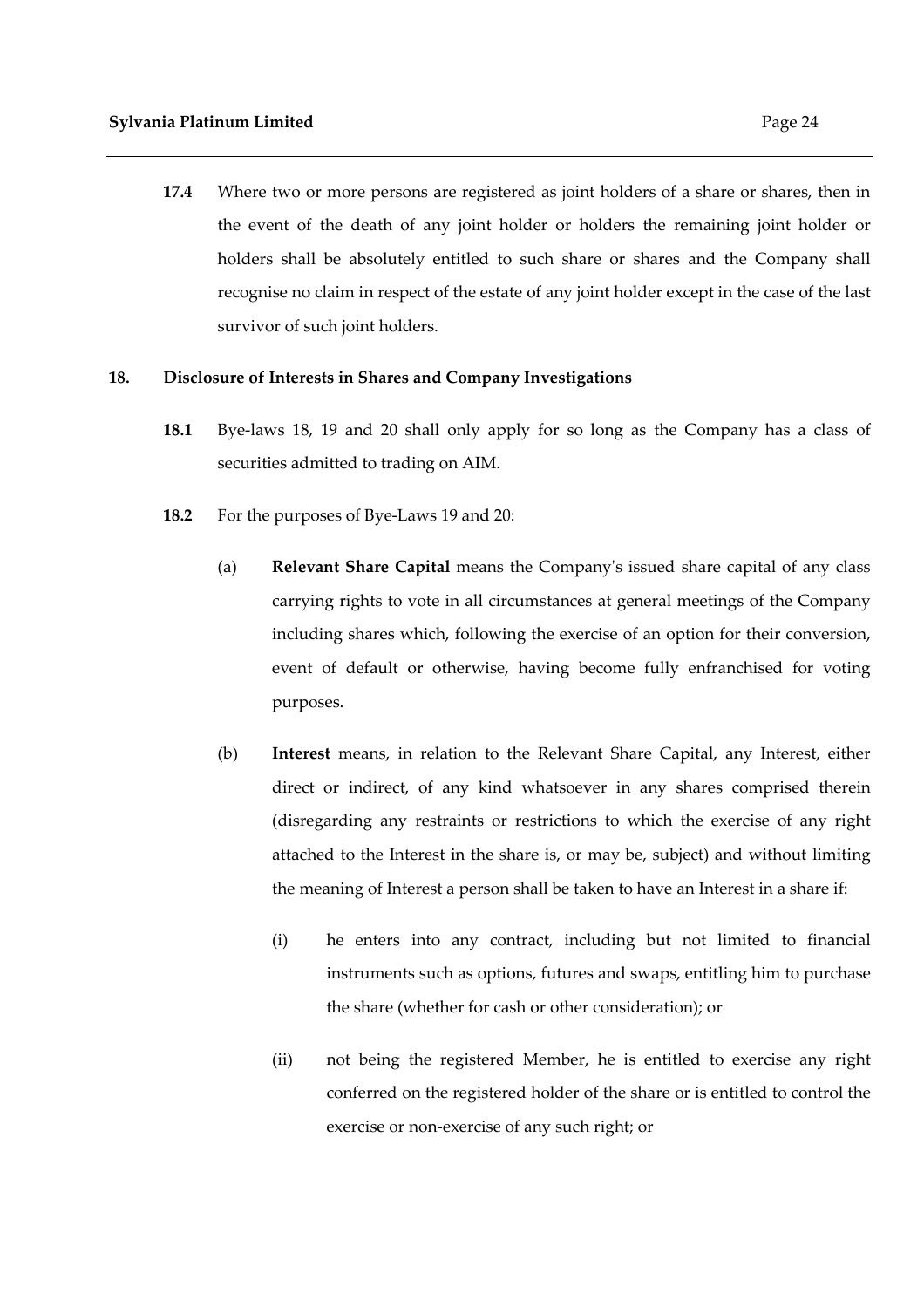**17.4** Where two or more persons are registered as joint holders of a share or shares, then in the event of the death of any joint holder or holders the remaining joint holder or holders shall be absolutely entitled to such share or shares and the Company shall recognise no claim in respect of the estate of any joint holder except in the case of the last survivor of such joint holders.

## 18. Disclosure of Interests in Shares and Company Investigations

**18.1** Bye-laws 18, 19 and 20 shall only apply for so long as the Company has a class of securities admitted to trading on AIM.

**18.2** For the purposes of Bye-Laws 19 and 20:

(a) **Relevant Share Capital** means the Company's issued share capital of any class carrying rights to vote in all circumstances at general meetings of the Company including shares which, following the exercise of an option for their conversion, event of default or otherwise, having become fully enfranchised for voting purposes.

(b) **Interest** means, in relation to the Relevant Share Capital, any Interest, either direct or indirect, of any kind whatsoever in any shares comprised therein (disregarding any restraints or restrictions to which the exercise of any right attached to the Interest in the share is, or may be, subject) and without limiting the meaning of Interest a person shall be taken to have an Interest in a share if:

(i) he enters into any contract, including but not limited to financial instruments such as options, futures and swaps, entitling him to purchase the share (whether for cash or other consideration); or

(ii) not being the registered Member, he is entitled to exercise any right conferred on the registered holder of the share or is entitled to control the exercise or non-exercise of any such right; or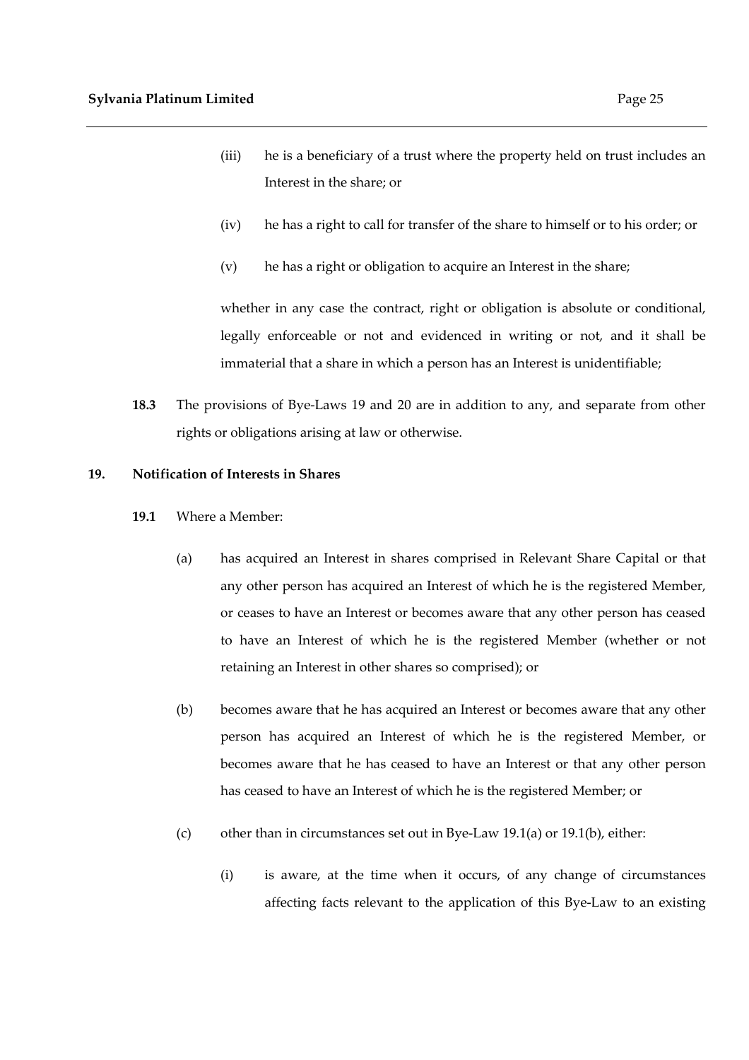(iii) he is a beneficiary of a trust where the property held on trust includes an Interest in the share; or

(iv) he has a right to call for transfer of the share to himself or to his order; or

(v) he has a right or obligation to acquire an Interest in the share;

whether in any case the contract, right or obligation is absolute or conditional, legally enforceable or not and evidenced in writing or not, and it shall be immaterial that a share in which a person has an Interest is unidentifiable;

**18.3** The provisions of Bye-Laws 19 and 20 are in addition to any, and separate from other rights or obligations arising at law or otherwise.

## 19. Notification of Interests in Shares

**19.1** Where a Member:

(a) has acquired an Interest in shares comprised in Relevant Share Capital or that any other person has acquired an Interest of which he is the registered Member, or ceases to have an Interest or becomes aware that any other person has ceased to have an Interest of which he is the registered Member (whether or not retaining an Interest in other shares so comprised); or

(b) becomes aware that he has acquired an Interest or becomes aware that any other person has acquired an Interest of which he is the registered Member, or becomes aware that he has ceased to have an Interest or that any other person has ceased to have an Interest of which he is the registered Member; or

(c) other than in circumstances set out in Bye-Law 19.1(a) or 19.1(b), either:

(i) is aware, at the time when it occurs, of any change of circumstances affecting facts relevant to the application of this Bye-Law to an existing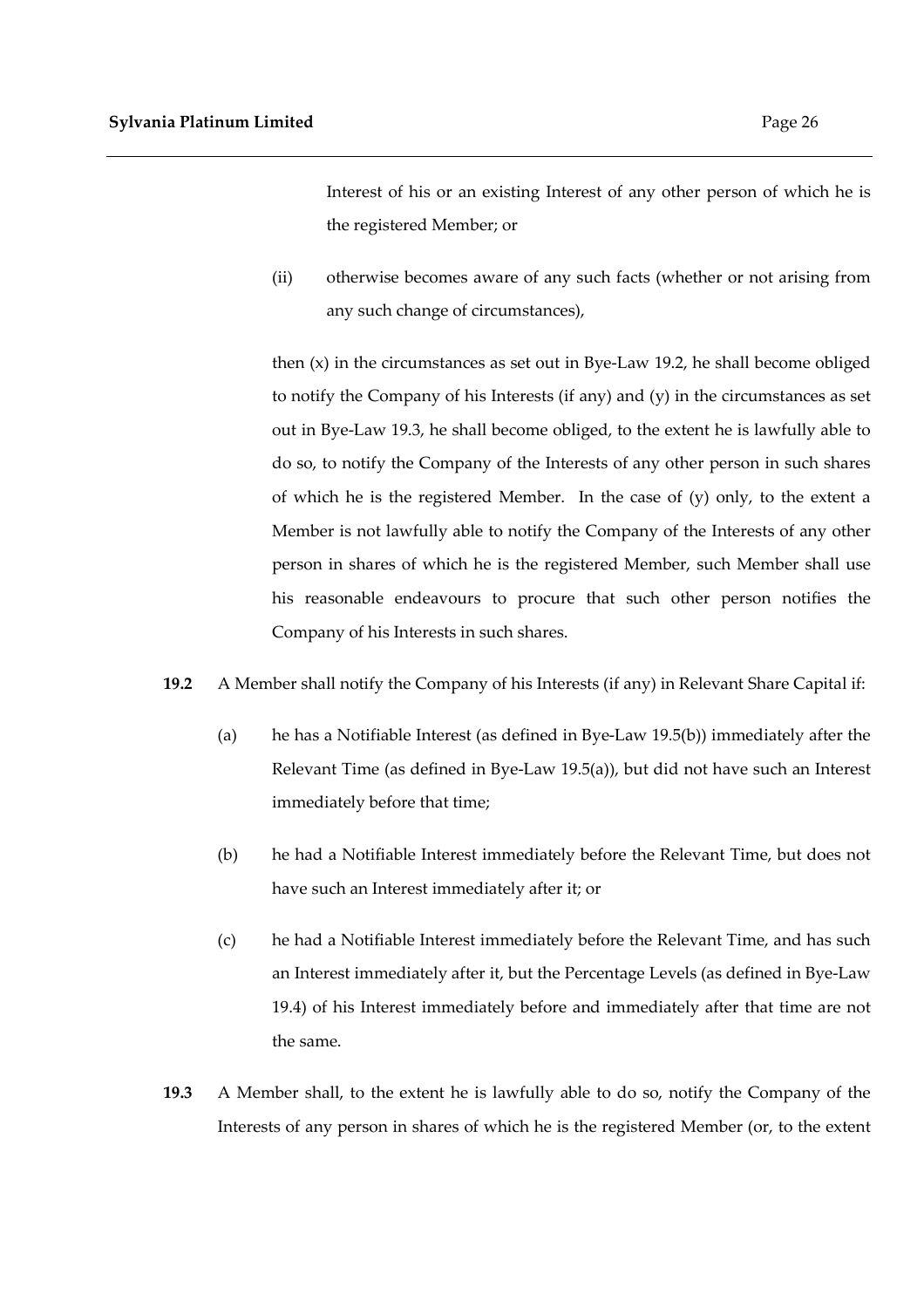Interest of his or an existing Interest of any other person of which he is the registered Member; or

(ii) otherwise becomes aware of any such facts (whether or not arising from any such change of circumstances),

then (x) in the circumstances as set out in Bye-Law 19.2, he shall become obliged to notify the Company of his Interests (if any) and (y) in the circumstances as set out in Bye-Law 19.3, he shall become obliged, to the extent he is lawfully able to do so, to notify the Company of the Interests of any other person in such shares of which he is the registered Member. In the case of (y) only, to the extent a Member is not lawfully able to notify the Company of the Interests of any other person in shares of which he is the registered Member, such Member shall use his reasonable endeavours to procure that such other person notifies the Company of his Interests in such shares.

**19.2** A Member shall notify the Company of his Interests (if any) in Relevant Share Capital if:

(a) he has a Notifiable Interest (as defined in Bye-Law 19.5(b)) immediately after the Relevant Time (as defined in Bye-Law 19.5(a)), but did not have such an Interest immediately before that time;

(b) he had a Notifiable Interest immediately before the Relevant Time, but does not have such an Interest immediately after it; or

(c) he had a Notifiable Interest immediately before the Relevant Time, and has such an Interest immediately after it, but the Percentage Levels (as defined in Bye-Law 19.4) of his Interest immediately before and immediately after that time are not the same.

**19.3** A Member shall, to the extent he is lawfully able to do so, notify the Company of the Interests of any person in shares of which he is the registered Member (or, to the extent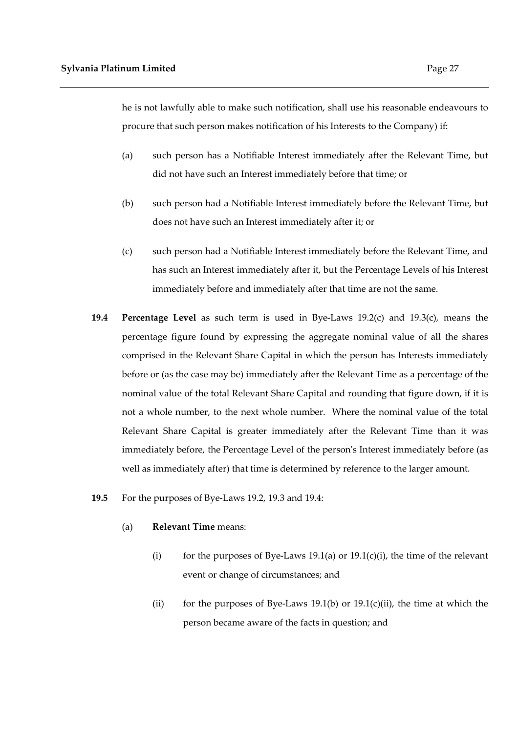he is not lawfully able to make such notification, shall use his reasonable endeavours to procure that such person makes notification of his Interests to the Company) if:

(a) such person has a Notifiable Interest immediately after the Relevant Time, but did not have such an Interest immediately before that time; or

(b) such person had a Notifiable Interest immediately before the Relevant Time, but does not have such an Interest immediately after it; or

(c) such person had a Notifiable Interest immediately before the Relevant Time, and has such an Interest immediately after it, but the Percentage Levels of his Interest immediately before and immediately after that time are not the same.

**19.4** **Percentage Level** as such term is used in Bye-Laws 19.2(c) and 19.3(c), means the percentage figure found by expressing the aggregate nominal value of all the shares comprised in the Relevant Share Capital in which the person has Interests immediately before or (as the case may be) immediately after the Relevant Time as a percentage of the nominal value of the total Relevant Share Capital and rounding that figure down, if it is not a whole number, to the next whole number. Where the nominal value of the total Relevant Share Capital is greater immediately after the Relevant Time than it was immediately before, the Percentage Level of the person's Interest immediately before (as well as immediately after) that time is determined by reference to the larger amount.

**19.5** For the purposes of Bye-Laws 19.2, 19.3 and 19.4:

(a) **Relevant Time** means:

(i) for the purposes of Bye-Laws 19.1(a) or 19.1(c)(i), the time of the relevant event or change of circumstances; and

(ii) for the purposes of Bye-Laws 19.1(b) or 19.1(c)(ii), the time at which the person became aware of the facts in question; and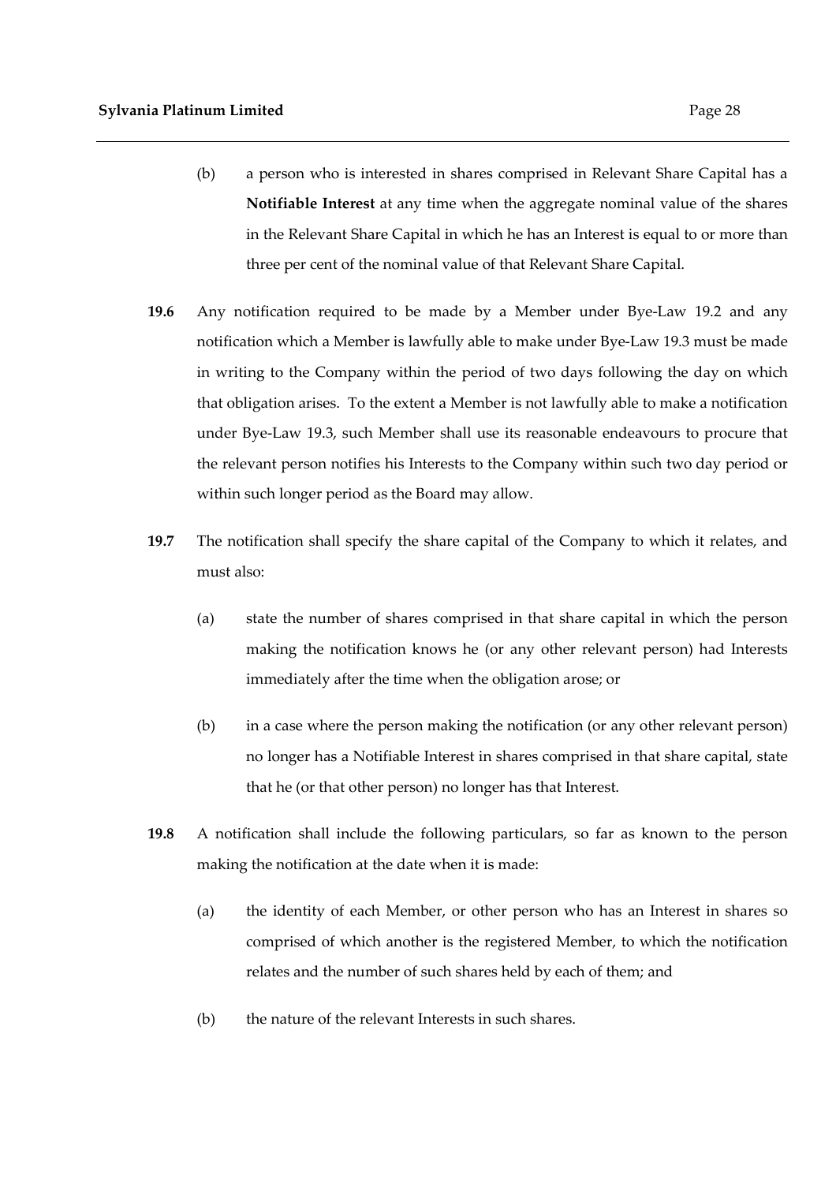(b) a person who is interested in shares comprised in Relevant Share Capital has a **Notifiable Interest** at any time when the aggregate nominal value of the shares in the Relevant Share Capital in which he has an Interest is equal to or more than three per cent of the nominal value of that Relevant Share Capital.

**19.6** Any notification required to be made by a Member under Bye-Law 19.2 and any notification which a Member is lawfully able to make under Bye-Law 19.3 must be made in writing to the Company within the period of two days following the day on which that obligation arises. To the extent a Member is not lawfully able to make a notification under Bye-Law 19.3, such Member shall use its reasonable endeavours to procure that the relevant person notifies his Interests to the Company within such two day period or within such longer period as the Board may allow.

**19.7** The notification shall specify the share capital of the Company to which it relates, and must also:

(a) state the number of shares comprised in that share capital in which the person making the notification knows he (or any other relevant person) had Interests immediately after the time when the obligation arose; or

(b) in a case where the person making the notification (or any other relevant person) no longer has a Notifiable Interest in shares comprised in that share capital, state that he (or that other person) no longer has that Interest.

**19.8** A notification shall include the following particulars, so far as known to the person making the notification at the date when it is made:

(a) the identity of each Member, or other person who has an Interest in shares so comprised of which another is the registered Member, to which the notification relates and the number of such shares held by each of them; and

(b) the nature of the relevant Interests in such shares.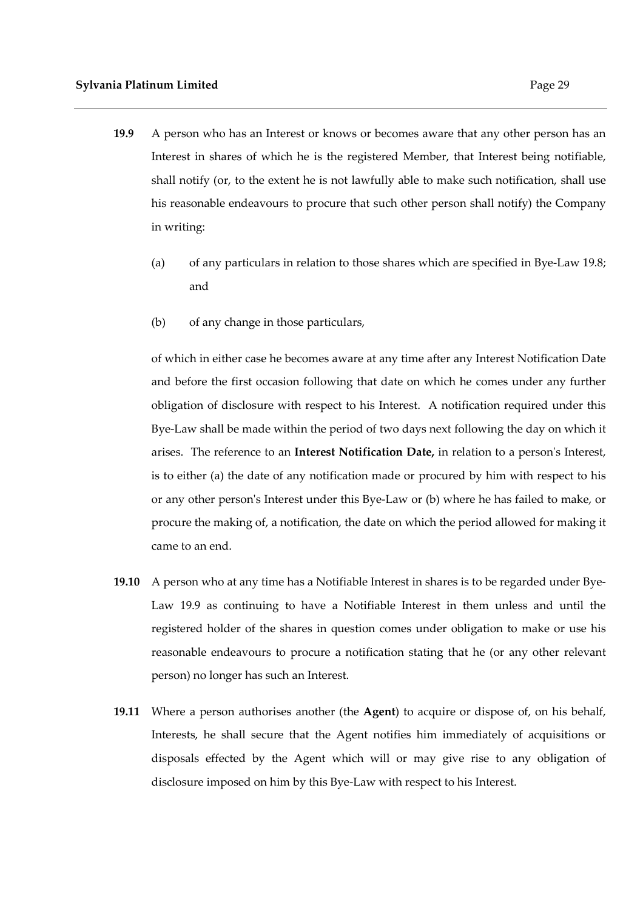**19.9** A person who has an Interest or knows or becomes aware that any other person has an Interest in shares of which he is the registered Member, that Interest being notifiable, shall notify (or, to the extent he is not lawfully able to make such notification, shall use his reasonable endeavours to procure that such other person shall notify) the Company in writing:

(a) of any particulars in relation to those shares which are specified in Bye-Law 19.8; and

(b) of any change in those particulars,

of which in either case he becomes aware at any time after any Interest Notification Date and before the first occasion following that date on which he comes under any further obligation of disclosure with respect to his Interest. A notification required under this Bye-Law shall be made within the period of two days next following the day on which it arises. The reference to an **Interest Notification Date,** in relation to a person's Interest, is to either (a) the date of any notification made or procured by him with respect to his or any other person's Interest under this Bye-Law or (b) where he has failed to make, or procure the making of, a notification, the date on which the period allowed for making it came to an end.

**19.10** A person who at any time has a Notifiable Interest in shares is to be regarded under Bye-Law 19.9 as continuing to have a Notifiable Interest in them unless and until the registered holder of the shares in question comes under obligation to make or use his reasonable endeavours to procure a notification stating that he (or any other relevant person) no longer has such an Interest.

**19.11** Where a person authorises another (the **Agent**) to acquire or dispose of, on his behalf, Interests, he shall secure that the Agent notifies him immediately of acquisitions or disposals effected by the Agent which will or may give rise to any obligation of disclosure imposed on him by this Bye-Law with respect to his Interest.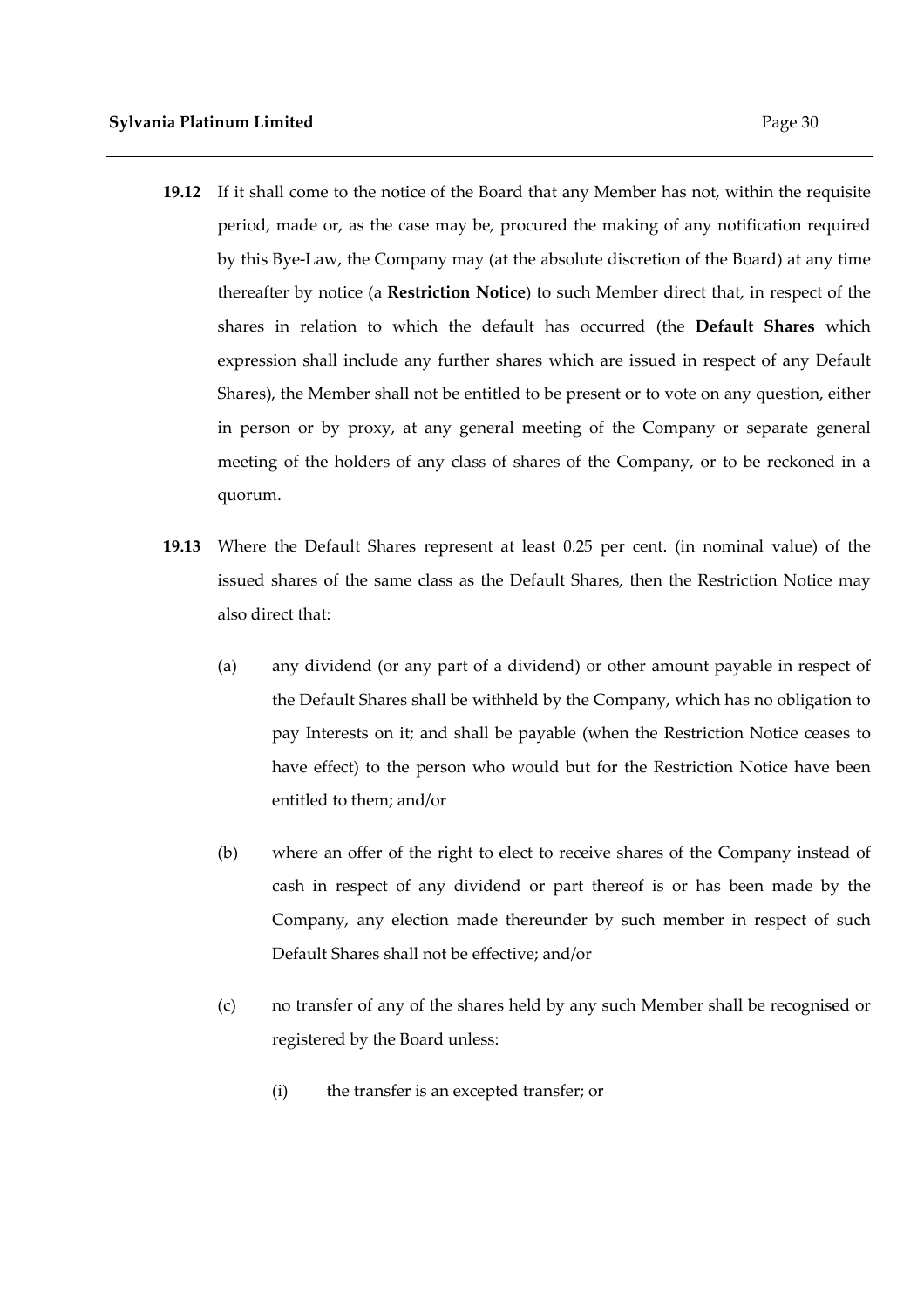**19.12** If it shall come to the notice of the Board that any Member has not, within the requisite period, made or, as the case may be, procured the making of any notification required by this Bye-Law, the Company may (at the absolute discretion of the Board) at any time thereafter by notice (a **Restriction Notice**) to such Member direct that, in respect of the shares in relation to which the default has occurred (the **Default Shares** which expression shall include any further shares which are issued in respect of any Default Shares), the Member shall not be entitled to be present or to vote on any question, either in person or by proxy, at any general meeting of the Company or separate general meeting of the holders of any class of shares of the Company, or to be reckoned in a quorum.

**19.13** Where the Default Shares represent at least 0.25 per cent. (in nominal value) of the issued shares of the same class as the Default Shares, then the Restriction Notice may also direct that:

(a) any dividend (or any part of a dividend) or other amount payable in respect of the Default Shares shall be withheld by the Company, which has no obligation to pay Interests on it; and shall be payable (when the Restriction Notice ceases to have effect) to the person who would but for the Restriction Notice have been entitled to them; and/or

(b) where an offer of the right to elect to receive shares of the Company instead of cash in respect of any dividend or part thereof is or has been made by the Company, any election made thereunder by such member in respect of such Default Shares shall not be effective; and/or

(c) no transfer of any of the shares held by any such Member shall be recognised or registered by the Board unless:

(i) the transfer is an excepted transfer; or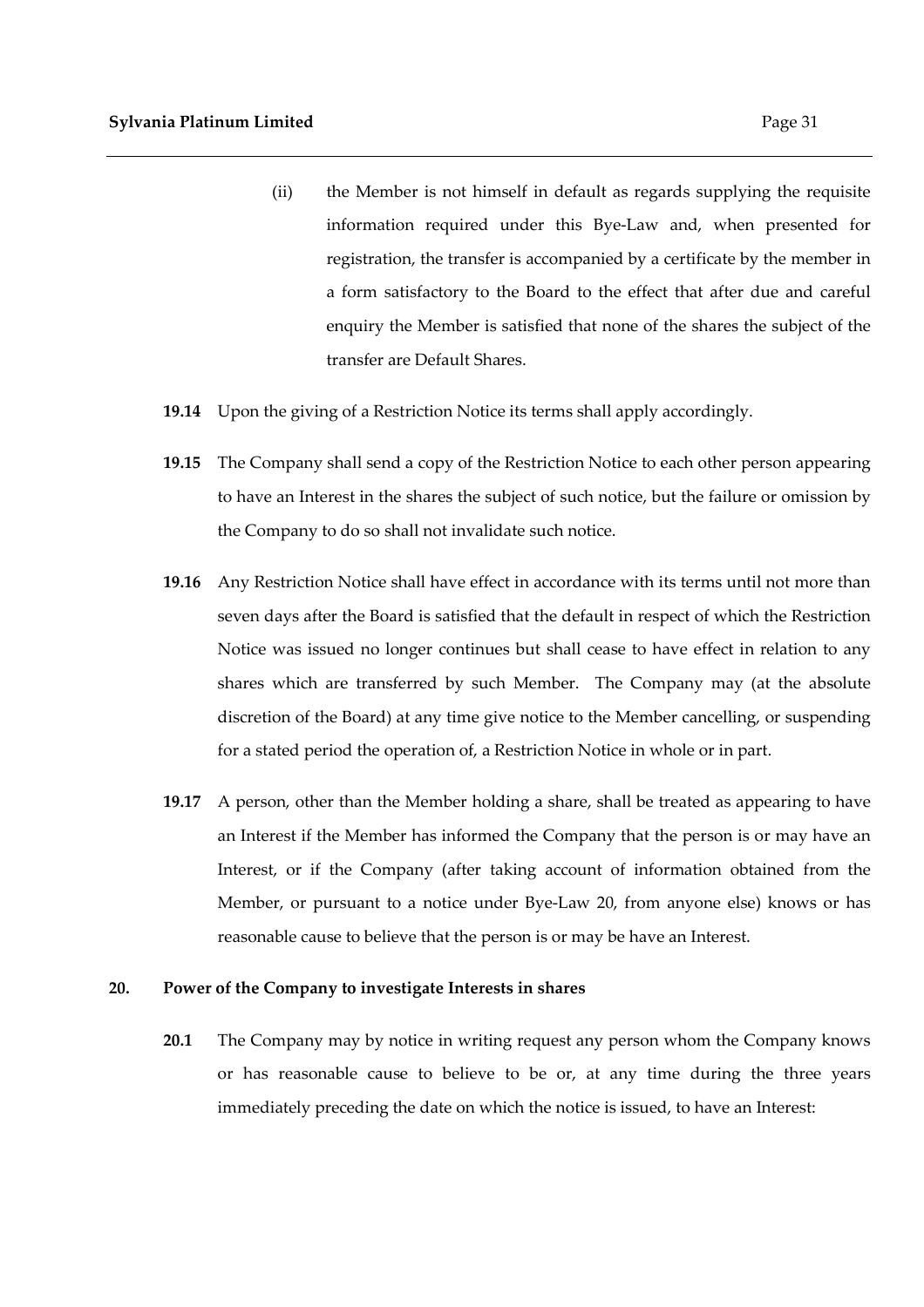(ii) the Member is not himself in default as regards supplying the requisite information required under this Bye-Law and, when presented for registration, the transfer is accompanied by a certificate by the member in a form satisfactory to the Board to the effect that after due and careful enquiry the Member is satisfied that none of the shares the subject of the transfer are Default Shares.

**19.14** Upon the giving of a Restriction Notice its terms shall apply accordingly.

**19.15** The Company shall send a copy of the Restriction Notice to each other person appearing to have an Interest in the shares the subject of such notice, but the failure or omission by the Company to do so shall not invalidate such notice.

**19.16** Any Restriction Notice shall have effect in accordance with its terms until not more than seven days after the Board is satisfied that the default in respect of which the Restriction Notice was issued no longer continues but shall cease to have effect in relation to any shares which are transferred by such Member. The Company may (at the absolute discretion of the Board) at any time give notice to the Member cancelling, or suspending for a stated period the operation of, a Restriction Notice in whole or in part.

**19.17** A person, other than the Member holding a share, shall be treated as appearing to have an Interest if the Member has informed the Company that the person is or may have an Interest, or if the Company (after taking account of information obtained from the Member, or pursuant to a notice under Bye-Law 20, from anyone else) knows or has reasonable cause to believe that the person is or may be have an Interest.

## 20. Power of the Company to investigate Interests in shares

**20.1** The Company may by notice in writing request any person whom the Company knows or has reasonable cause to believe to be or, at any time during the three years immediately preceding the date on which the notice is issued, to have an Interest: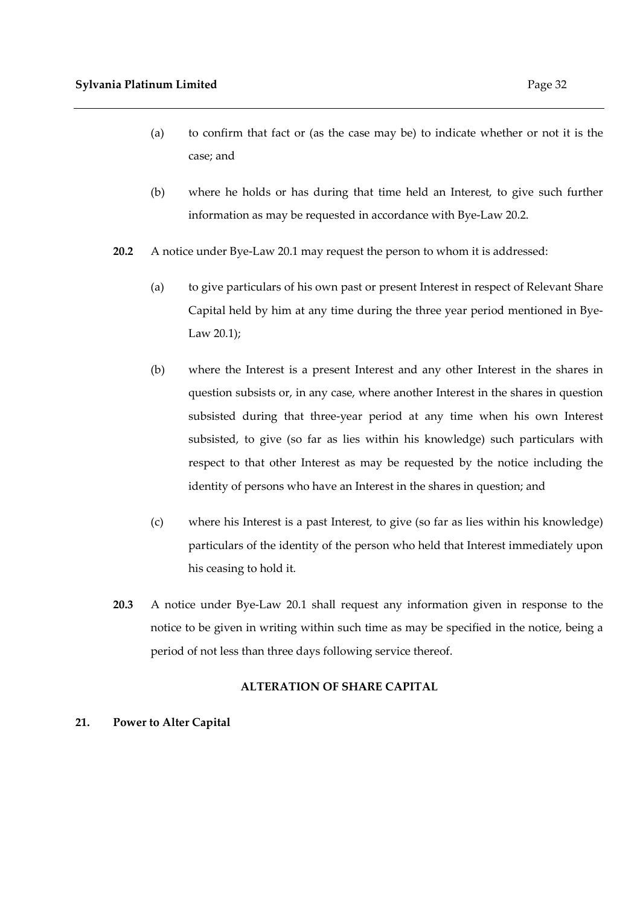(a) to confirm that fact or (as the case may be) to indicate whether or not it is the case; and

(b) where he holds or has during that time held an Interest, to give such further information as may be requested in accordance with Bye-Law 20.2.

**20.2** A notice under Bye-Law 20.1 may request the person to whom it is addressed:

(a) to give particulars of his own past or present Interest in respect of Relevant Share Capital held by him at any time during the three year period mentioned in Bye-Law 20.1);

(b) where the Interest is a present Interest and any other Interest in the shares in question subsists or, in any case, where another Interest in the shares in question subsisted during that three-year period at any time when his own Interest subsisted, to give (so far as lies within his knowledge) such particulars with respect to that other Interest as may be requested by the notice including the identity of persons who have an Interest in the shares in question; and

(c) where his Interest is a past Interest, to give (so far as lies within his knowledge) particulars of the identity of the person who held that Interest immediately upon his ceasing to hold it.

**20.3** A notice under Bye-Law 20.1 shall request any information given in response to the notice to be given in writing within such time as may be specified in the notice, being a period of not less than three days following service thereof.

## ALTERATION OF SHARE CAPITAL

**21. Power to Alter Capital**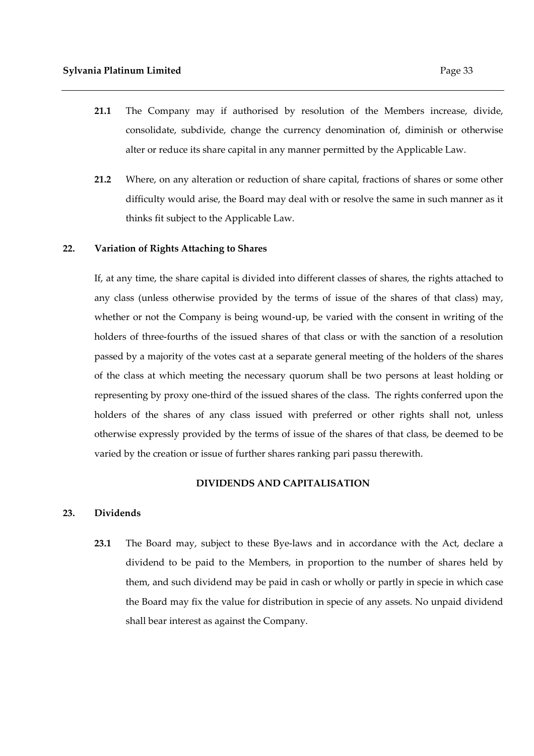**21.1** The Company may if authorised by resolution of the Members increase, divide, consolidate, subdivide, change the currency denomination of, diminish or otherwise alter or reduce its share capital in any manner permitted by the Applicable Law.

**21.2** Where, on any alteration or reduction of share capital, fractions of shares or some other difficulty would arise, the Board may deal with or resolve the same in such manner as it thinks fit subject to the Applicable Law.

## 22. Variation of Rights Attaching to Shares

If, at any time, the share capital is divided into different classes of shares, the rights attached to any class (unless otherwise provided by the terms of issue of the shares of that class) may, whether or not the Company is being wound-up, be varied with the consent in writing of the holders of three-fourths of the issued shares of that class or with the sanction of a resolution passed by a majority of the votes cast at a separate general meeting of the holders of the shares of the class at which meeting the necessary quorum shall be two persons at least holding or representing by proxy one-third of the issued shares of the class. The rights conferred upon the holders of the shares of any class issued with preferred or other rights shall not, unless otherwise expressly provided by the terms of issue of the shares of that class, be deemed to be varied by the creation or issue of further shares ranking pari passu therewith.

# DIVIDENDS AND CAPITALISATION

## 23. Dividends

**23.1** The Board may, subject to these Bye-laws and in accordance with the Act, declare a dividend to be paid to the Members, in proportion to the number of shares held by them, and such dividend may be paid in cash or wholly or partly in specie in which case the Board may fix the value for distribution in specie of any assets. No unpaid dividend shall bear interest as against the Company.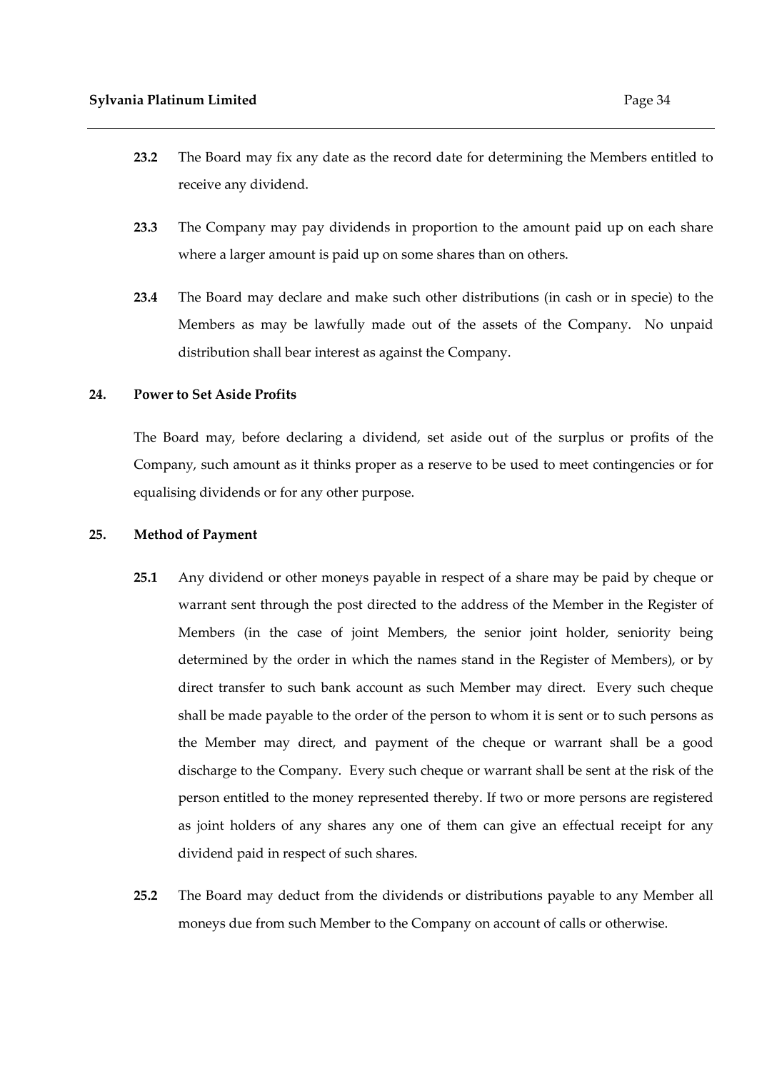**23.2** The Board may fix any date as the record date for determining the Members entitled to receive any dividend.

**23.3** The Company may pay dividends in proportion to the amount paid up on each share where a larger amount is paid up on some shares than on others.

**23.4** The Board may declare and make such other distributions (in cash or in specie) to the Members as may be lawfully made out of the assets of the Company. No unpaid distribution shall bear interest as against the Company.

**24. Power to Set Aside Profits**

The Board may, before declaring a dividend, set aside out of the surplus or profits of the Company, such amount as it thinks proper as a reserve to be used to meet contingencies or for equalising dividends or for any other purpose.

**25. Method of Payment**

**25.1** Any dividend or other moneys payable in respect of a share may be paid by cheque or warrant sent through the post directed to the address of the Member in the Register of Members (in the case of joint Members, the senior joint holder, seniority being determined by the order in which the names stand in the Register of Members), or by direct transfer to such bank account as such Member may direct. Every such cheque shall be made payable to the order of the person to whom it is sent or to such persons as the Member may direct, and payment of the cheque or warrant shall be a good discharge to the Company. Every such cheque or warrant shall be sent at the risk of the person entitled to the money represented thereby. If two or more persons are registered as joint holders of any shares any one of them can give an effectual receipt for any dividend paid in respect of such shares.

**25.2** The Board may deduct from the dividends or distributions payable to any Member all moneys due from such Member to the Company on account of calls or otherwise.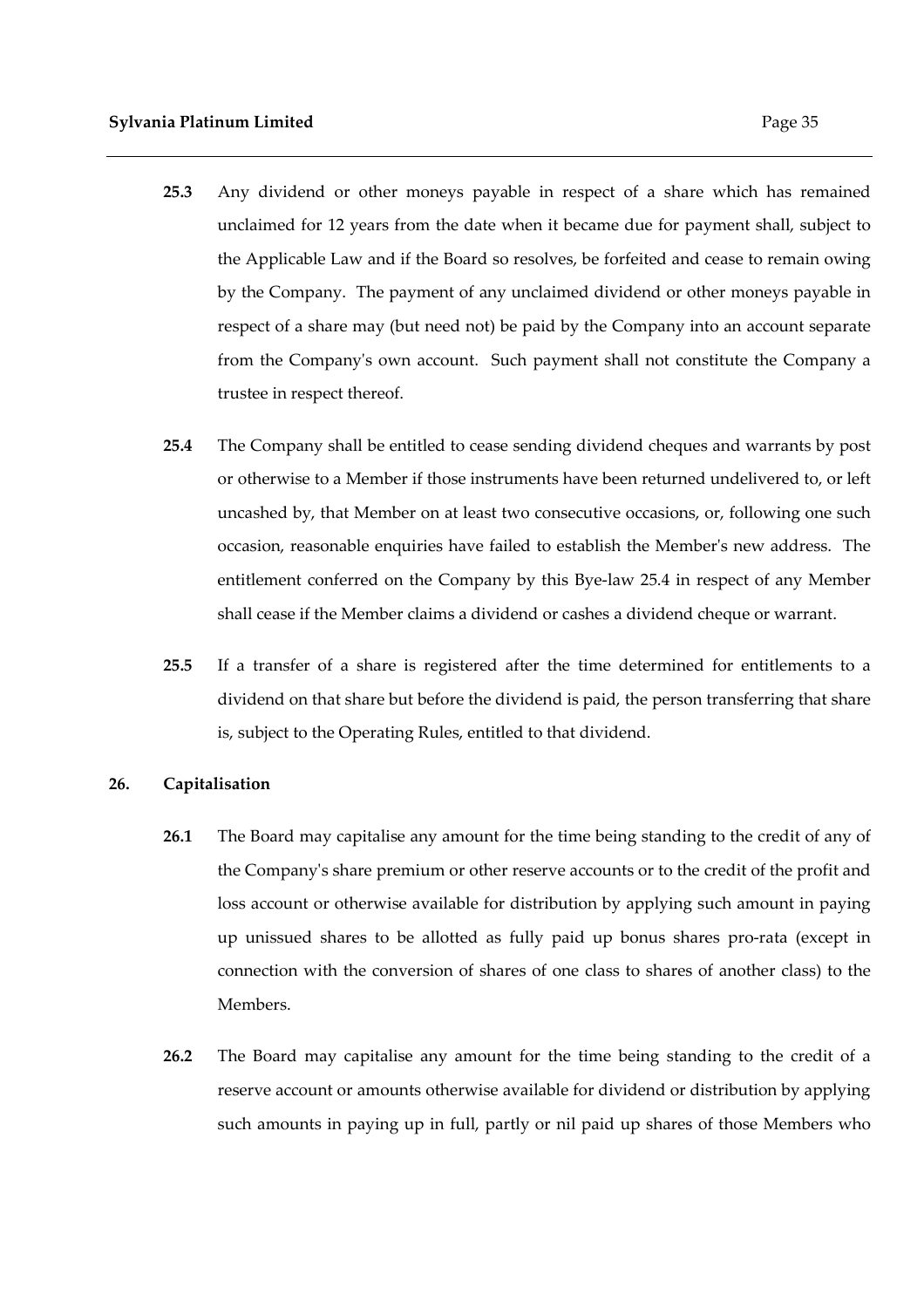**25.3** Any dividend or other moneys payable in respect of a share which has remained unclaimed for 12 years from the date when it became due for payment shall, subject to the Applicable Law and if the Board so resolves, be forfeited and cease to remain owing by the Company. The payment of any unclaimed dividend or other moneys payable in respect of a share may (but need not) be paid by the Company into an account separate from the Company's own account. Such payment shall not constitute the Company a trustee in respect thereof.

**25.4** The Company shall be entitled to cease sending dividend cheques and warrants by post or otherwise to a Member if those instruments have been returned undelivered to, or left uncashed by, that Member on at least two consecutive occasions, or, following one such occasion, reasonable enquiries have failed to establish the Member's new address. The entitlement conferred on the Company by this Bye-law 25.4 in respect of any Member shall cease if the Member claims a dividend or cashes a dividend cheque or warrant.

**25.5** If a transfer of a share is registered after the time determined for entitlements to a dividend on that share but before the dividend is paid, the person transferring that share is, subject to the Operating Rules, entitled to that dividend.

**26. Capitalisation**

**26.1** The Board may capitalise any amount for the time being standing to the credit of any of the Company's share premium or other reserve accounts or to the credit of the profit and loss account or otherwise available for distribution by applying such amount in paying up unissued shares to be allotted as fully paid up bonus shares pro-rata (except in connection with the conversion of shares of one class to shares of another class) to the Members.

**26.2** The Board may capitalise any amount for the time being standing to the credit of a reserve account or amounts otherwise available for dividend or distribution by applying such amounts in paying up in full, partly or nil paid up shares of those Members who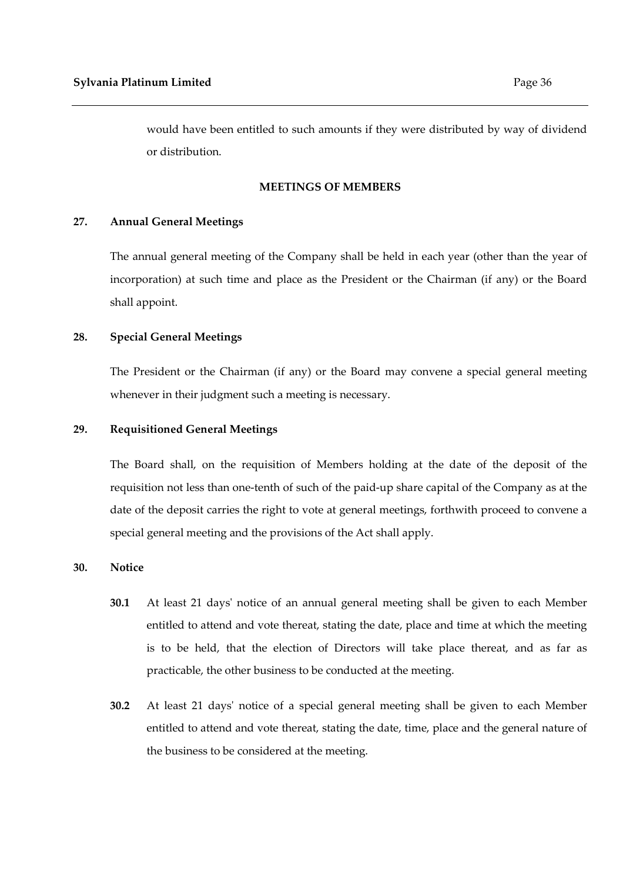would have been entitled to such amounts if they were distributed by way of dividend or distribution.

## MEETINGS OF MEMBERS

### 27. Annual General Meetings

The annual general meeting of the Company shall be held in each year (other than the year of incorporation) at such time and place as the President or the Chairman (if any) or the Board shall appoint.

### 28. Special General Meetings

The President or the Chairman (if any) or the Board may convene a special general meeting whenever in their judgment such a meeting is necessary.

### 29. Requisitioned General Meetings

The Board shall, on the requisition of Members holding at the date of the deposit of the requisition not less than one-tenth of such of the paid-up share capital of the Company as at the date of the deposit carries the right to vote at general meetings, forthwith proceed to convene a special general meeting and the provisions of the Act shall apply.

### 30. Notice

**30.1** At least 21 days' notice of an annual general meeting shall be given to each Member entitled to attend and vote thereat, stating the date, place and time at which the meeting is to be held, that the election of Directors will take place thereat, and as far as practicable, the other business to be conducted at the meeting.

**30.2** At least 21 days' notice of a special general meeting shall be given to each Member entitled to attend and vote thereat, stating the date, time, place and the general nature of the business to be considered at the meeting.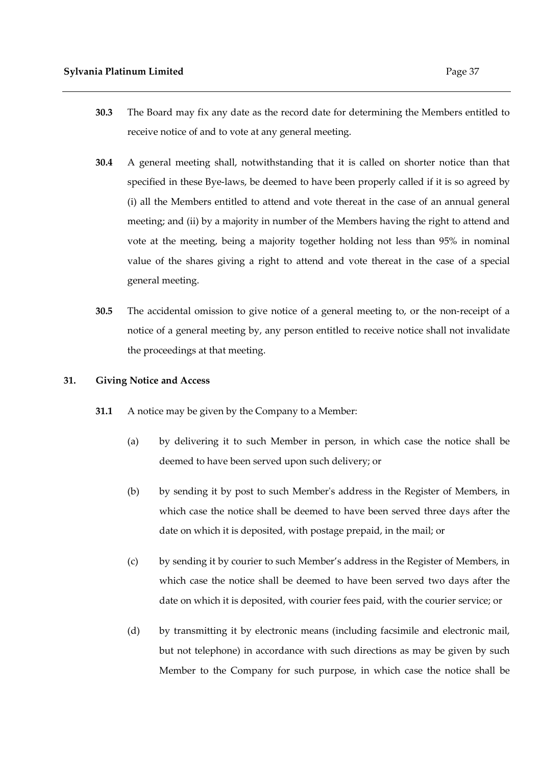**30.3** The Board may fix any date as the record date for determining the Members entitled to receive notice of and to vote at any general meeting.

**30.4** A general meeting shall, notwithstanding that it is called on shorter notice than that specified in these Bye-laws, be deemed to have been properly called if it is so agreed by (i) all the Members entitled to attend and vote thereat in the case of an annual general meeting; and (ii) by a majority in number of the Members having the right to attend and vote at the meeting, being a majority together holding not less than 95% in nominal value of the shares giving a right to attend and vote thereat in the case of a special general meeting.

**30.5** The accidental omission to give notice of a general meeting to, or the non-receipt of a notice of a general meeting by, any person entitled to receive notice shall not invalidate the proceedings at that meeting.

## 31. Giving Notice and Access

**31.1** A notice may be given by the Company to a Member:

(a) by delivering it to such Member in person, in which case the notice shall be deemed to have been served upon such delivery; or

(b) by sending it by post to such Member's address in the Register of Members, in which case the notice shall be deemed to have been served three days after the date on which it is deposited, with postage prepaid, in the mail; or

(c) by sending it by courier to such Member's address in the Register of Members, in which case the notice shall be deemed to have been served two days after the date on which it is deposited, with courier fees paid, with the courier service; or

(d) by transmitting it by electronic means (including facsimile and electronic mail, but not telephone) in accordance with such directions as may be given by such Member to the Company for such purpose, in which case the notice shall be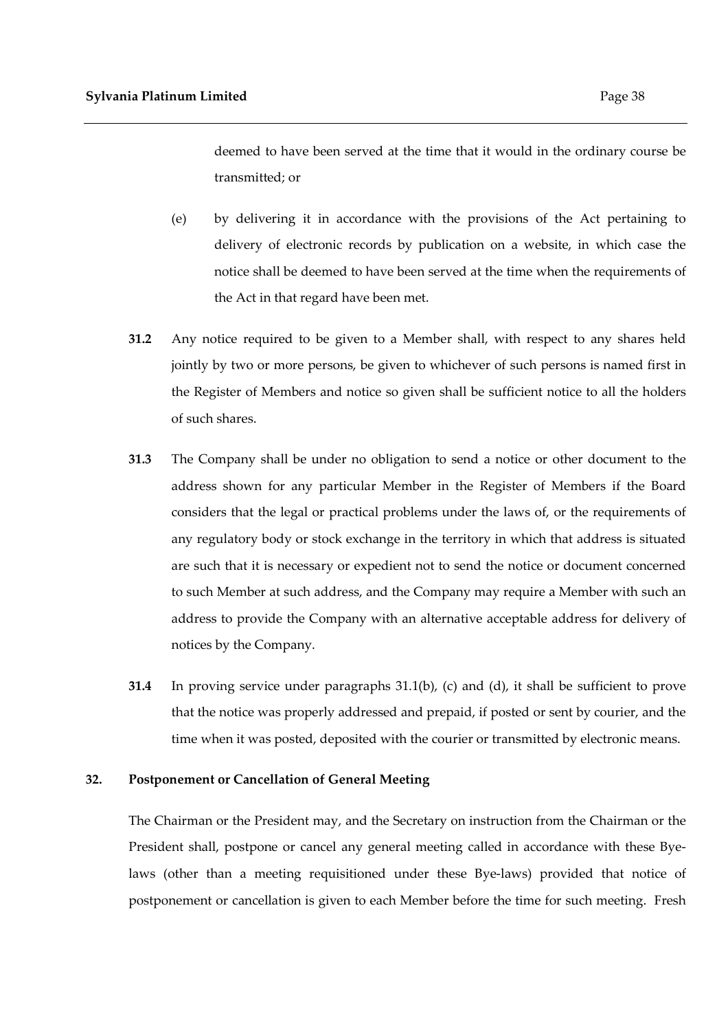deemed to have been served at the time that it would in the ordinary course be transmitted; or

(e) by delivering it in accordance with the provisions of the Act pertaining to delivery of electronic records by publication on a website, in which case the notice shall be deemed to have been served at the time when the requirements of the Act in that regard have been met.

**31.2** Any notice required to be given to a Member shall, with respect to any shares held jointly by two or more persons, be given to whichever of such persons is named first in the Register of Members and notice so given shall be sufficient notice to all the holders of such shares.

**31.3** The Company shall be under no obligation to send a notice or other document to the address shown for any particular Member in the Register of Members if the Board considers that the legal or practical problems under the laws of, or the requirements of any regulatory body or stock exchange in the territory in which that address is situated are such that it is necessary or expedient not to send the notice or document concerned to such Member at such address, and the Company may require a Member with such an address to provide the Company with an alternative acceptable address for delivery of notices by the Company.

**31.4** In proving service under paragraphs 31.1(b), (c) and (d), it shall be sufficient to prove that the notice was properly addressed and prepaid, if posted or sent by courier, and the time when it was posted, deposited with the courier or transmitted by electronic means.

## 32. Postponement or Cancellation of General Meeting

The Chairman or the President may, and the Secretary on instruction from the Chairman or the President shall, postpone or cancel any general meeting called in accordance with these Bye-laws (other than a meeting requisitioned under these Bye-laws) provided that notice of postponement or cancellation is given to each Member before the time for such meeting. Fresh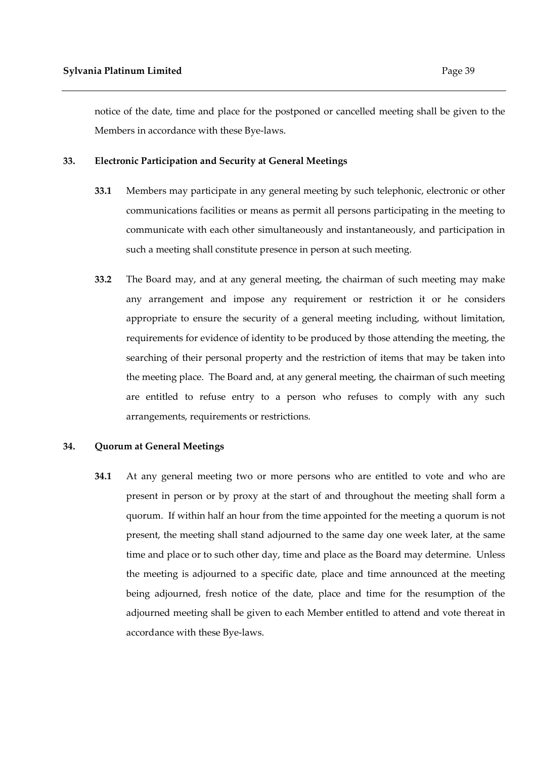notice of the date, time and place for the postponed or cancelled meeting shall be given to the Members in accordance with these Bye-laws.

## 33. Electronic Participation and Security at General Meetings

**33.1** Members may participate in any general meeting by such telephonic, electronic or other communications facilities or means as permit all persons participating in the meeting to communicate with each other simultaneously and instantaneously, and participation in such a meeting shall constitute presence in person at such meeting.

**33.2** The Board may, and at any general meeting, the chairman of such meeting may make any arrangement and impose any requirement or restriction it or he considers appropriate to ensure the security of a general meeting including, without limitation, requirements for evidence of identity to be produced by those attending the meeting, the searching of their personal property and the restriction of items that may be taken into the meeting place. The Board and, at any general meeting, the chairman of such meeting are entitled to refuse entry to a person who refuses to comply with any such arrangements, requirements or restrictions.

## 34. Quorum at General Meetings

**34.1** At any general meeting two or more persons who are entitled to vote and who are present in person or by proxy at the start of and throughout the meeting shall form a quorum. If within half an hour from the time appointed for the meeting a quorum is not present, the meeting shall stand adjourned to the same day one week later, at the same time and place or to such other day, time and place as the Board may determine. Unless the meeting is adjourned to a specific date, place and time announced at the meeting being adjourned, fresh notice of the date, place and time for the resumption of the adjourned meeting shall be given to each Member entitled to attend and vote thereat in accordance with these Bye-laws.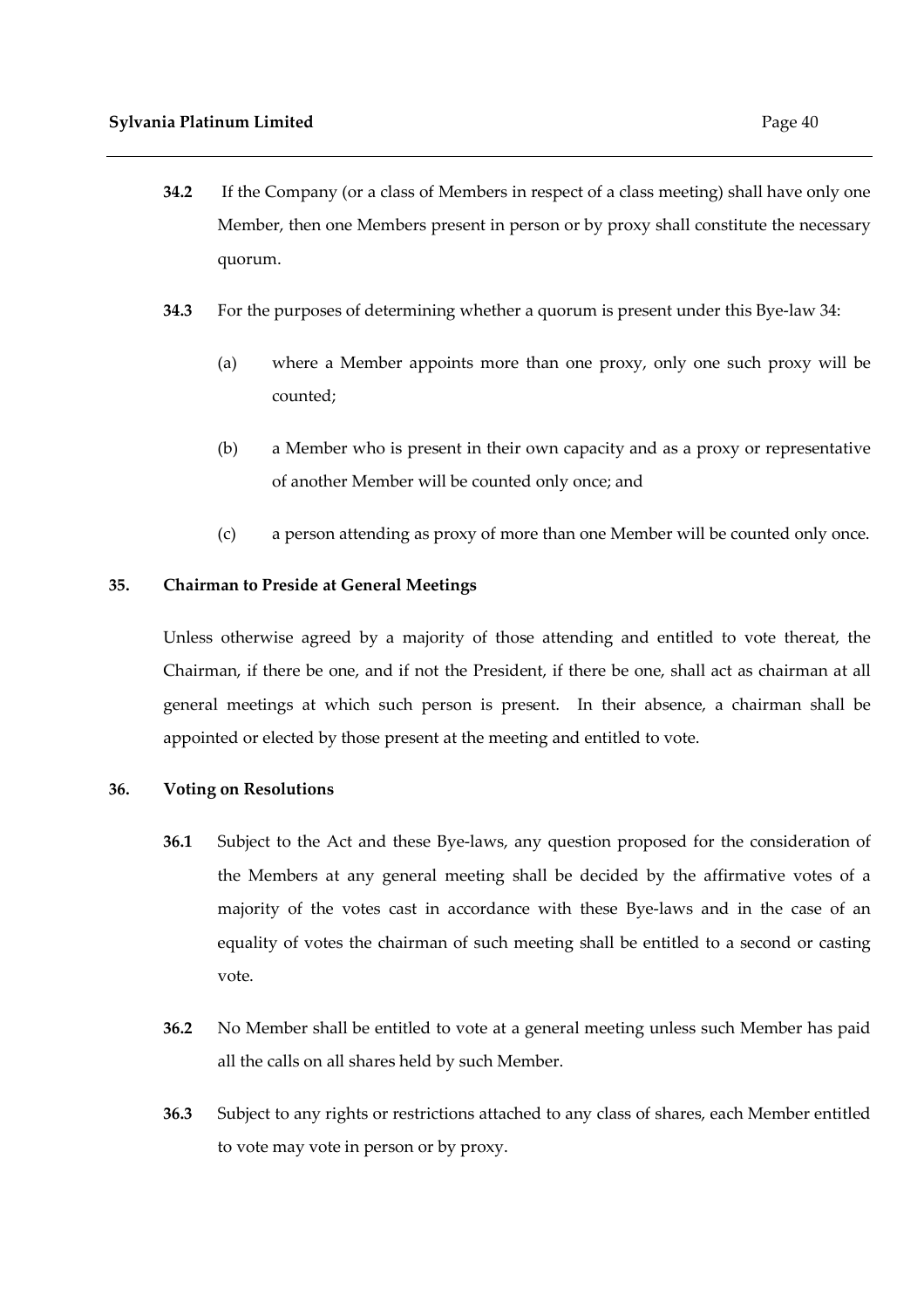**34.2** If the Company (or a class of Members in respect of a class meeting) shall have only one Member, then one Members present in person or by proxy shall constitute the necessary quorum.

**34.3** For the purposes of determining whether a quorum is present under this Bye-law 34:

(a) where a Member appoints more than one proxy, only one such proxy will be counted;

(b) a Member who is present in their own capacity and as a proxy or representative of another Member will be counted only once; and

(c) a person attending as proxy of more than one Member will be counted only once.

## 35. Chairman to Preside at General Meetings

Unless otherwise agreed by a majority of those attending and entitled to vote thereat, the Chairman, if there be one, and if not the President, if there be one, shall act as chairman at all general meetings at which such person is present. In their absence, a chairman shall be appointed or elected by those present at the meeting and entitled to vote.

## 36. Voting on Resolutions

**36.1** Subject to the Act and these Bye-laws, any question proposed for the consideration of the Members at any general meeting shall be decided by the affirmative votes of a majority of the votes cast in accordance with these Bye-laws and in the case of an equality of votes the chairman of such meeting shall be entitled to a second or casting vote.

**36.2** No Member shall be entitled to vote at a general meeting unless such Member has paid all the calls on all shares held by such Member.

**36.3** Subject to any rights or restrictions attached to any class of shares, each Member entitled to vote may vote in person or by proxy.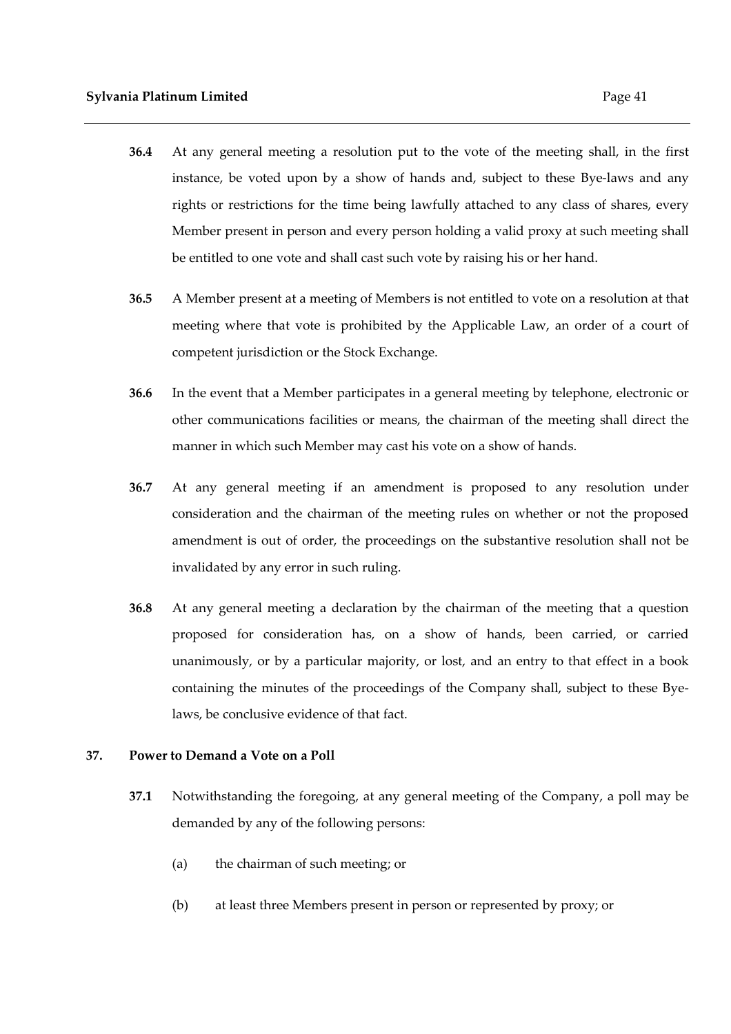**36.4** At any general meeting a resolution put to the vote of the meeting shall, in the first instance, be voted upon by a show of hands and, subject to these Bye-laws and any rights or restrictions for the time being lawfully attached to any class of shares, every Member present in person and every person holding a valid proxy at such meeting shall be entitled to one vote and shall cast such vote by raising his or her hand.

**36.5** A Member present at a meeting of Members is not entitled to vote on a resolution at that meeting where that vote is prohibited by the Applicable Law, an order of a court of competent jurisdiction or the Stock Exchange.

**36.6** In the event that a Member participates in a general meeting by telephone, electronic or other communications facilities or means, the chairman of the meeting shall direct the manner in which such Member may cast his vote on a show of hands.

**36.7** At any general meeting if an amendment is proposed to any resolution under consideration and the chairman of the meeting rules on whether or not the proposed amendment is out of order, the proceedings on the substantive resolution shall not be invalidated by any error in such ruling.

**36.8** At any general meeting a declaration by the chairman of the meeting that a question proposed for consideration has, on a show of hands, been carried, or carried unanimously, or by a particular majority, or lost, and an entry to that effect in a book containing the minutes of the proceedings of the Company shall, subject to these Bye-laws, be conclusive evidence of that fact.

## 37. Power to Demand a Vote on a Poll

**37.1** Notwithstanding the foregoing, at any general meeting of the Company, a poll may be demanded by any of the following persons:

(a) the chairman of such meeting; or

(b) at least three Members present in person or represented by proxy; or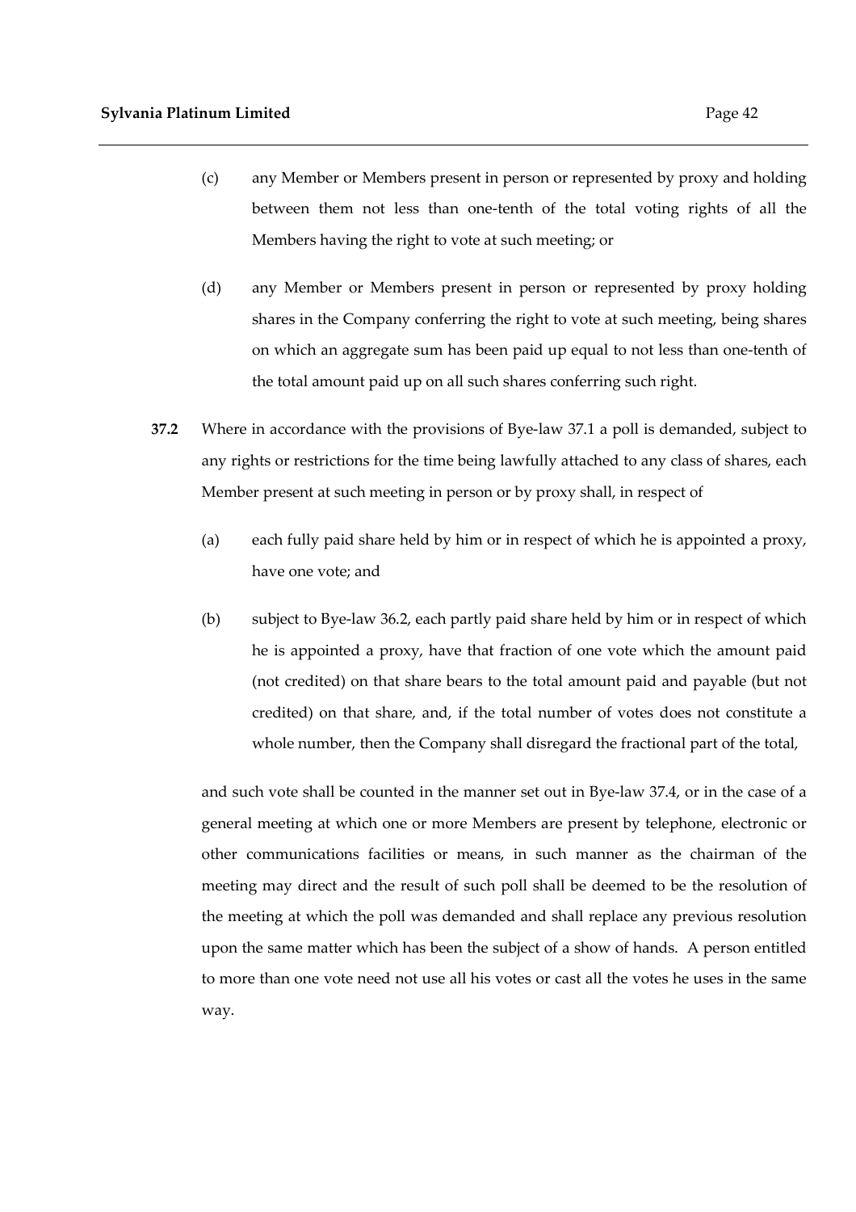(c) any Member or Members present in person or represented by proxy and holding between them not less than one-tenth of the total voting rights of all the Members having the right to vote at such meeting; or

(d) any Member or Members present in person or represented by proxy holding shares in the Company conferring the right to vote at such meeting, being shares on which an aggregate sum has been paid up equal to not less than one-tenth of the total amount paid up on all such shares conferring such right.

**37.2** Where in accordance with the provisions of Bye-law 37.1 a poll is demanded, subject to any rights or restrictions for the time being lawfully attached to any class of shares, each Member present at such meeting in person or by proxy shall, in respect of

(a) each fully paid share held by him or in respect of which he is appointed a proxy, have one vote; and

(b) subject to Bye-law 36.2, each partly paid share held by him or in respect of which he is appointed a proxy, have that fraction of one vote which the amount paid (not credited) on that share bears to the total amount paid and payable (but not credited) on that share, and, if the total number of votes does not constitute a whole number, then the Company shall disregard the fractional part of the total,

and such vote shall be counted in the manner set out in Bye-law 37.4, or in the case of a general meeting at which one or more Members are present by telephone, electronic or other communications facilities or means, in such manner as the chairman of the meeting may direct and the result of such poll shall be deemed to be the resolution of the meeting at which the poll was demanded and shall replace any previous resolution upon the same matter which has been the subject of a show of hands. A person entitled to more than one vote need not use all his votes or cast all the votes he uses in the same way.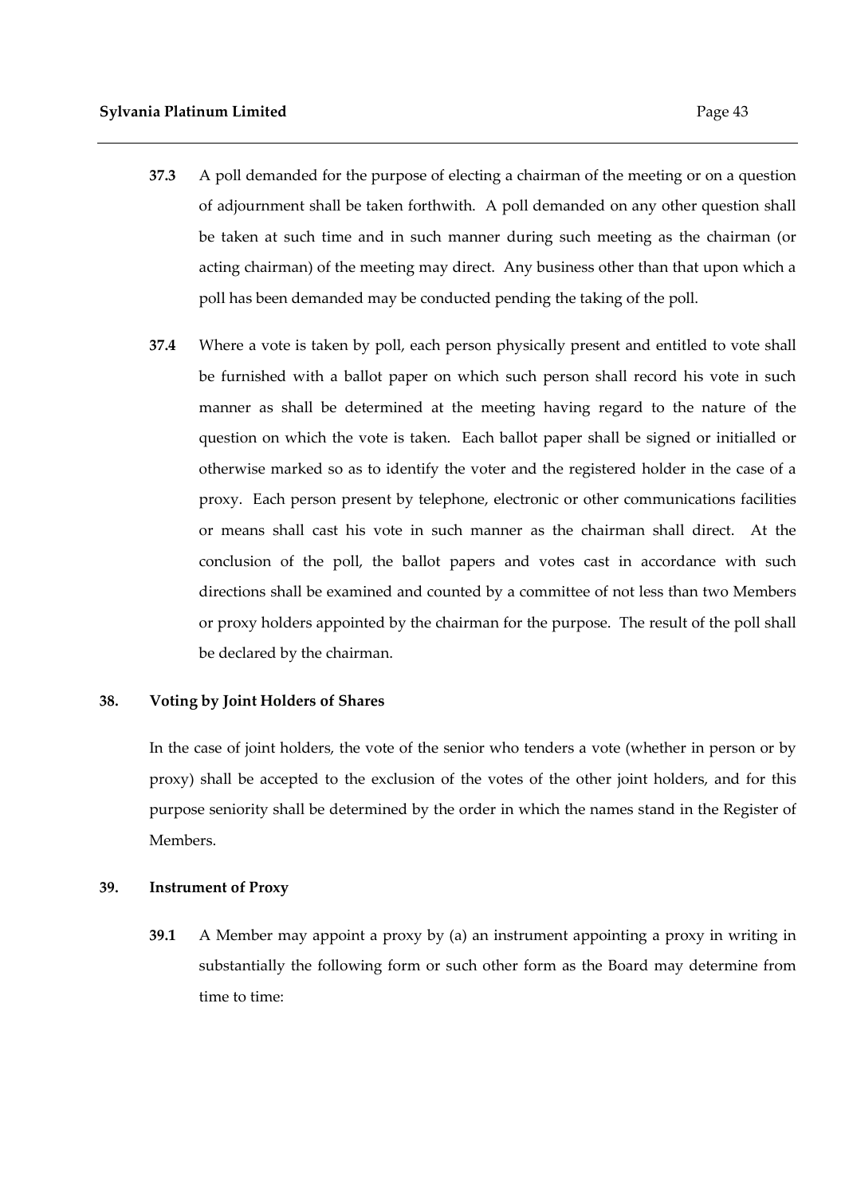**37.3** A poll demanded for the purpose of electing a chairman of the meeting or on a question of adjournment shall be taken forthwith. A poll demanded on any other question shall be taken at such time and in such manner during such meeting as the chairman (or acting chairman) of the meeting may direct. Any business other than that upon which a poll has been demanded may be conducted pending the taking of the poll.

**37.4** Where a vote is taken by poll, each person physically present and entitled to vote shall be furnished with a ballot paper on which such person shall record his vote in such manner as shall be determined at the meeting having regard to the nature of the question on which the vote is taken. Each ballot paper shall be signed or initialled or otherwise marked so as to identify the voter and the registered holder in the case of a proxy. Each person present by telephone, electronic or other communications facilities or means shall cast his vote in such manner as the chairman shall direct. At the conclusion of the poll, the ballot papers and votes cast in accordance with such directions shall be examined and counted by a committee of not less than two Members or proxy holders appointed by the chairman for the purpose. The result of the poll shall be declared by the chairman.

## 38. Voting by Joint Holders of Shares

In the case of joint holders, the vote of the senior who tenders a vote (whether in person or by proxy) shall be accepted to the exclusion of the votes of the other joint holders, and for this purpose seniority shall be determined by the order in which the names stand in the Register of Members.

## 39. Instrument of Proxy

**39.1** A Member may appoint a proxy by (a) an instrument appointing a proxy in writing in substantially the following form or such other form as the Board may determine from time to time: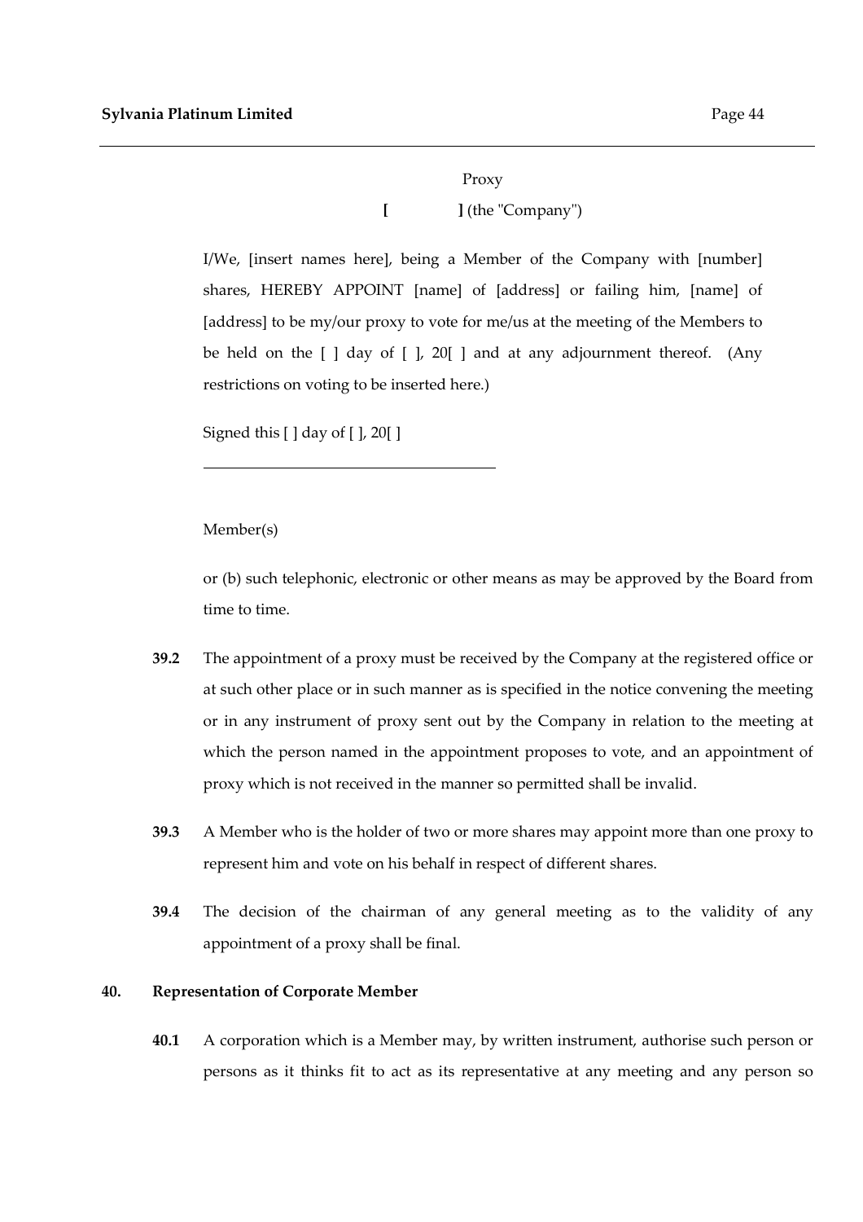Proxy

**[ ]** (the "Company")

I/We, [insert names here], being a Member of the Company with [number] shares, HEREBY APPOINT [name] of [address] or failing him, [name] of [address] to be my/our proxy to vote for me/us at the meeting of the Members to be held on the [ ] day of [ ], 20[ ] and at any adjournment thereof. (Any restrictions on voting to be inserted here.)

Signed this [ ] day of [ ], 20[ ]

\_\_\_\_\_\_\_\_\_\_\_\_\_\_\_\_\_\_\_\_\_\_\_\_\_\_\_\_\_\_\_\_\_\_\_\_\_\_

Member(s)

or (b) such telephonic, electronic or other means as may be approved by the Board from time to time.

**39.2** The appointment of a proxy must be received by the Company at the registered office or at such other place or in such manner as is specified in the notice convening the meeting or in any instrument of proxy sent out by the Company in relation to the meeting at which the person named in the appointment proposes to vote, and an appointment of proxy which is not received in the manner so permitted shall be invalid.

**39.3** A Member who is the holder of two or more shares may appoint more than one proxy to represent him and vote on his behalf in respect of different shares.

**39.4** The decision of the chairman of any general meeting as to the validity of any appointment of a proxy shall be final.

**40. Representation of Corporate Member**

**40.1** A corporation which is a Member may, by written instrument, authorise such person or persons as it thinks fit to act as its representative at any meeting and any person so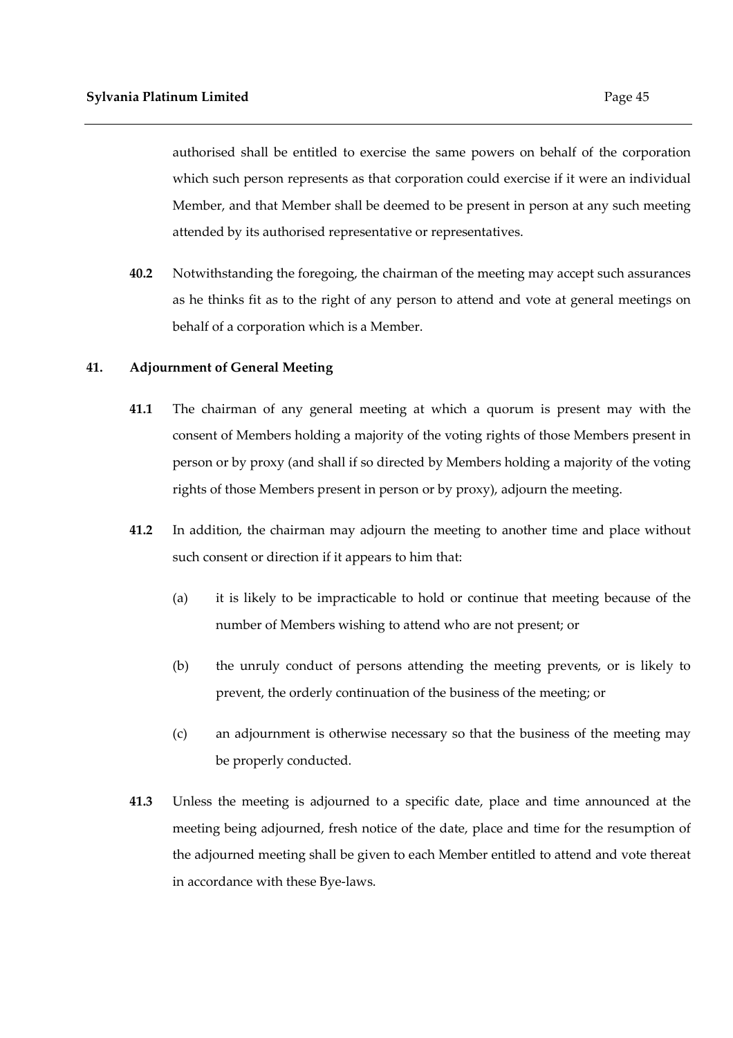authorised shall be entitled to exercise the same powers on behalf of the corporation which such person represents as that corporation could exercise if it were an individual Member, and that Member shall be deemed to be present in person at any such meeting attended by its authorised representative or representatives.

**40.2** Notwithstanding the foregoing, the chairman of the meeting may accept such assurances as he thinks fit as to the right of any person to attend and vote at general meetings on behalf of a corporation which is a Member.

## 41. Adjournment of General Meeting

**41.1** The chairman of any general meeting at which a quorum is present may with the consent of Members holding a majority of the voting rights of those Members present in person or by proxy (and shall if so directed by Members holding a majority of the voting rights of those Members present in person or by proxy), adjourn the meeting.

**41.2** In addition, the chairman may adjourn the meeting to another time and place without such consent or direction if it appears to him that:

(a) it is likely to be impracticable to hold or continue that meeting because of the number of Members wishing to attend who are not present; or

(b) the unruly conduct of persons attending the meeting prevents, or is likely to prevent, the orderly continuation of the business of the meeting; or

(c) an adjournment is otherwise necessary so that the business of the meeting may be properly conducted.

**41.3** Unless the meeting is adjourned to a specific date, place and time announced at the meeting being adjourned, fresh notice of the date, place and time for the resumption of the adjourned meeting shall be given to each Member entitled to attend and vote thereat in accordance with these Bye-laws.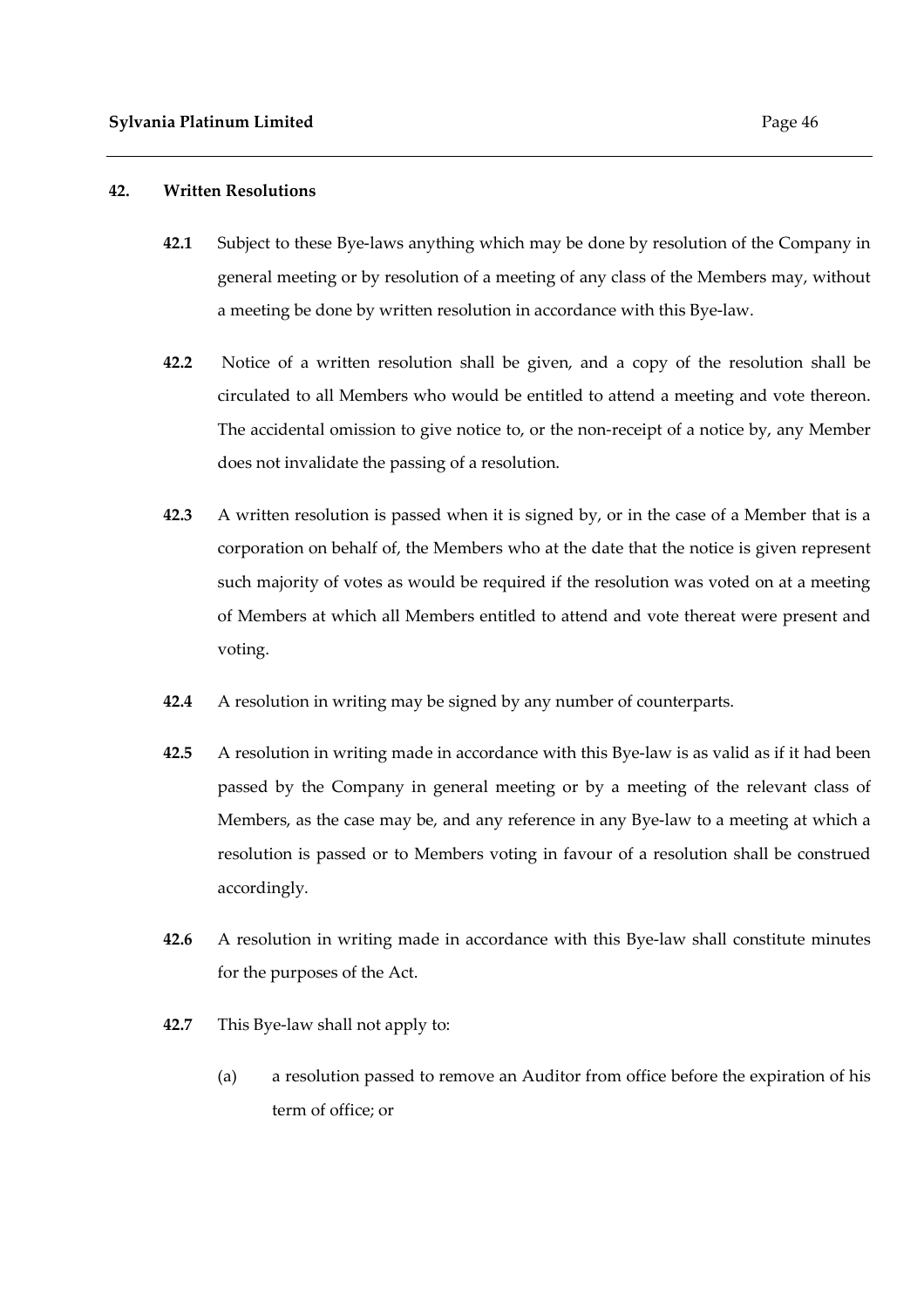## 42. Written Resolutions

**42.1** Subject to these Bye-laws anything which may be done by resolution of the Company in general meeting or by resolution of a meeting of any class of the Members may, without a meeting be done by written resolution in accordance with this Bye-law.

**42.2** Notice of a written resolution shall be given, and a copy of the resolution shall be circulated to all Members who would be entitled to attend a meeting and vote thereon. The accidental omission to give notice to, or the non-receipt of a notice by, any Member does not invalidate the passing of a resolution.

**42.3** A written resolution is passed when it is signed by, or in the case of a Member that is a corporation on behalf of, the Members who at the date that the notice is given represent such majority of votes as would be required if the resolution was voted on at a meeting of Members at which all Members entitled to attend and vote thereat were present and voting.

**42.4** A resolution in writing may be signed by any number of counterparts.

**42.5** A resolution in writing made in accordance with this Bye-law is as valid as if it had been passed by the Company in general meeting or by a meeting of the relevant class of Members, as the case may be, and any reference in any Bye-law to a meeting at which a resolution is passed or to Members voting in favour of a resolution shall be construed accordingly.

**42.6** A resolution in writing made in accordance with this Bye-law shall constitute minutes for the purposes of the Act.

**42.7** This Bye-law shall not apply to:

(a) a resolution passed to remove an Auditor from office before the expiration of his term of office; or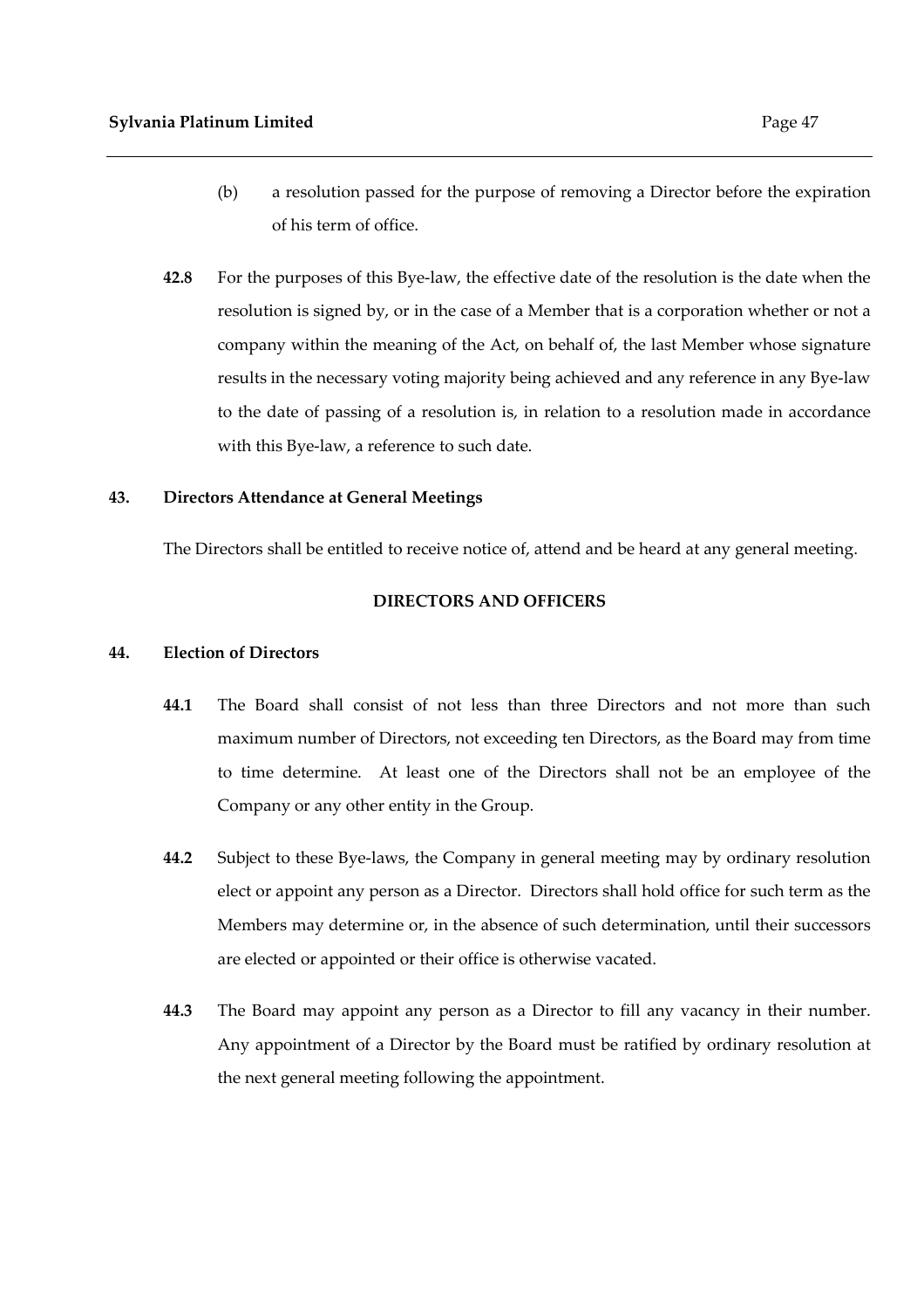(b) a resolution passed for the purpose of removing a Director before the expiration of his term of office.

**42.8** For the purposes of this Bye-law, the effective date of the resolution is the date when the resolution is signed by, or in the case of a Member that is a corporation whether or not a company within the meaning of the Act, on behalf of, the last Member whose signature results in the necessary voting majority being achieved and any reference in any Bye-law to the date of passing of a resolution is, in relation to a resolution made in accordance with this Bye-law, a reference to such date.

**43. Directors Attendance at General Meetings**

The Directors shall be entitled to receive notice of, attend and be heard at any general meeting.

## DIRECTORS AND OFFICERS

**44. Election of Directors**

**44.1** The Board shall consist of not less than three Directors and not more than such maximum number of Directors, not exceeding ten Directors, as the Board may from time to time determine. At least one of the Directors shall not be an employee of the Company or any other entity in the Group.

**44.2** Subject to these Bye-laws, the Company in general meeting may by ordinary resolution elect or appoint any person as a Director. Directors shall hold office for such term as the Members may determine or, in the absence of such determination, until their successors are elected or appointed or their office is otherwise vacated.

**44.3** The Board may appoint any person as a Director to fill any vacancy in their number. Any appointment of a Director by the Board must be ratified by ordinary resolution at the next general meeting following the appointment.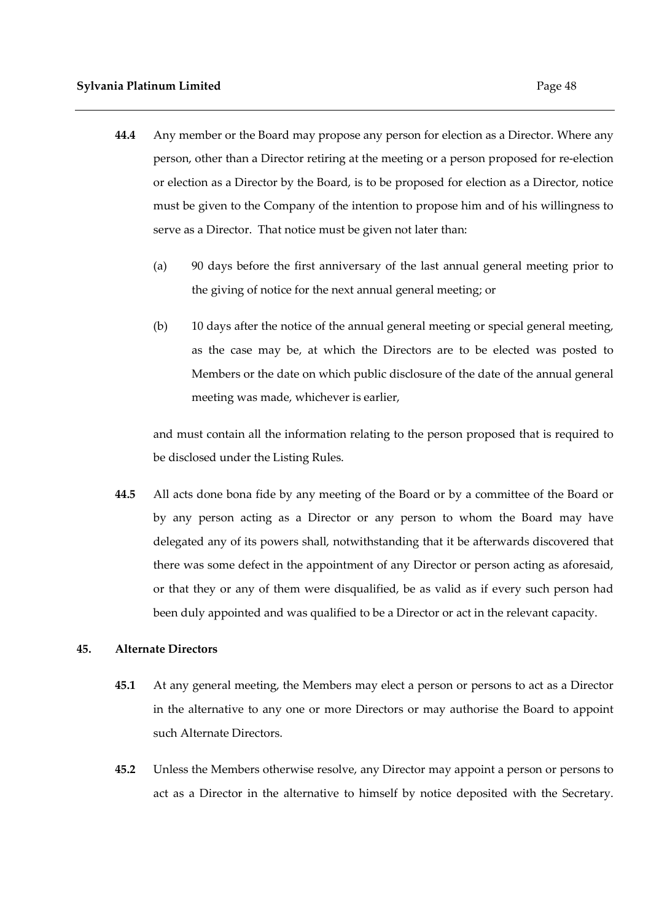**44.4** Any member or the Board may propose any person for election as a Director. Where any person, other than a Director retiring at the meeting or a person proposed for re-election or election as a Director by the Board, is to be proposed for election as a Director, notice must be given to the Company of the intention to propose him and of his willingness to serve as a Director. That notice must be given not later than:

(a) 90 days before the first anniversary of the last annual general meeting prior to the giving of notice for the next annual general meeting; or

(b) 10 days after the notice of the annual general meeting or special general meeting, as the case may be, at which the Directors are to be elected was posted to Members or the date on which public disclosure of the date of the annual general meeting was made, whichever is earlier,

and must contain all the information relating to the person proposed that is required to be disclosed under the Listing Rules.

**44.5** All acts done bona fide by any meeting of the Board or by a committee of the Board or by any person acting as a Director or any person to whom the Board may have delegated any of its powers shall, notwithstanding that it be afterwards discovered that there was some defect in the appointment of any Director or person acting as aforesaid, or that they or any of them were disqualified, be as valid as if every such person had been duly appointed and was qualified to be a Director or act in the relevant capacity.

## 45. Alternate Directors

**45.1** At any general meeting, the Members may elect a person or persons to act as a Director in the alternative to any one or more Directors or may authorise the Board to appoint such Alternate Directors.

**45.2** Unless the Members otherwise resolve, any Director may appoint a person or persons to act as a Director in the alternative to himself by notice deposited with the Secretary.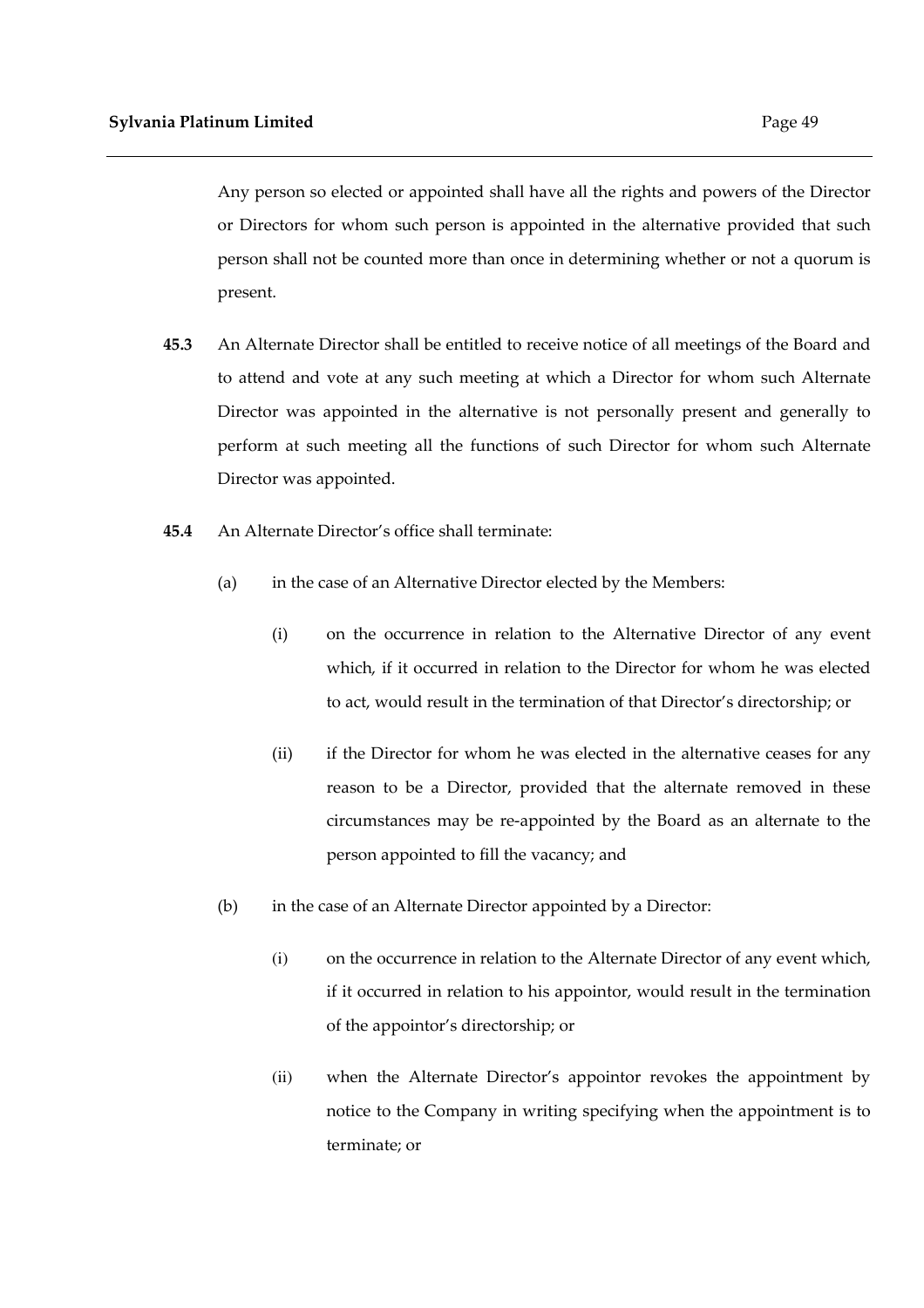Any person so elected or appointed shall have all the rights and powers of the Director or Directors for whom such person is appointed in the alternative provided that such person shall not be counted more than once in determining whether or not a quorum is present.

**45.3** An Alternate Director shall be entitled to receive notice of all meetings of the Board and to attend and vote at any such meeting at which a Director for whom such Alternate Director was appointed in the alternative is not personally present and generally to perform at such meeting all the functions of such Director for whom such Alternate Director was appointed.

**45.4** An Alternate Director's office shall terminate:

(a) in the case of an Alternative Director elected by the Members:

(i) on the occurrence in relation to the Alternative Director of any event which, if it occurred in relation to the Director for whom he was elected to act, would result in the termination of that Director's directorship; or

(ii) if the Director for whom he was elected in the alternative ceases for any reason to be a Director, provided that the alternate removed in these circumstances may be re-appointed by the Board as an alternate to the person appointed to fill the vacancy; and

(b) in the case of an Alternate Director appointed by a Director:

(i) on the occurrence in relation to the Alternate Director of any event which, if it occurred in relation to his appointor, would result in the termination of the appointor's directorship; or

(ii) when the Alternate Director's appointor revokes the appointment by notice to the Company in writing specifying when the appointment is to terminate; or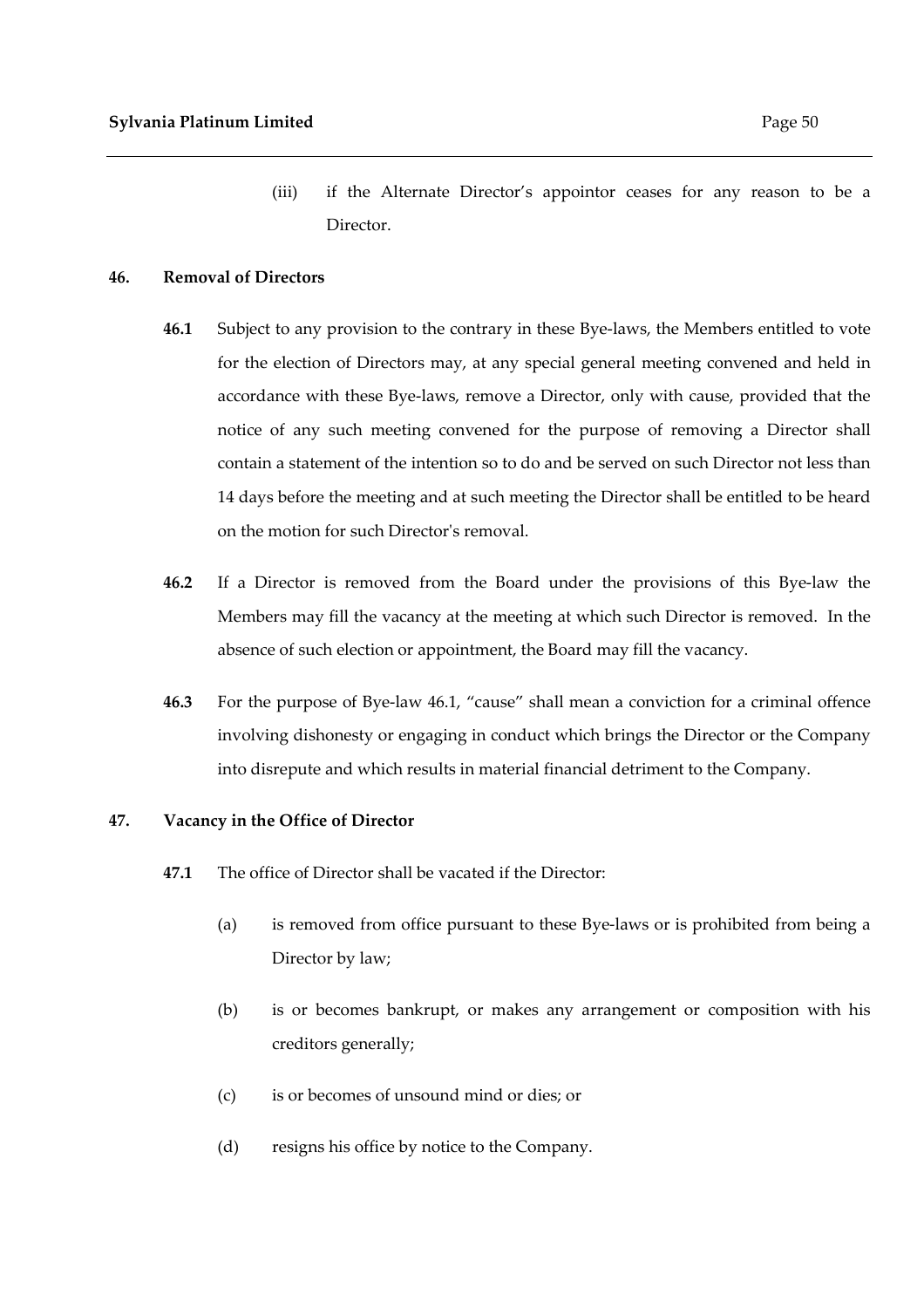(iii) if the Alternate Director's appointor ceases for any reason to be a Director.

## 46. Removal of Directors

**46.1** Subject to any provision to the contrary in these Bye-laws, the Members entitled to vote for the election of Directors may, at any special general meeting convened and held in accordance with these Bye-laws, remove a Director, only with cause, provided that the notice of any such meeting convened for the purpose of removing a Director shall contain a statement of the intention so to do and be served on such Director not less than 14 days before the meeting and at such meeting the Director shall be entitled to be heard on the motion for such Director's removal.

**46.2** If a Director is removed from the Board under the provisions of this Bye-law the Members may fill the vacancy at the meeting at which such Director is removed. In the absence of such election or appointment, the Board may fill the vacancy.

**46.3** For the purpose of Bye-law 46.1, "cause" shall mean a conviction for a criminal offence involving dishonesty or engaging in conduct which brings the Director or the Company into disrepute and which results in material financial detriment to the Company.

## 47. Vacancy in the Office of Director

**47.1** The office of Director shall be vacated if the Director:

(a) is removed from office pursuant to these Bye-laws or is prohibited from being a Director by law;

(b) is or becomes bankrupt, or makes any arrangement or composition with his creditors generally;

(c) is or becomes of unsound mind or dies; or

(d) resigns his office by notice to the Company.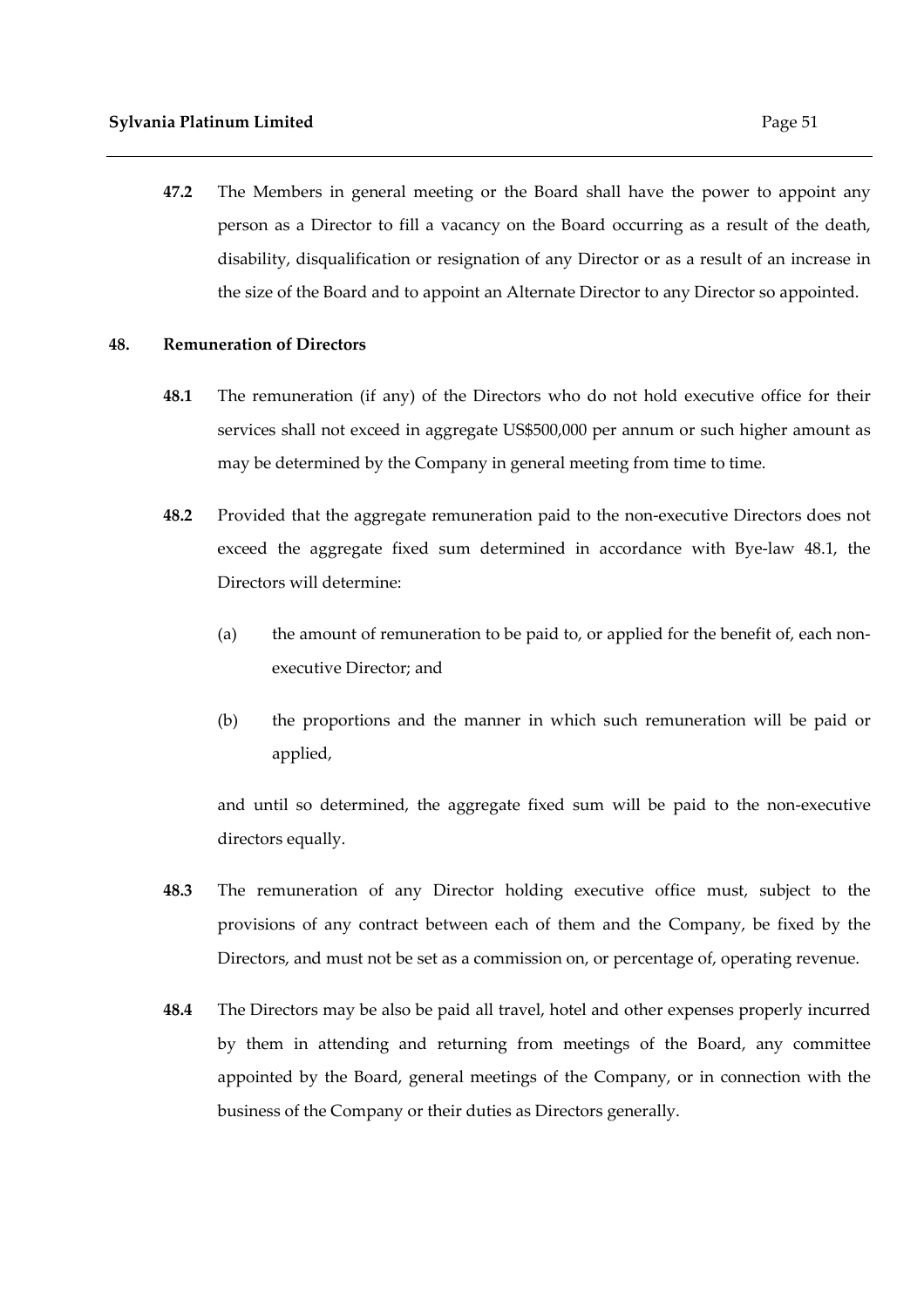**47.2** The Members in general meeting or the Board shall have the power to appoint any person as a Director to fill a vacancy on the Board occurring as a result of the death, disability, disqualification or resignation of any Director or as a result of an increase in the size of the Board and to appoint an Alternate Director to any Director so appointed.

## 48. Remuneration of Directors

**48.1** The remuneration (if any) of the Directors who do not hold executive office for their services shall not exceed in aggregate US$500,000 per annum or such higher amount as may be determined by the Company in general meeting from time to time.

**48.2** Provided that the aggregate remuneration paid to the non-executive Directors does not exceed the aggregate fixed sum determined in accordance with Bye-law 48.1, the Directors will determine:

(a) the amount of remuneration to be paid to, or applied for the benefit of, each non-executive Director; and

(b) the proportions and the manner in which such remuneration will be paid or applied,

and until so determined, the aggregate fixed sum will be paid to the non-executive directors equally.

**48.3** The remuneration of any Director holding executive office must, subject to the provisions of any contract between each of them and the Company, be fixed by the Directors, and must not be set as a commission on, or percentage of, operating revenue.

**48.4** The Directors may be also be paid all travel, hotel and other expenses properly incurred by them in attending and returning from meetings of the Board, any committee appointed by the Board, general meetings of the Company, or in connection with the business of the Company or their duties as Directors generally.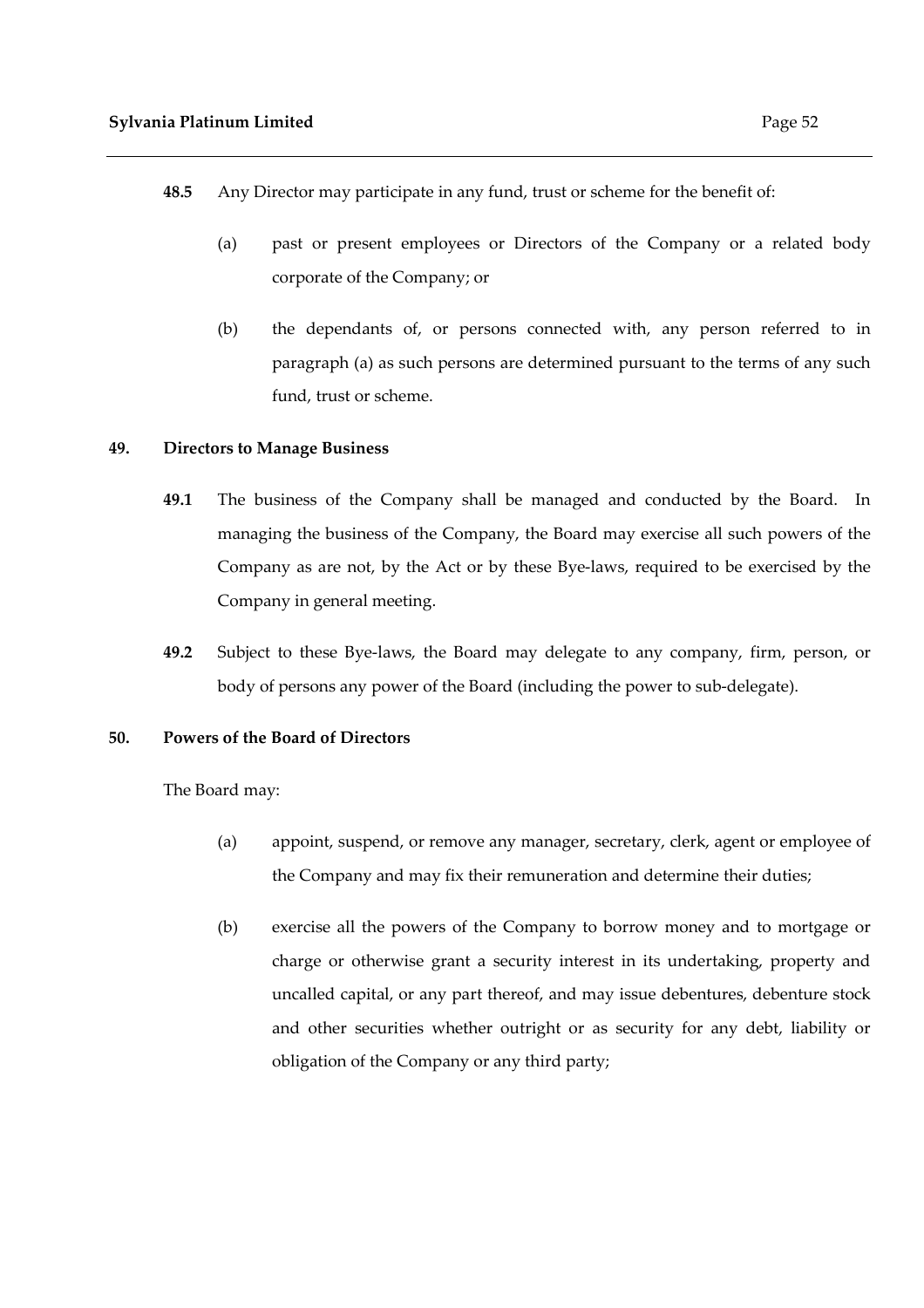**48.5** Any Director may participate in any fund, trust or scheme for the benefit of:

(a) past or present employees or Directors of the Company or a related body corporate of the Company; or

(b) the dependants of, or persons connected with, any person referred to in paragraph (a) as such persons are determined pursuant to the terms of any such fund, trust or scheme.

**49. Directors to Manage Business**

**49.1** The business of the Company shall be managed and conducted by the Board. In managing the business of the Company, the Board may exercise all such powers of the Company as are not, by the Act or by these Bye-laws, required to be exercised by the Company in general meeting.

**49.2** Subject to these Bye-laws, the Board may delegate to any company, firm, person, or body of persons any power of the Board (including the power to sub-delegate).

**50. Powers of the Board of Directors**

The Board may:

(a) appoint, suspend, or remove any manager, secretary, clerk, agent or employee of the Company and may fix their remuneration and determine their duties;

(b) exercise all the powers of the Company to borrow money and to mortgage or charge or otherwise grant a security interest in its undertaking, property and uncalled capital, or any part thereof, and may issue debentures, debenture stock and other securities whether outright or as security for any debt, liability or obligation of the Company or any third party;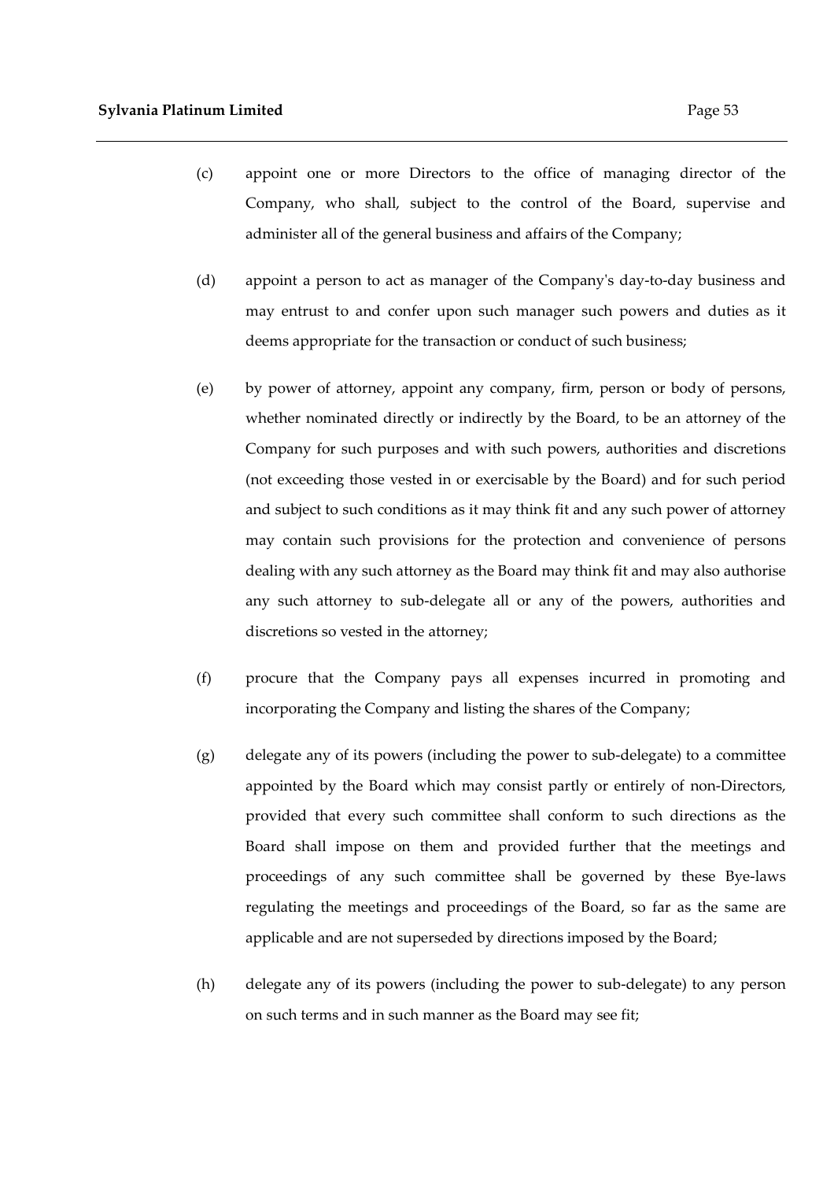(c) appoint one or more Directors to the office of managing director of the Company, who shall, subject to the control of the Board, supervise and administer all of the general business and affairs of the Company;

(d) appoint a person to act as manager of the Company's day-to-day business and may entrust to and confer upon such manager such powers and duties as it deems appropriate for the transaction or conduct of such business;

(e) by power of attorney, appoint any company, firm, person or body of persons, whether nominated directly or indirectly by the Board, to be an attorney of the Company for such purposes and with such powers, authorities and discretions (not exceeding those vested in or exercisable by the Board) and for such period and subject to such conditions as it may think fit and any such power of attorney may contain such provisions for the protection and convenience of persons dealing with any such attorney as the Board may think fit and may also authorise any such attorney to sub-delegate all or any of the powers, authorities and discretions so vested in the attorney;

(f) procure that the Company pays all expenses incurred in promoting and incorporating the Company and listing the shares of the Company;

(g) delegate any of its powers (including the power to sub-delegate) to a committee appointed by the Board which may consist partly or entirely of non-Directors, provided that every such committee shall conform to such directions as the Board shall impose on them and provided further that the meetings and proceedings of any such committee shall be governed by these Bye-laws regulating the meetings and proceedings of the Board, so far as the same are applicable and are not superseded by directions imposed by the Board;

(h) delegate any of its powers (including the power to sub-delegate) to any person on such terms and in such manner as the Board may see fit;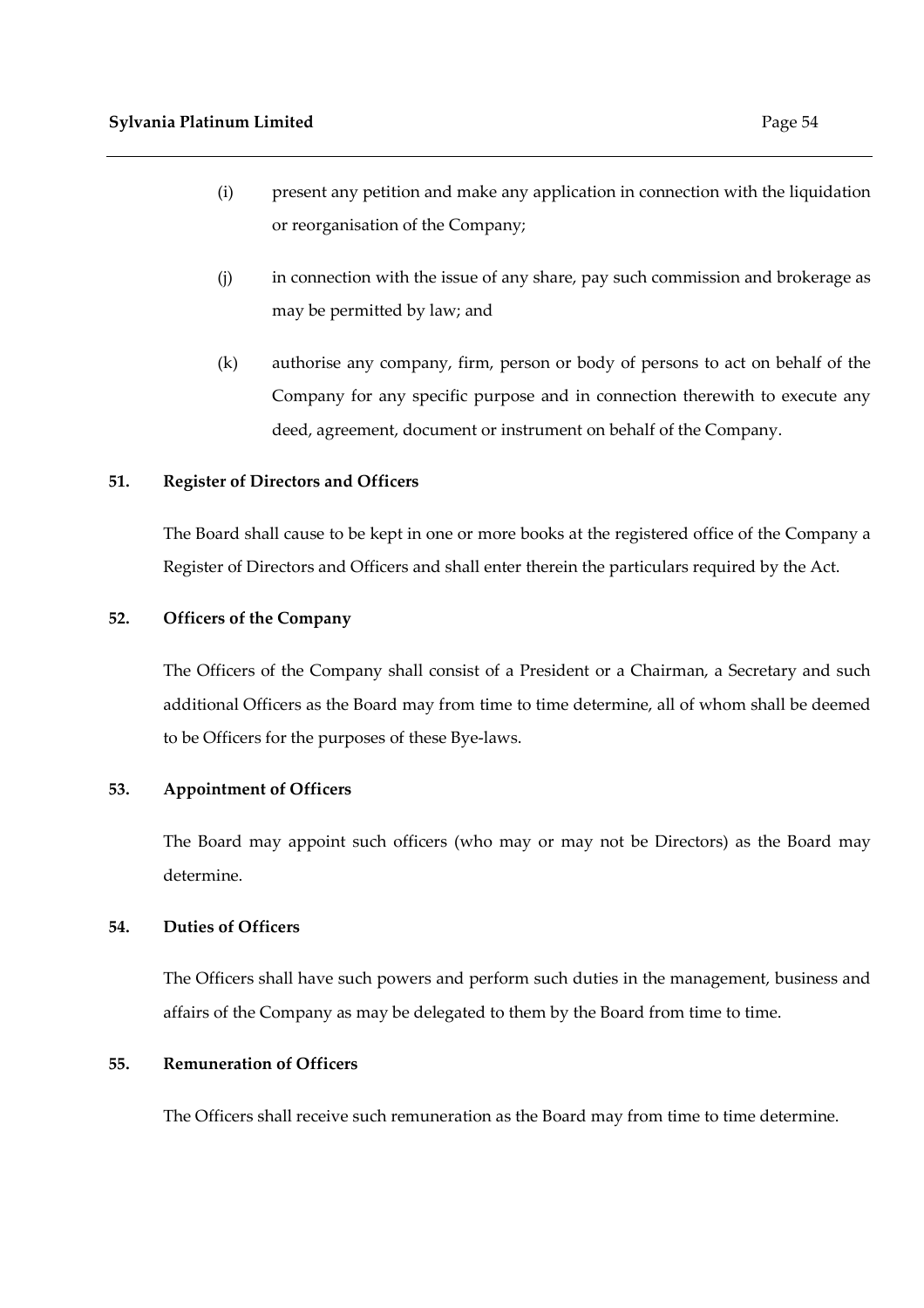(i) present any petition and make any application in connection with the liquidation or reorganisation of the Company;

(j) in connection with the issue of any share, pay such commission and brokerage as may be permitted by law; and

(k) authorise any company, firm, person or body of persons to act on behalf of the Company for any specific purpose and in connection therewith to execute any deed, agreement, document or instrument on behalf of the Company.

## 51. Register of Directors and Officers

The Board shall cause to be kept in one or more books at the registered office of the Company a Register of Directors and Officers and shall enter therein the particulars required by the Act.

## 52. Officers of the Company

The Officers of the Company shall consist of a President or a Chairman, a Secretary and such additional Officers as the Board may from time to time determine, all of whom shall be deemed to be Officers for the purposes of these Bye-laws.

## 53. Appointment of Officers

The Board may appoint such officers (who may or may not be Directors) as the Board may determine.

## 54. Duties of Officers

The Officers shall have such powers and perform such duties in the management, business and affairs of the Company as may be delegated to them by the Board from time to time.

## 55. Remuneration of Officers

The Officers shall receive such remuneration as the Board may from time to time determine.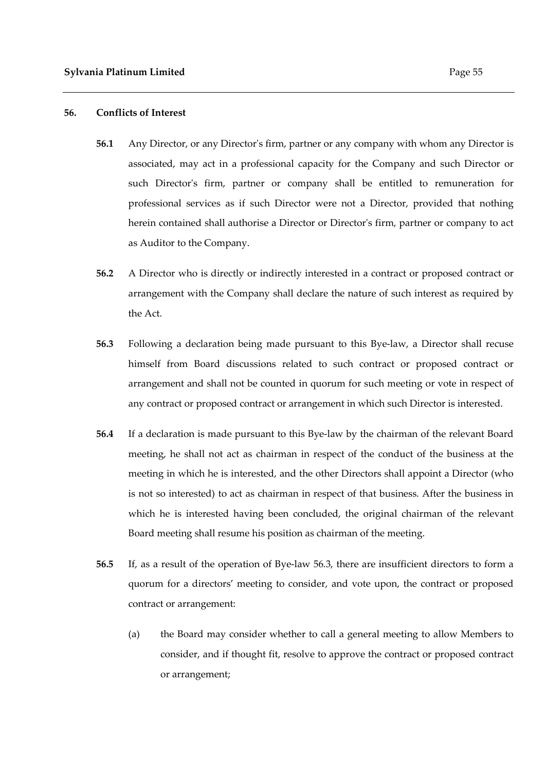## 56. Conflicts of Interest

**56.1** Any Director, or any Director's firm, partner or any company with whom any Director is associated, may act in a professional capacity for the Company and such Director or such Director's firm, partner or company shall be entitled to remuneration for professional services as if such Director were not a Director, provided that nothing herein contained shall authorise a Director or Director's firm, partner or company to act as Auditor to the Company.

**56.2** A Director who is directly or indirectly interested in a contract or proposed contract or arrangement with the Company shall declare the nature of such interest as required by the Act.

**56.3** Following a declaration being made pursuant to this Bye-law, a Director shall recuse himself from Board discussions related to such contract or proposed contract or arrangement and shall not be counted in quorum for such meeting or vote in respect of any contract or proposed contract or arrangement in which such Director is interested.

**56.4** If a declaration is made pursuant to this Bye-law by the chairman of the relevant Board meeting, he shall not act as chairman in respect of the conduct of the business at the meeting in which he is interested, and the other Directors shall appoint a Director (who is not so interested) to act as chairman in respect of that business. After the business in which he is interested having been concluded, the original chairman of the relevant Board meeting shall resume his position as chairman of the meeting.

**56.5** If, as a result of the operation of Bye-law 56.3, there are insufficient directors to form a quorum for a directors' meeting to consider, and vote upon, the contract or proposed contract or arrangement:

(a) the Board may consider whether to call a general meeting to allow Members to consider, and if thought fit, resolve to approve the contract or proposed contract or arrangement;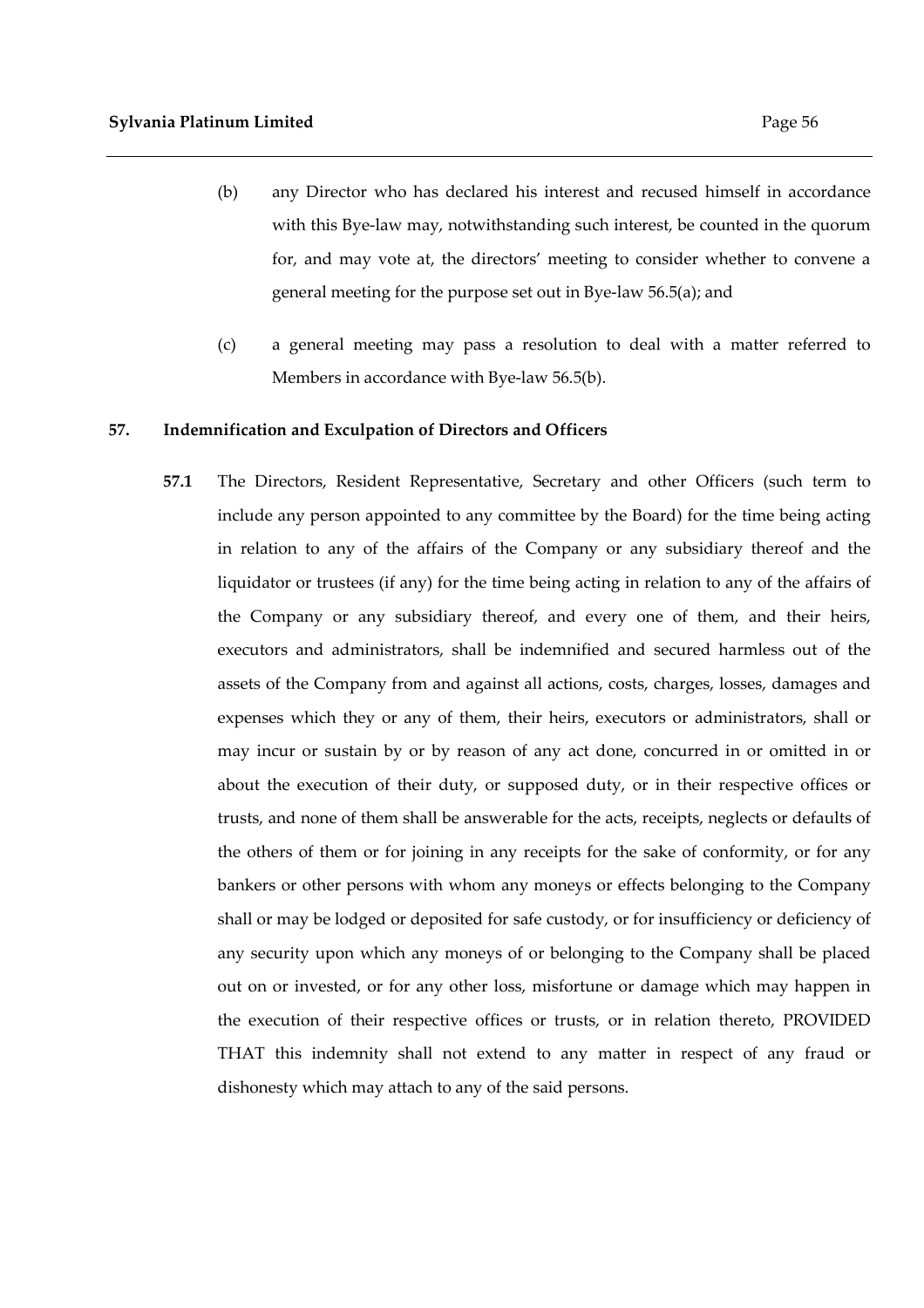(b) any Director who has declared his interest and recused himself in accordance with this Bye-law may, notwithstanding such interest, be counted in the quorum for, and may vote at, the directors' meeting to consider whether to convene a general meeting for the purpose set out in Bye-law 56.5(a); and

(c) a general meeting may pass a resolution to deal with a matter referred to Members in accordance with Bye-law 56.5(b).

## 57. Indemnification and Exculpation of Directors and Officers

**57.1** The Directors, Resident Representative, Secretary and other Officers (such term to include any person appointed to any committee by the Board) for the time being acting in relation to any of the affairs of the Company or any subsidiary thereof and the liquidator or trustees (if any) for the time being acting in relation to any of the affairs of the Company or any subsidiary thereof, and every one of them, and their heirs, executors and administrators, shall be indemnified and secured harmless out of the assets of the Company from and against all actions, costs, charges, losses, damages and expenses which they or any of them, their heirs, executors or administrators, shall or may incur or sustain by or by reason of any act done, concurred in or omitted in or about the execution of their duty, or supposed duty, or in their respective offices or trusts, and none of them shall be answerable for the acts, receipts, neglects or defaults of the others of them or for joining in any receipts for the sake of conformity, or for any bankers or other persons with whom any moneys or effects belonging to the Company shall or may be lodged or deposited for safe custody, or for insufficiency or deficiency of any security upon which any moneys of or belonging to the Company shall be placed out on or invested, or for any other loss, misfortune or damage which may happen in the execution of their respective offices or trusts, or in relation thereto, PROVIDED THAT this indemnity shall not extend to any matter in respect of any fraud or dishonesty which may attach to any of the said persons.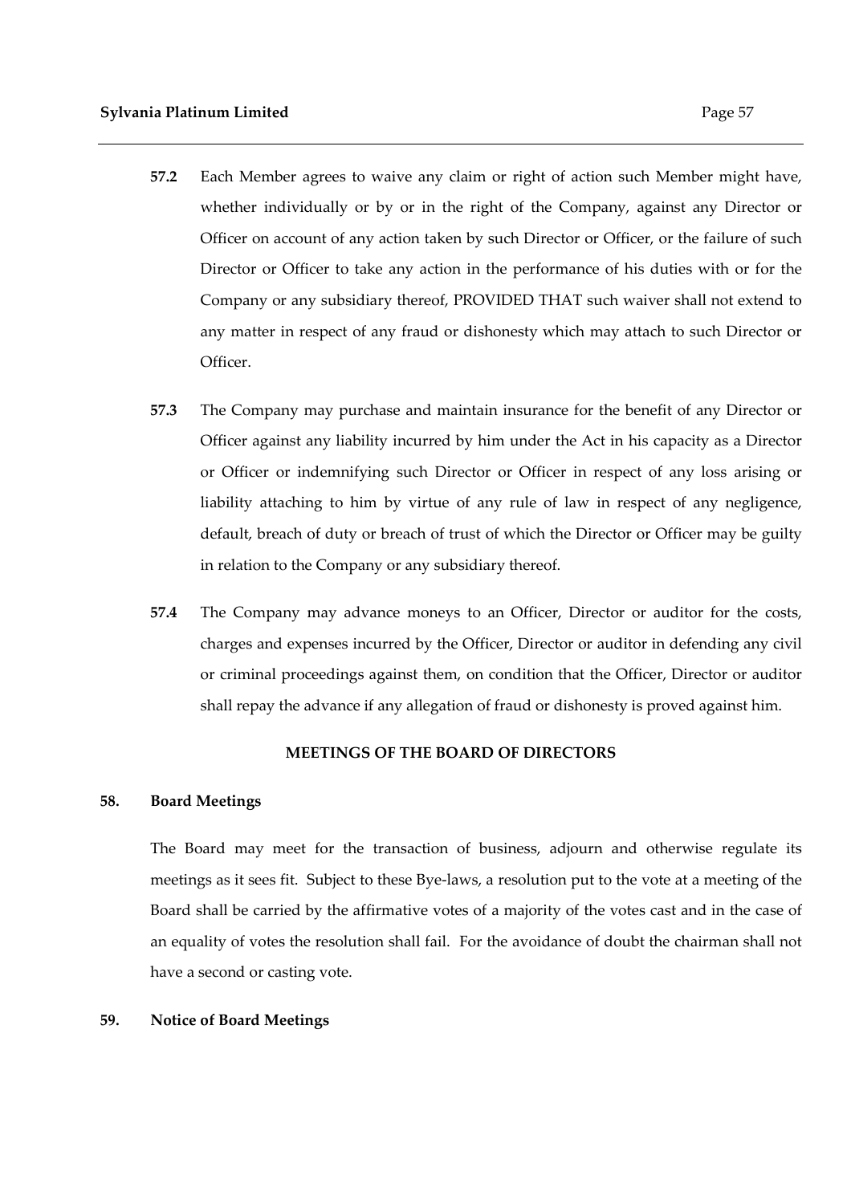**57.2** Each Member agrees to waive any claim or right of action such Member might have, whether individually or by or in the right of the Company, against any Director or Officer on account of any action taken by such Director or Officer, or the failure of such Director or Officer to take any action in the performance of his duties with or for the Company or any subsidiary thereof, PROVIDED THAT such waiver shall not extend to any matter in respect of any fraud or dishonesty which may attach to such Director or Officer.

**57.3** The Company may purchase and maintain insurance for the benefit of any Director or Officer against any liability incurred by him under the Act in his capacity as a Director or Officer or indemnifying such Director or Officer in respect of any loss arising or liability attaching to him by virtue of any rule of law in respect of any negligence, default, breach of duty or breach of trust of which the Director or Officer may be guilty in relation to the Company or any subsidiary thereof.

**57.4** The Company may advance moneys to an Officer, Director or auditor for the costs, charges and expenses incurred by the Officer, Director or auditor in defending any civil or criminal proceedings against them, on condition that the Officer, Director or auditor shall repay the advance if any allegation of fraud or dishonesty is proved against him.

## MEETINGS OF THE BOARD OF DIRECTORS

### 58. Board Meetings

The Board may meet for the transaction of business, adjourn and otherwise regulate its meetings as it sees fit. Subject to these Bye-laws, a resolution put to the vote at a meeting of the Board shall be carried by the affirmative votes of a majority of the votes cast and in the case of an equality of votes the resolution shall fail. For the avoidance of doubt the chairman shall not have a second or casting vote.

### 59. Notice of Board Meetings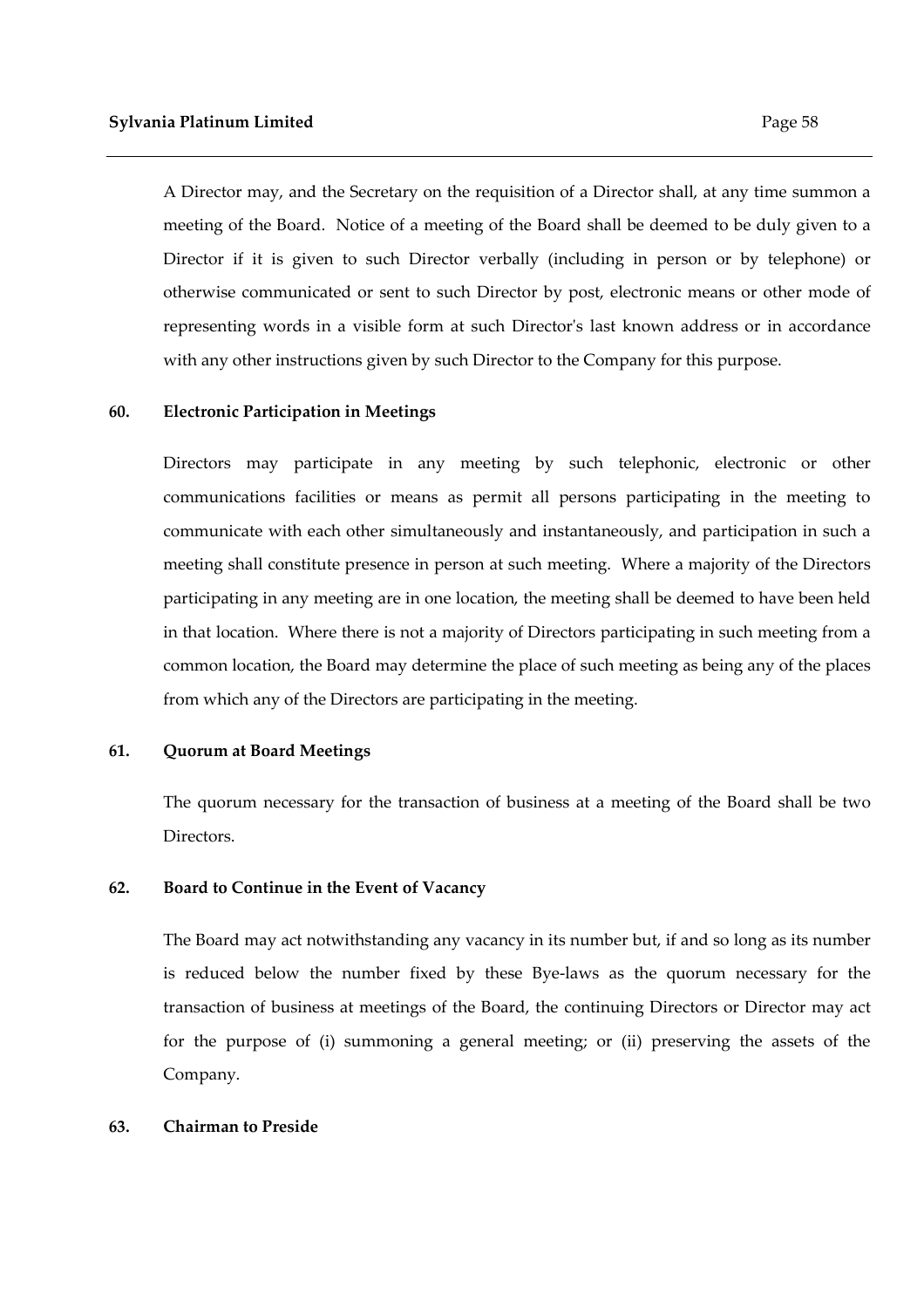A Director may, and the Secretary on the requisition of a Director shall, at any time summon a meeting of the Board. Notice of a meeting of the Board shall be deemed to be duly given to a Director if it is given to such Director verbally (including in person or by telephone) or otherwise communicated or sent to such Director by post, electronic means or other mode of representing words in a visible form at such Director's last known address or in accordance with any other instructions given by such Director to the Company for this purpose.

## 60. Electronic Participation in Meetings

Directors may participate in any meeting by such telephonic, electronic or other communications facilities or means as permit all persons participating in the meeting to communicate with each other simultaneously and instantaneously, and participation in such a meeting shall constitute presence in person at such meeting. Where a majority of the Directors participating in any meeting are in one location, the meeting shall be deemed to have been held in that location. Where there is not a majority of Directors participating in such meeting from a common location, the Board may determine the place of such meeting as being any of the places from which any of the Directors are participating in the meeting.

## 61. Quorum at Board Meetings

The quorum necessary for the transaction of business at a meeting of the Board shall be two Directors.

## 62. Board to Continue in the Event of Vacancy

The Board may act notwithstanding any vacancy in its number but, if and so long as its number is reduced below the number fixed by these Bye-laws as the quorum necessary for the transaction of business at meetings of the Board, the continuing Directors or Director may act for the purpose of (i) summoning a general meeting; or (ii) preserving the assets of the Company.

## 63. Chairman to Preside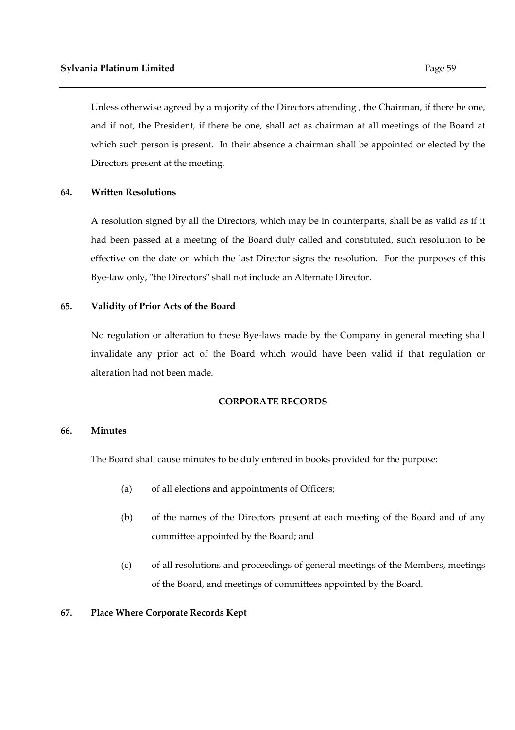Unless otherwise agreed by a majority of the Directors attending , the Chairman, if there be one, and if not, the President, if there be one, shall act as chairman at all meetings of the Board at which such person is present. In their absence a chairman shall be appointed or elected by the Directors present at the meeting.

**64. Written Resolutions**

A resolution signed by all the Directors, which may be in counterparts, shall be as valid as if it had been passed at a meeting of the Board duly called and constituted, such resolution to be effective on the date on which the last Director signs the resolution. For the purposes of this Bye-law only, "the Directors" shall not include an Alternate Director.

**65. Validity of Prior Acts of the Board**

No regulation or alteration to these Bye-laws made by the Company in general meeting shall invalidate any prior act of the Board which would have been valid if that regulation or alteration had not been made.

**CORPORATE RECORDS**

**66. Minutes**

The Board shall cause minutes to be duly entered in books provided for the purpose:

(a) of all elections and appointments of Officers;

(b) of the names of the Directors present at each meeting of the Board and of any committee appointed by the Board; and

(c) of all resolutions and proceedings of general meetings of the Members, meetings of the Board, and meetings of committees appointed by the Board.

**67. Place Where Corporate Records Kept**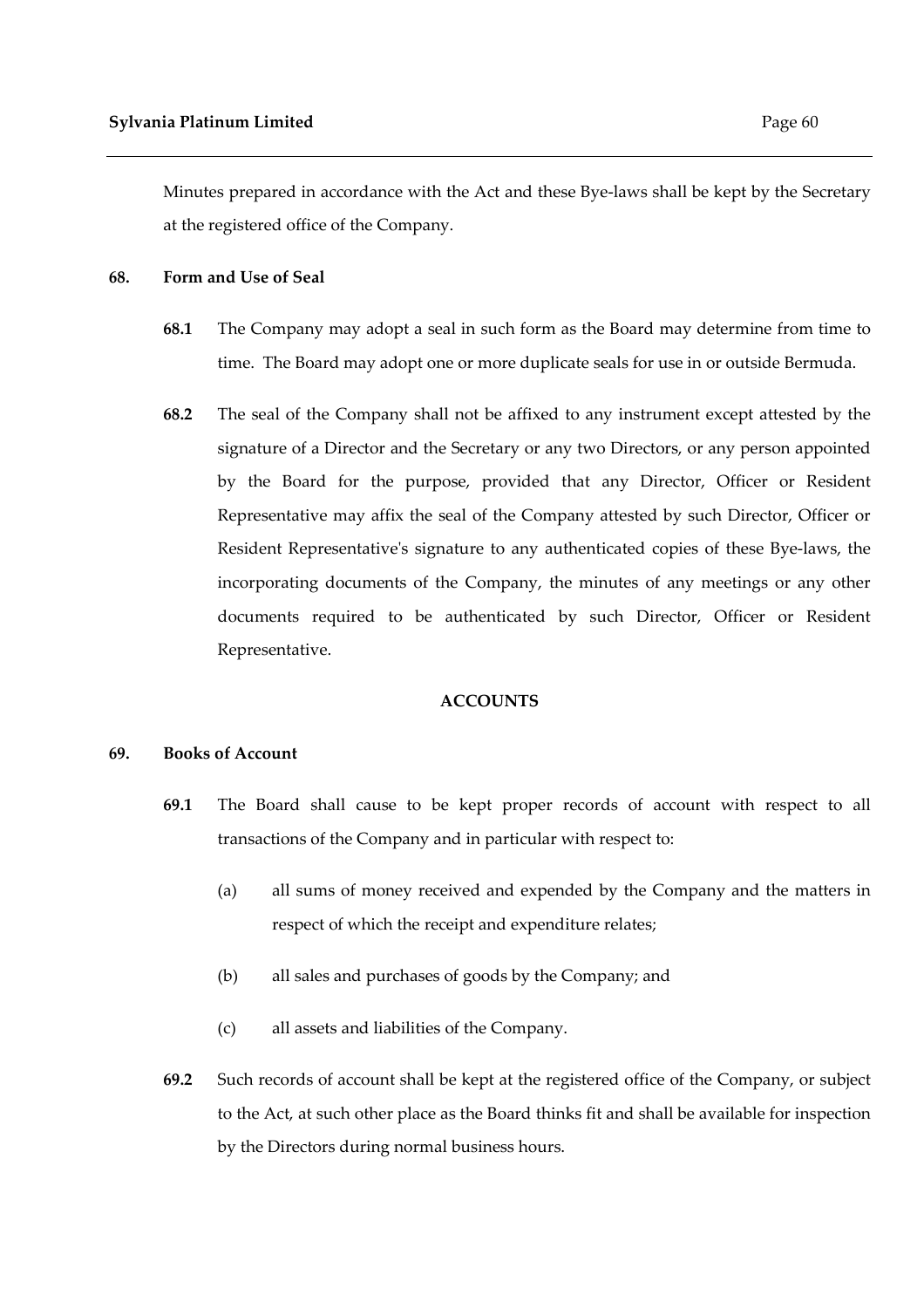Minutes prepared in accordance with the Act and these Bye-laws shall be kept by the Secretary at the registered office of the Company.

**68. Form and Use of Seal**

**68.1** The Company may adopt a seal in such form as the Board may determine from time to time. The Board may adopt one or more duplicate seals for use in or outside Bermuda.

**68.2** The seal of the Company shall not be affixed to any instrument except attested by the signature of a Director and the Secretary or any two Directors, or any person appointed by the Board for the purpose, provided that any Director, Officer or Resident Representative may affix the seal of the Company attested by such Director, Officer or Resident Representative's signature to any authenticated copies of these Bye-laws, the incorporating documents of the Company, the minutes of any meetings or any other documents required to be authenticated by such Director, Officer or Resident Representative.

## ACCOUNTS

**69. Books of Account**

**69.1** The Board shall cause to be kept proper records of account with respect to all transactions of the Company and in particular with respect to:

(a) all sums of money received and expended by the Company and the matters in respect of which the receipt and expenditure relates;

(b) all sales and purchases of goods by the Company; and

(c) all assets and liabilities of the Company.

**69.2** Such records of account shall be kept at the registered office of the Company, or subject to the Act, at such other place as the Board thinks fit and shall be available for inspection by the Directors during normal business hours.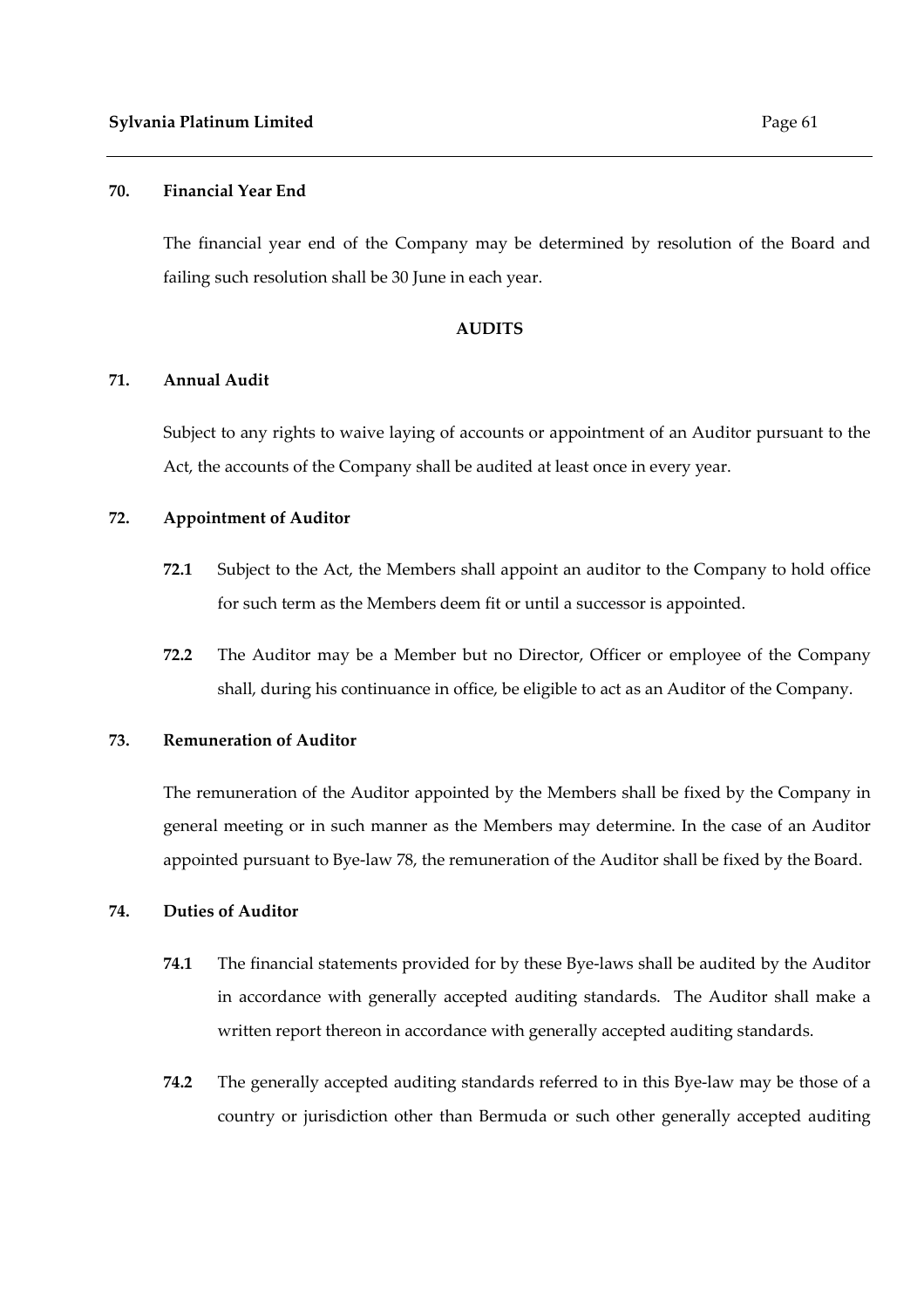**70. Financial Year End**

The financial year end of the Company may be determined by resolution of the Board and failing such resolution shall be 30 June in each year.

**AUDITS**

**71. Annual Audit**

Subject to any rights to waive laying of accounts or appointment of an Auditor pursuant to the Act, the accounts of the Company shall be audited at least once in every year.

**72. Appointment of Auditor**

**72.1** Subject to the Act, the Members shall appoint an auditor to the Company to hold office for such term as the Members deem fit or until a successor is appointed.

**72.2** The Auditor may be a Member but no Director, Officer or employee of the Company shall, during his continuance in office, be eligible to act as an Auditor of the Company.

**73. Remuneration of Auditor**

The remuneration of the Auditor appointed by the Members shall be fixed by the Company in general meeting or in such manner as the Members may determine. In the case of an Auditor appointed pursuant to Bye-law 78, the remuneration of the Auditor shall be fixed by the Board.

**74. Duties of Auditor**

**74.1** The financial statements provided for by these Bye-laws shall be audited by the Auditor in accordance with generally accepted auditing standards. The Auditor shall make a written report thereon in accordance with generally accepted auditing standards.

**74.2** The generally accepted auditing standards referred to in this Bye-law may be those of a country or jurisdiction other than Bermuda or such other generally accepted auditing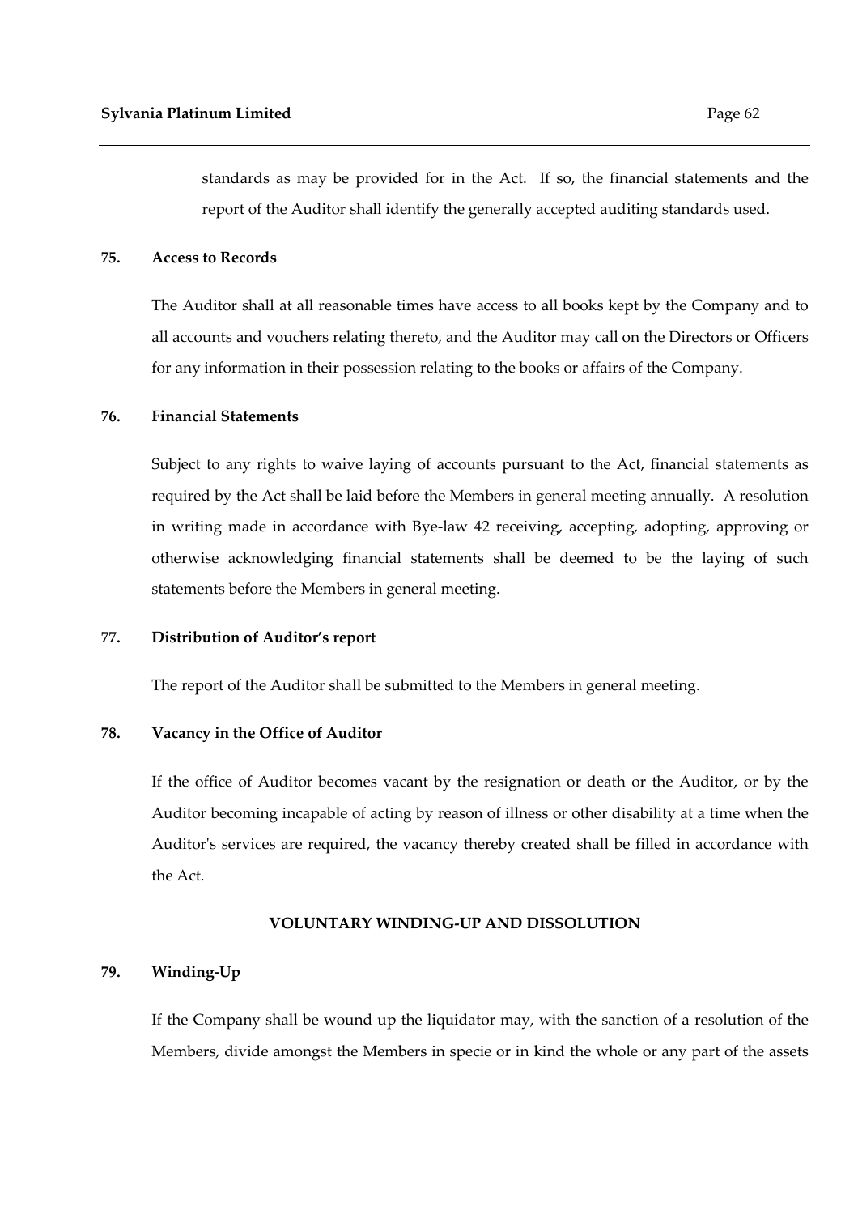standards as may be provided for in the Act. If so, the financial statements and the report of the Auditor shall identify the generally accepted auditing standards used.

**75. Access to Records**

The Auditor shall at all reasonable times have access to all books kept by the Company and to all accounts and vouchers relating thereto, and the Auditor may call on the Directors or Officers for any information in their possession relating to the books or affairs of the Company.

**76. Financial Statements**

Subject to any rights to waive laying of accounts pursuant to the Act, financial statements as required by the Act shall be laid before the Members in general meeting annually. A resolution in writing made in accordance with Bye-law 42 receiving, accepting, adopting, approving or otherwise acknowledging financial statements shall be deemed to be the laying of such statements before the Members in general meeting.

**77. Distribution of Auditor's report**

The report of the Auditor shall be submitted to the Members in general meeting.

**78. Vacancy in the Office of Auditor**

If the office of Auditor becomes vacant by the resignation or death or the Auditor, or by the Auditor becoming incapable of acting by reason of illness or other disability at a time when the Auditor's services are required, the vacancy thereby created shall be filled in accordance with the Act.

## VOLUNTARY WINDING-UP AND DISSOLUTION

**79. Winding-Up**

If the Company shall be wound up the liquidator may, with the sanction of a resolution of the Members, divide amongst the Members in specie or in kind the whole or any part of the assets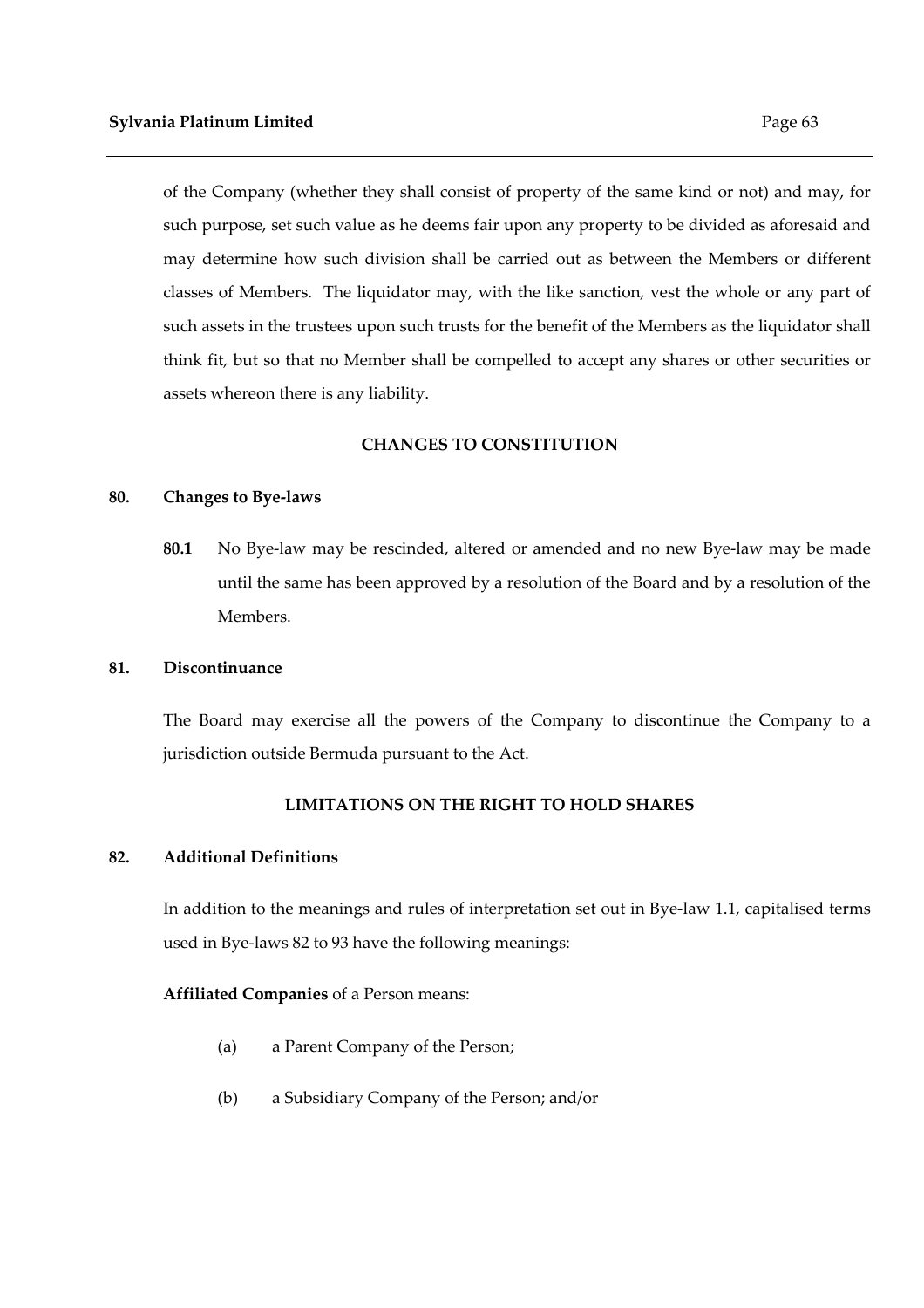of the Company (whether they shall consist of property of the same kind or not) and may, for such purpose, set such value as he deems fair upon any property to be divided as aforesaid and may determine how such division shall be carried out as between the Members or different classes of Members. The liquidator may, with the like sanction, vest the whole or any part of such assets in the trustees upon such trusts for the benefit of the Members as the liquidator shall think fit, but so that no Member shall be compelled to accept any shares or other securities or assets whereon there is any liability.

## CHANGES TO CONSTITUTION

### 80. Changes to Bye-laws

**80.1** No Bye-law may be rescinded, altered or amended and no new Bye-law may be made until the same has been approved by a resolution of the Board and by a resolution of the Members.

### 81. Discontinuance

The Board may exercise all the powers of the Company to discontinue the Company to a jurisdiction outside Bermuda pursuant to the Act.

## LIMITATIONS ON THE RIGHT TO HOLD SHARES

### 82. Additional Definitions

In addition to the meanings and rules of interpretation set out in Bye-law 1.1, capitalised terms used in Bye-laws 82 to 93 have the following meanings:

**Affiliated Companies** of a Person means:

(a) a Parent Company of the Person;

(b) a Subsidiary Company of the Person; and/or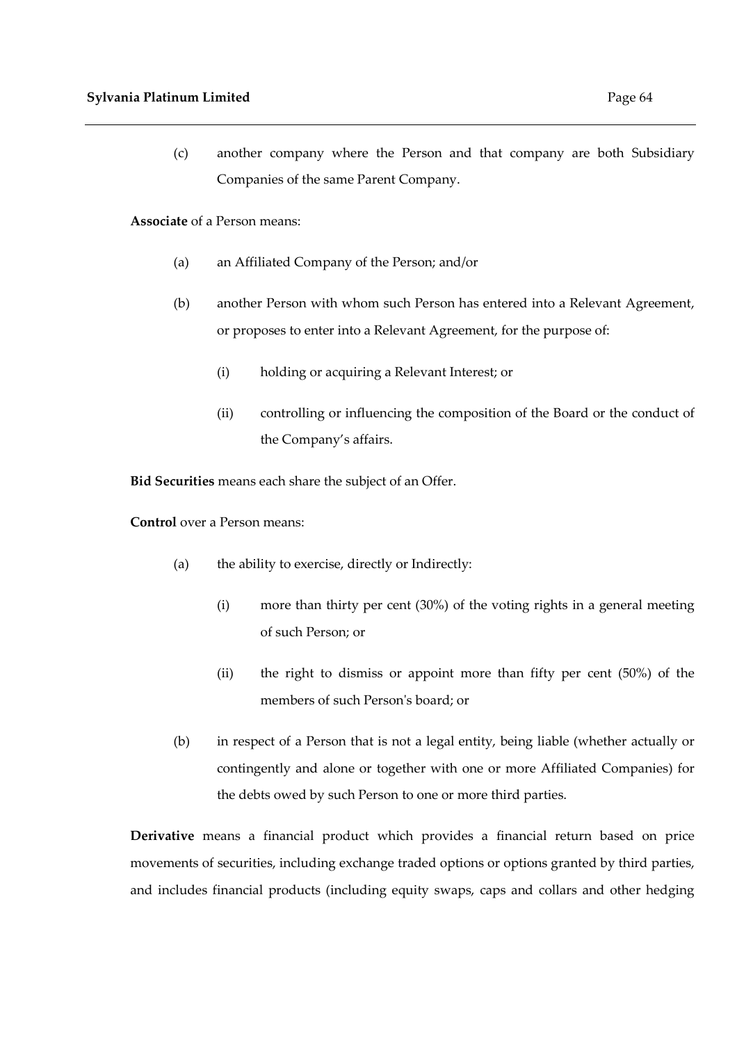(c) another company where the Person and that company are both Subsidiary Companies of the same Parent Company.

**Associate** of a Person means:

(a) an Affiliated Company of the Person; and/or

(b) another Person with whom such Person has entered into a Relevant Agreement, or proposes to enter into a Relevant Agreement, for the purpose of:

(i) holding or acquiring a Relevant Interest; or

(ii) controlling or influencing the composition of the Board or the conduct of the Company's affairs.

**Bid Securities** means each share the subject of an Offer.

**Control** over a Person means:

(a) the ability to exercise, directly or Indirectly:

(i) more than thirty per cent (30%) of the voting rights in a general meeting of such Person; or

(ii) the right to dismiss or appoint more than fifty per cent (50%) of the members of such Person's board; or

(b) in respect of a Person that is not a legal entity, being liable (whether actually or contingently and alone or together with one or more Affiliated Companies) for the debts owed by such Person to one or more third parties.

**Derivative** means a financial product which provides a financial return based on price movements of securities, including exchange traded options or options granted by third parties, and includes financial products (including equity swaps, caps and collars and other hedging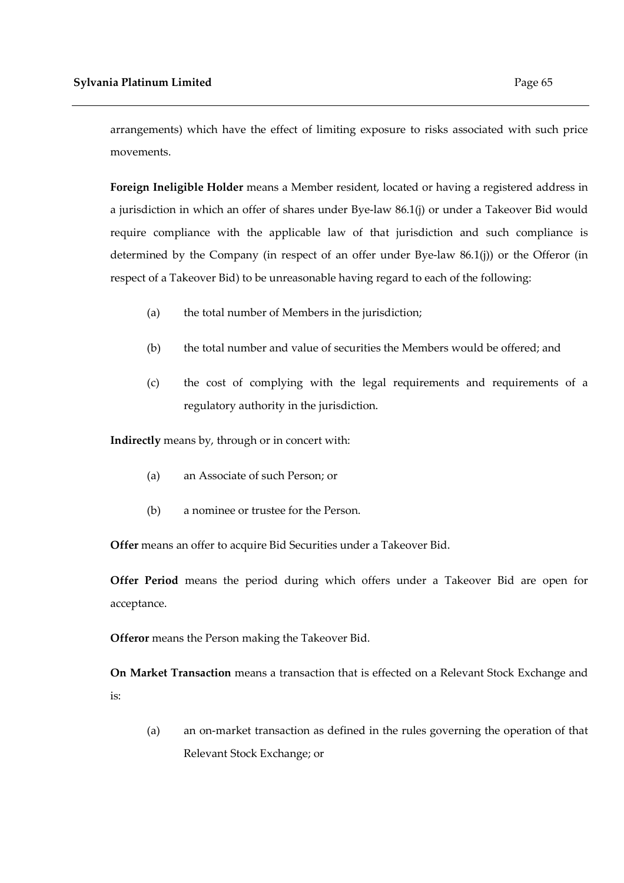arrangements) which have the effect of limiting exposure to risks associated with such price movements.

**Foreign Ineligible Holder** means a Member resident, located or having a registered address in a jurisdiction in which an offer of shares under Bye-law 86.1(j) or under a Takeover Bid would require compliance with the applicable law of that jurisdiction and such compliance is determined by the Company (in respect of an offer under Bye-law 86.1(j)) or the Offeror (in respect of a Takeover Bid) to be unreasonable having regard to each of the following:

(a) the total number of Members in the jurisdiction;

(b) the total number and value of securities the Members would be offered; and

(c) the cost of complying with the legal requirements and requirements of a regulatory authority in the jurisdiction.

**Indirectly** means by, through or in concert with:

(a) an Associate of such Person; or

(b) a nominee or trustee for the Person.

**Offer** means an offer to acquire Bid Securities under a Takeover Bid.

**Offer Period** means the period during which offers under a Takeover Bid are open for acceptance.

**Offeror** means the Person making the Takeover Bid.

**On Market Transaction** means a transaction that is effected on a Relevant Stock Exchange and is:

(a) an on-market transaction as defined in the rules governing the operation of that Relevant Stock Exchange; or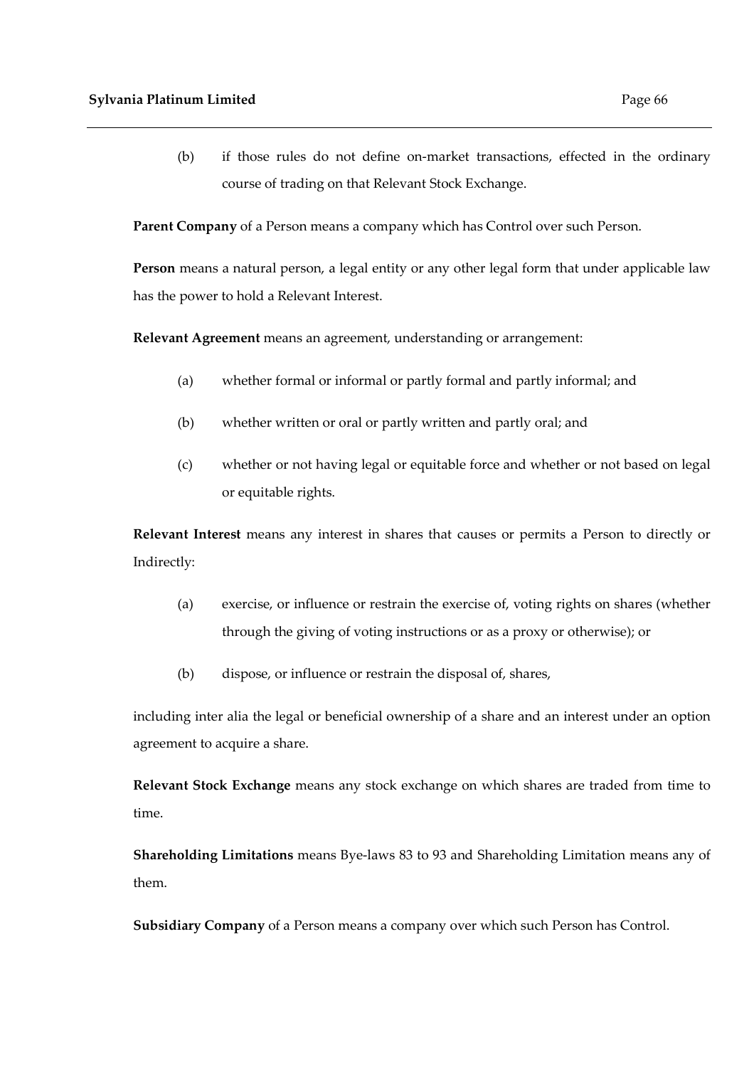(b) if those rules do not define on-market transactions, effected in the ordinary course of trading on that Relevant Stock Exchange.

**Parent Company** of a Person means a company which has Control over such Person.

**Person** means a natural person, a legal entity or any other legal form that under applicable law has the power to hold a Relevant Interest.

**Relevant Agreement** means an agreement, understanding or arrangement:

(a) whether formal or informal or partly formal and partly informal; and

(b) whether written or oral or partly written and partly oral; and

(c) whether or not having legal or equitable force and whether or not based on legal or equitable rights.

**Relevant Interest** means any interest in shares that causes or permits a Person to directly or Indirectly:

(a) exercise, or influence or restrain the exercise of, voting rights on shares (whether through the giving of voting instructions or as a proxy or otherwise); or

(b) dispose, or influence or restrain the disposal of, shares,

including inter alia the legal or beneficial ownership of a share and an interest under an option agreement to acquire a share.

**Relevant Stock Exchange** means any stock exchange on which shares are traded from time to time.

**Shareholding Limitations** means Bye-laws 83 to 93 and Shareholding Limitation means any of them.

**Subsidiary Company** of a Person means a company over which such Person has Control.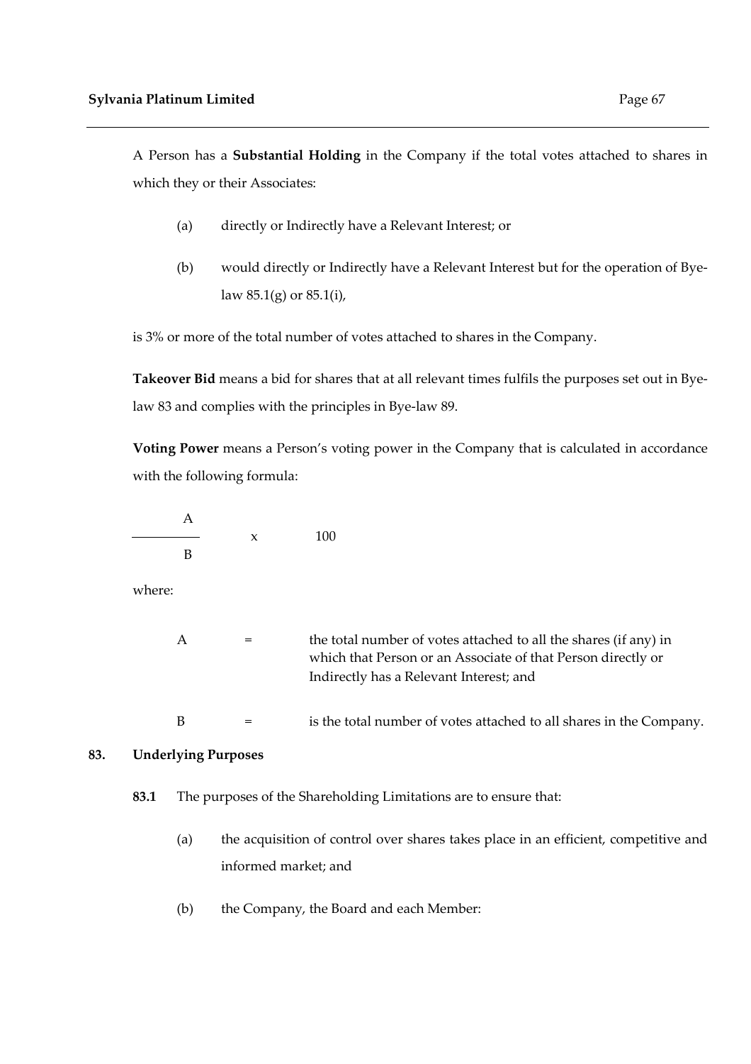A Person has a **Substantial Holding** in the Company if the total votes attached to shares in which they or their Associates:

(a) directly or Indirectly have a Relevant Interest; or

(b) would directly or Indirectly have a Relevant Interest but for the operation of Bye-law 85.1(g) or 85.1(i),

is 3% or more of the total number of votes attached to shares in the Company.

**Takeover Bid** means a bid for shares that at all relevant times fulfils the purposes set out in Bye-law 83 and complies with the principles in Bye-law 89.

**Voting Power** means a Person's voting power in the Company that is calculated in accordance with the following formula:

$$\frac{A}{B} \times 100$$

where:

A = the total number of votes attached to all the shares (if any) in which that Person or an Associate of that Person directly or Indirectly has a Relevant Interest; and

B = is the total number of votes attached to all shares in the Company.

## 83. Underlying Purposes

**83.1** The purposes of the Shareholding Limitations are to ensure that:

(a) the acquisition of control over shares takes place in an efficient, competitive and informed market; and

(b) the Company, the Board and each Member: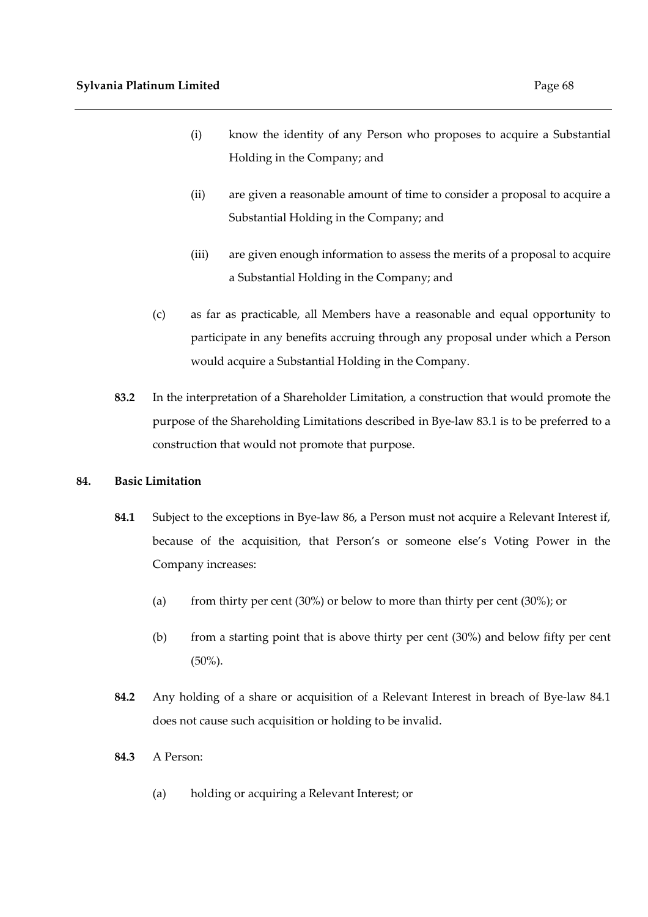(i) know the identity of any Person who proposes to acquire a Substantial Holding in the Company; and

(ii) are given a reasonable amount of time to consider a proposal to acquire a Substantial Holding in the Company; and

(iii) are given enough information to assess the merits of a proposal to acquire a Substantial Holding in the Company; and

(c) as far as practicable, all Members have a reasonable and equal opportunity to participate in any benefits accruing through any proposal under which a Person would acquire a Substantial Holding in the Company.

**83.2** In the interpretation of a Shareholder Limitation, a construction that would promote the purpose of the Shareholding Limitations described in Bye-law 83.1 is to be preferred to a construction that would not promote that purpose.

**84. Basic Limitation**

**84.1** Subject to the exceptions in Bye-law 86, a Person must not acquire a Relevant Interest if, because of the acquisition, that Person's or someone else's Voting Power in the Company increases:

(a) from thirty per cent (30%) or below to more than thirty per cent (30%); or

(b) from a starting point that is above thirty per cent (30%) and below fifty per cent (50%).

**84.2** Any holding of a share or acquisition of a Relevant Interest in breach of Bye-law 84.1 does not cause such acquisition or holding to be invalid.

**84.3** A Person:

(a) holding or acquiring a Relevant Interest; or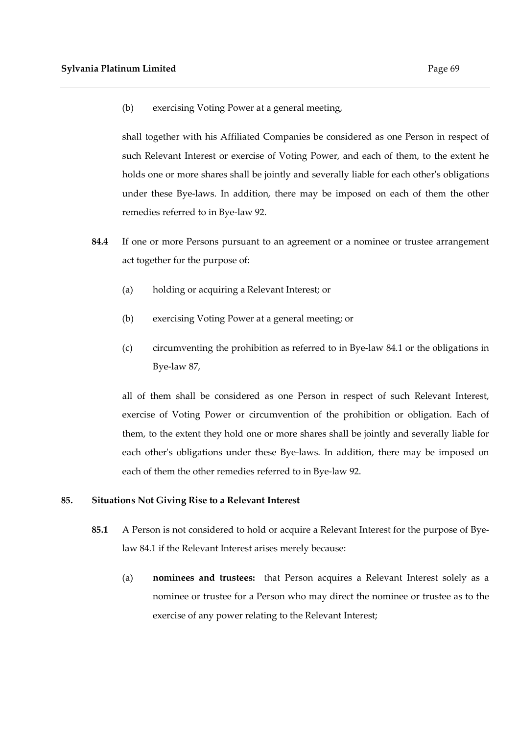(b) exercising Voting Power at a general meeting,

shall together with his Affiliated Companies be considered as one Person in respect of such Relevant Interest or exercise of Voting Power, and each of them, to the extent he holds one or more shares shall be jointly and severally liable for each other's obligations under these Bye-laws. In addition, there may be imposed on each of them the other remedies referred to in Bye-law 92.

**84.4** If one or more Persons pursuant to an agreement or a nominee or trustee arrangement act together for the purpose of:

(a) holding or acquiring a Relevant Interest; or

(b) exercising Voting Power at a general meeting; or

(c) circumventing the prohibition as referred to in Bye-law 84.1 or the obligations in Bye-law 87,

all of them shall be considered as one Person in respect of such Relevant Interest, exercise of Voting Power or circumvention of the prohibition or obligation. Each of them, to the extent they hold one or more shares shall be jointly and severally liable for each other's obligations under these Bye-laws. In addition, there may be imposed on each of them the other remedies referred to in Bye-law 92.

**85. Situations Not Giving Rise to a Relevant Interest**

**85.1** A Person is not considered to hold or acquire a Relevant Interest for the purpose of Bye-law 84.1 if the Relevant Interest arises merely because:

(a) **nominees and trustees:** that Person acquires a Relevant Interest solely as a nominee or trustee for a Person who may direct the nominee or trustee as to the exercise of any power relating to the Relevant Interest;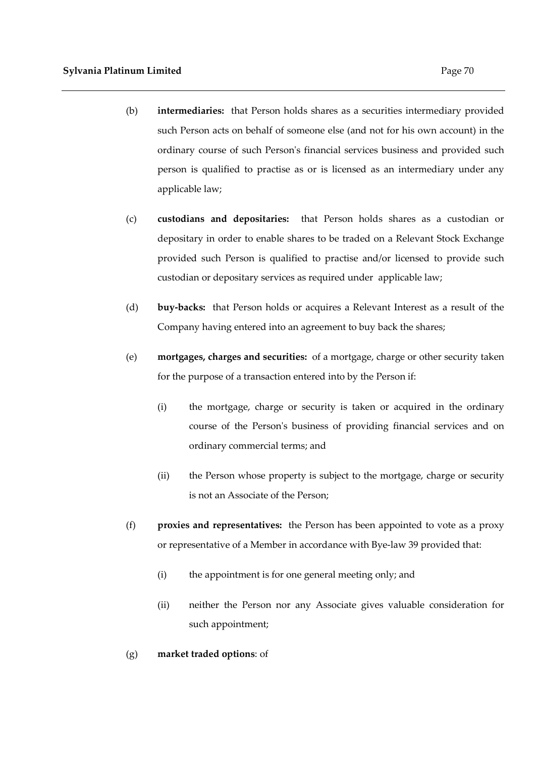(b) **intermediaries:** that Person holds shares as a securities intermediary provided such Person acts on behalf of someone else (and not for his own account) in the ordinary course of such Person's financial services business and provided such person is qualified to practise as or is licensed as an intermediary under any applicable law;

(c) **custodians and depositaries:** that Person holds shares as a custodian or depositary in order to enable shares to be traded on a Relevant Stock Exchange provided such Person is qualified to practise and/or licensed to provide such custodian or depositary services as required under applicable law;

(d) **buy-backs:** that Person holds or acquires a Relevant Interest as a result of the Company having entered into an agreement to buy back the shares;

(e) **mortgages, charges and securities:** of a mortgage, charge or other security taken for the purpose of a transaction entered into by the Person if:

   (i) the mortgage, charge or security is taken or acquired in the ordinary course of the Person's business of providing financial services and on ordinary commercial terms; and

   (ii) the Person whose property is subject to the mortgage, charge or security is not an Associate of the Person;

(f) **proxies and representatives:** the Person has been appointed to vote as a proxy or representative of a Member in accordance with Bye-law 39 provided that:

   (i) the appointment is for one general meeting only; and

   (ii) neither the Person nor any Associate gives valuable consideration for such appointment;

(g) **market traded options**: of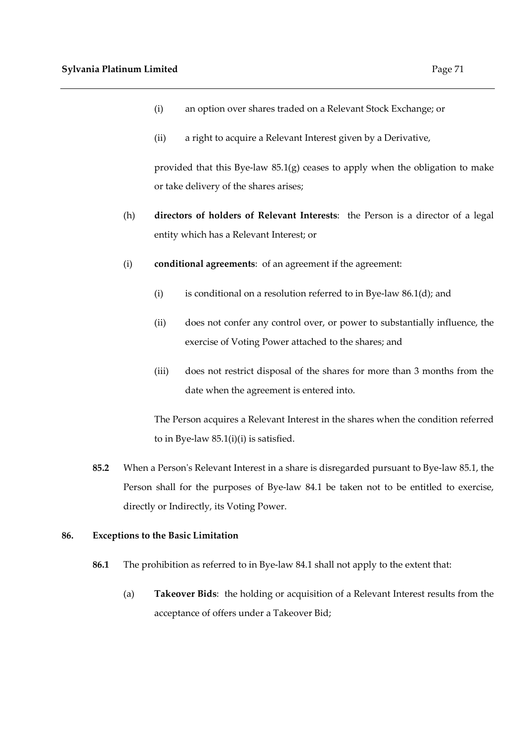(i) an option over shares traded on a Relevant Stock Exchange; or

(ii) a right to acquire a Relevant Interest given by a Derivative,

provided that this Bye-law 85.1(g) ceases to apply when the obligation to make or take delivery of the shares arises;

(h) **directors of holders of Relevant Interests**: the Person is a director of a legal entity which has a Relevant Interest; or

(i) **conditional agreements**: of an agreement if the agreement:

(i) is conditional on a resolution referred to in Bye-law 86.1(d); and

(ii) does not confer any control over, or power to substantially influence, the exercise of Voting Power attached to the shares; and

(iii) does not restrict disposal of the shares for more than 3 months from the date when the agreement is entered into.

The Person acquires a Relevant Interest in the shares when the condition referred to in Bye-law 85.1(i)(i) is satisfied.

**85.2** When a Person's Relevant Interest in a share is disregarded pursuant to Bye-law 85.1, the Person shall for the purposes of Bye-law 84.1 be taken not to be entitled to exercise, directly or Indirectly, its Voting Power.

## 86. Exceptions to the Basic Limitation

**86.1** The prohibition as referred to in Bye-law 84.1 shall not apply to the extent that:

(a) **Takeover Bids**: the holding or acquisition of a Relevant Interest results from the acceptance of offers under a Takeover Bid;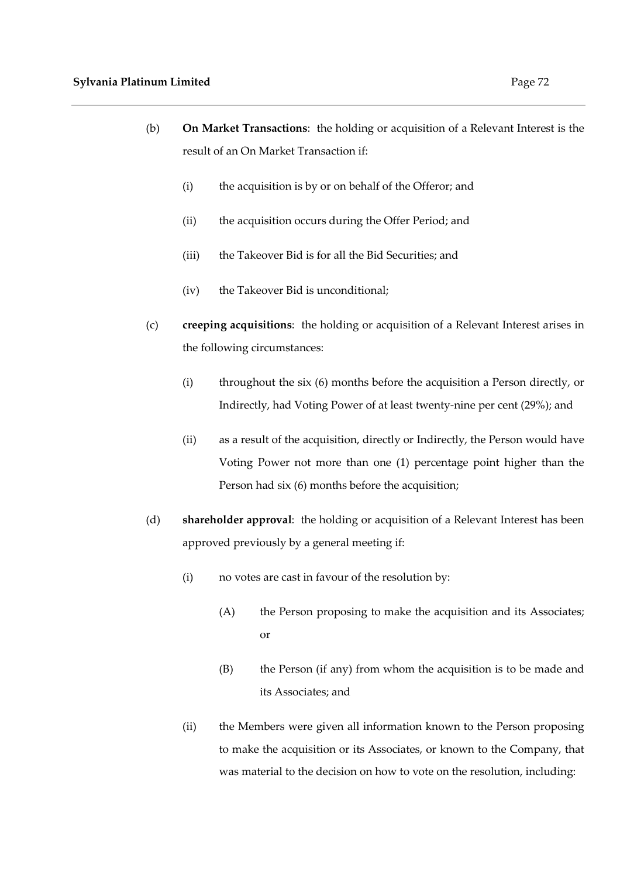(b) **On Market Transactions**: the holding or acquisition of a Relevant Interest is the result of an On Market Transaction if:

   (i) the acquisition is by or on behalf of the Offeror; and

   (ii) the acquisition occurs during the Offer Period; and

   (iii) the Takeover Bid is for all the Bid Securities; and

   (iv) the Takeover Bid is unconditional;

(c) **creeping acquisitions**: the holding or acquisition of a Relevant Interest arises in the following circumstances:

   (i) throughout the six (6) months before the acquisition a Person directly, or Indirectly, had Voting Power of at least twenty-nine per cent (29%); and

   (ii) as a result of the acquisition, directly or Indirectly, the Person would have Voting Power not more than one (1) percentage point higher than the Person had six (6) months before the acquisition;

(d) **shareholder approval**: the holding or acquisition of a Relevant Interest has been approved previously by a general meeting if:

   (i) no votes are cast in favour of the resolution by:

      (A) the Person proposing to make the acquisition and its Associates; or

      (B) the Person (if any) from whom the acquisition is to be made and its Associates; and

   (ii) the Members were given all information known to the Person proposing to make the acquisition or its Associates, or known to the Company, that was material to the decision on how to vote on the resolution, including: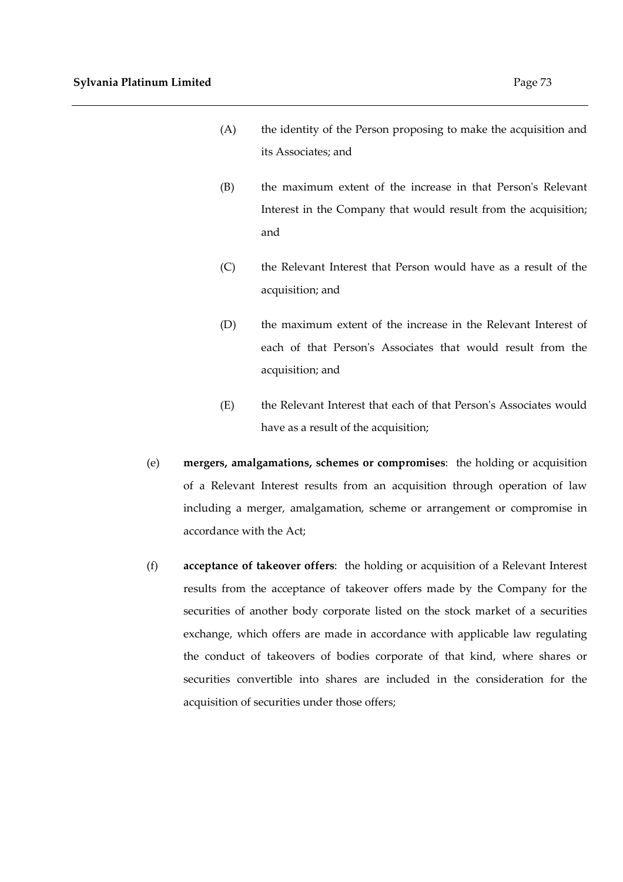(A) the identity of the Person proposing to make the acquisition and its Associates; and

(B) the maximum extent of the increase in that Person's Relevant Interest in the Company that would result from the acquisition; and

(C) the Relevant Interest that Person would have as a result of the acquisition; and

(D) the maximum extent of the increase in the Relevant Interest of each of that Person's Associates that would result from the acquisition; and

(E) the Relevant Interest that each of that Person's Associates would have as a result of the acquisition;

(e) **mergers, amalgamations, schemes or compromises**: the holding or acquisition of a Relevant Interest results from an acquisition through operation of law including a merger, amalgamation, scheme or arrangement or compromise in accordance with the Act;

(f) **acceptance of takeover offers**: the holding or acquisition of a Relevant Interest results from the acceptance of takeover offers made by the Company for the securities of another body corporate listed on the stock market of a securities exchange, which offers are made in accordance with applicable law regulating the conduct of takeovers of bodies corporate of that kind, where shares or securities convertible into shares are included in the consideration for the acquisition of securities under those offers;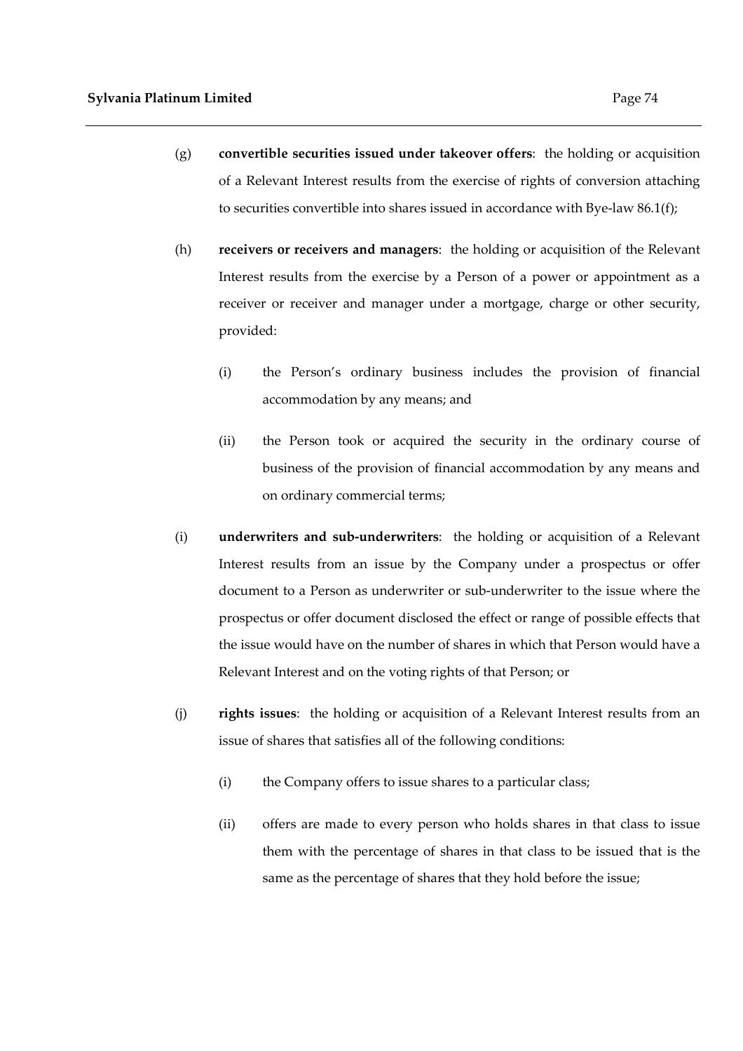(g) **convertible securities issued under takeover offers**: the holding or acquisition of a Relevant Interest results from the exercise of rights of conversion attaching to securities convertible into shares issued in accordance with Bye-law 86.1(f);

(h) **receivers or receivers and managers**: the holding or acquisition of the Relevant Interest results from the exercise by a Person of a power or appointment as a receiver or receiver and manager under a mortgage, charge or other security, provided:

   (i) the Person's ordinary business includes the provision of financial accommodation by any means; and

   (ii) the Person took or acquired the security in the ordinary course of business of the provision of financial accommodation by any means and on ordinary commercial terms;

(i) **underwriters and sub-underwriters**: the holding or acquisition of a Relevant Interest results from an issue by the Company under a prospectus or offer document to a Person as underwriter or sub-underwriter to the issue where the prospectus or offer document disclosed the effect or range of possible effects that the issue would have on the number of shares in which that Person would have a Relevant Interest and on the voting rights of that Person; or

(j) **rights issues**: the holding or acquisition of a Relevant Interest results from an issue of shares that satisfies all of the following conditions:

   (i) the Company offers to issue shares to a particular class;

   (ii) offers are made to every person who holds shares in that class to issue them with the percentage of shares in that class to be issued that is the same as the percentage of shares that they hold before the issue;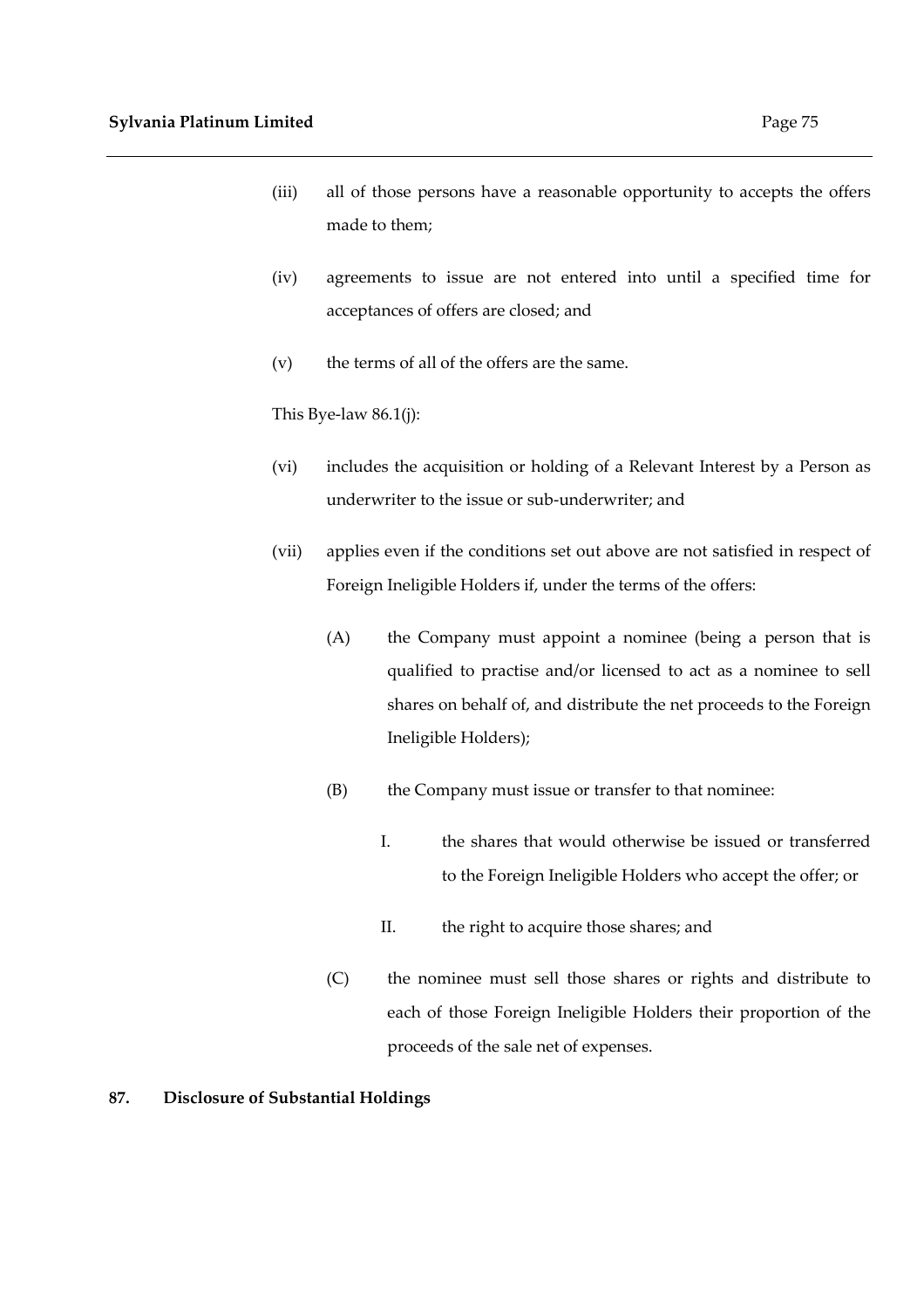(iii) all of those persons have a reasonable opportunity to accepts the offers made to them;

(iv) agreements to issue are not entered into until a specified time for acceptances of offers are closed; and

(v) the terms of all of the offers are the same.

This Bye-law 86.1(j):

(vi) includes the acquisition or holding of a Relevant Interest by a Person as underwriter to the issue or sub-underwriter; and

(vii) applies even if the conditions set out above are not satisfied in respect of Foreign Ineligible Holders if, under the terms of the offers:

(A) the Company must appoint a nominee (being a person that is qualified to practise and/or licensed to act as a nominee to sell shares on behalf of, and distribute the net proceeds to the Foreign Ineligible Holders);

(B) the Company must issue or transfer to that nominee:

I. the shares that would otherwise be issued or transferred to the Foreign Ineligible Holders who accept the offer; or

II. the right to acquire those shares; and

(C) the nominee must sell those shares or rights and distribute to each of those Foreign Ineligible Holders their proportion of the proceeds of the sale net of expenses.

**87. Disclosure of Substantial Holdings**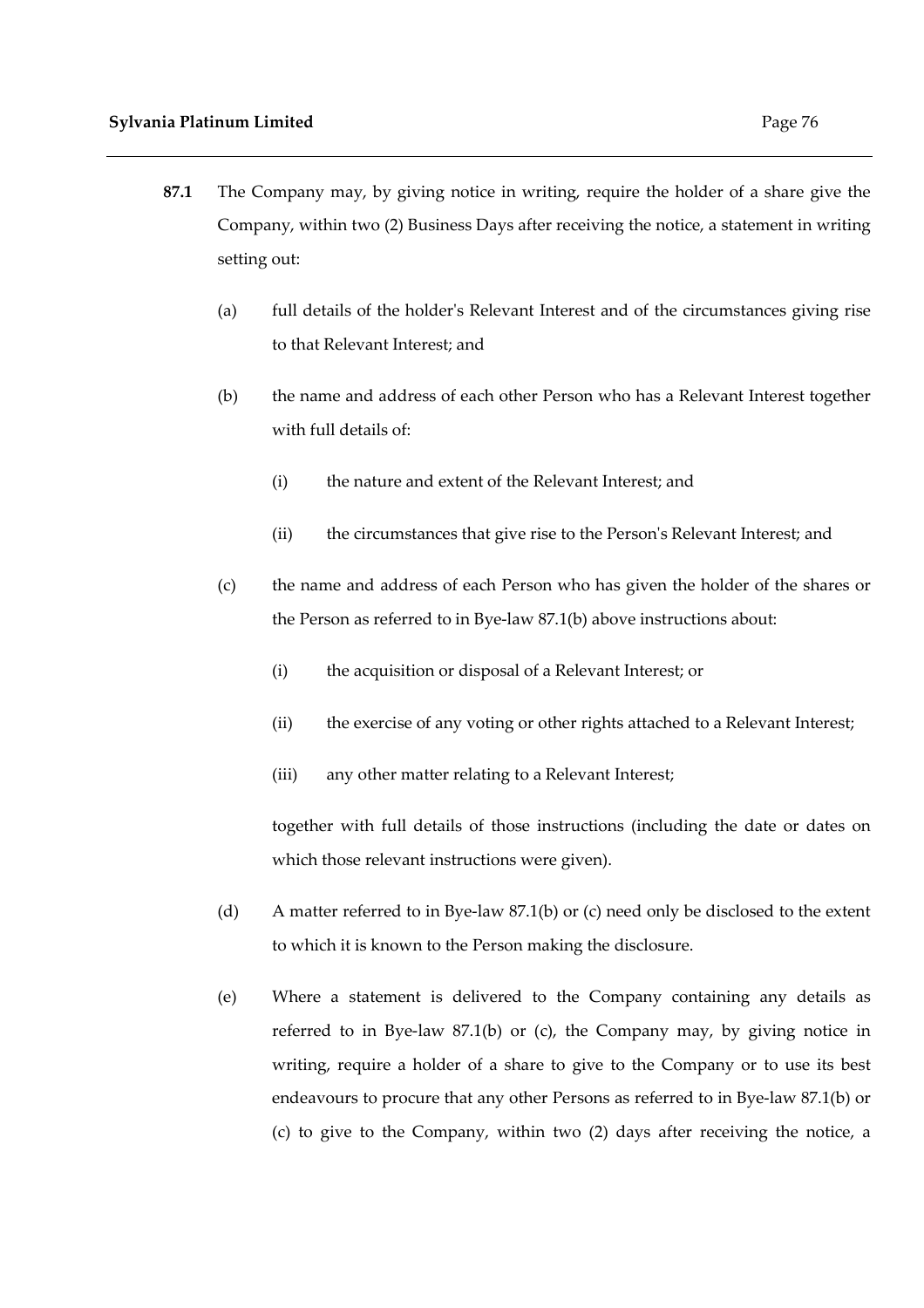**87.1** The Company may, by giving notice in writing, require the holder of a share give the Company, within two (2) Business Days after receiving the notice, a statement in writing setting out:

(a) full details of the holder's Relevant Interest and of the circumstances giving rise to that Relevant Interest; and

(b) the name and address of each other Person who has a Relevant Interest together with full details of:

  (i) the nature and extent of the Relevant Interest; and

  (ii) the circumstances that give rise to the Person's Relevant Interest; and

(c) the name and address of each Person who has given the holder of the shares or the Person as referred to in Bye-law 87.1(b) above instructions about:

  (i) the acquisition or disposal of a Relevant Interest; or

  (ii) the exercise of any voting or other rights attached to a Relevant Interest;

  (iii) any other matter relating to a Relevant Interest;

together with full details of those instructions (including the date or dates on which those relevant instructions were given).

(d) A matter referred to in Bye-law 87.1(b) or (c) need only be disclosed to the extent to which it is known to the Person making the disclosure.

(e) Where a statement is delivered to the Company containing any details as referred to in Bye-law 87.1(b) or (c), the Company may, by giving notice in writing, require a holder of a share to give to the Company or to use its best endeavours to procure that any other Persons as referred to in Bye-law 87.1(b) or (c) to give to the Company, within two (2) days after receiving the notice, a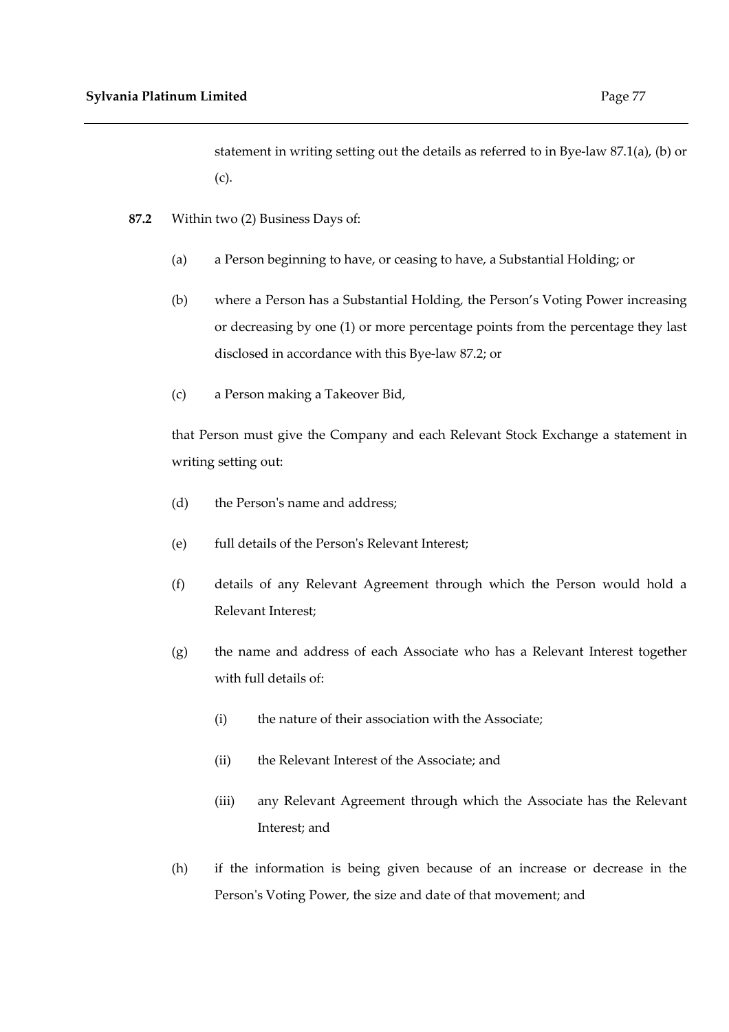statement in writing setting out the details as referred to in Bye-law 87.1(a), (b) or (c).

**87.2** Within two (2) Business Days of:

(a) a Person beginning to have, or ceasing to have, a Substantial Holding; or

(b) where a Person has a Substantial Holding, the Person's Voting Power increasing or decreasing by one (1) or more percentage points from the percentage they last disclosed in accordance with this Bye-law 87.2; or

(c) a Person making a Takeover Bid,

that Person must give the Company and each Relevant Stock Exchange a statement in writing setting out:

(d) the Person's name and address;

(e) full details of the Person's Relevant Interest;

(f) details of any Relevant Agreement through which the Person would hold a Relevant Interest;

(g) the name and address of each Associate who has a Relevant Interest together with full details of:

(i) the nature of their association with the Associate;

(ii) the Relevant Interest of the Associate; and

(iii) any Relevant Agreement through which the Associate has the Relevant Interest; and

(h) if the information is being given because of an increase or decrease in the Person's Voting Power, the size and date of that movement; and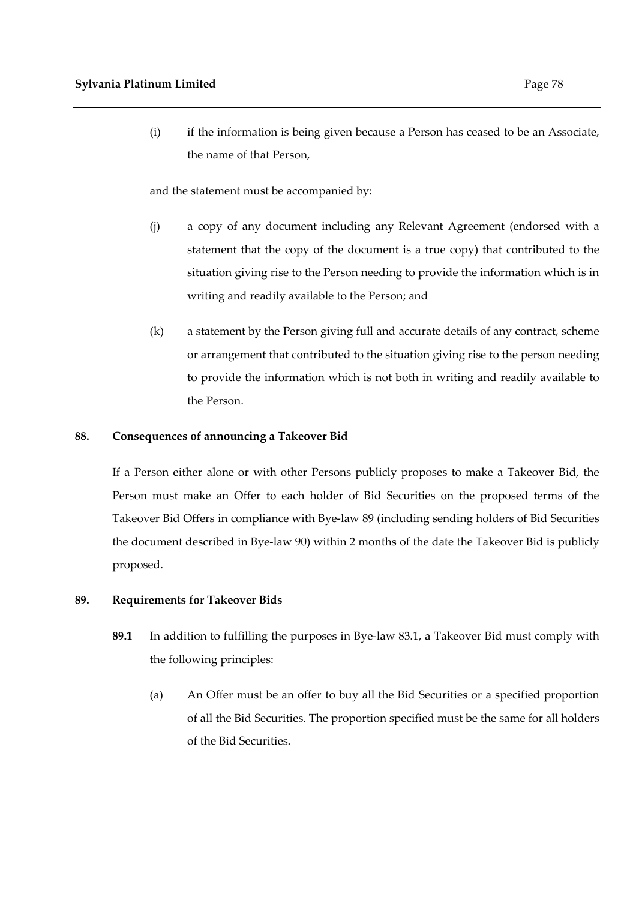(i) if the information is being given because a Person has ceased to be an Associate, the name of that Person,

and the statement must be accompanied by:

(j) a copy of any document including any Relevant Agreement (endorsed with a statement that the copy of the document is a true copy) that contributed to the situation giving rise to the Person needing to provide the information which is in writing and readily available to the Person; and

(k) a statement by the Person giving full and accurate details of any contract, scheme or arrangement that contributed to the situation giving rise to the person needing to provide the information which is not both in writing and readily available to the Person.

## 88. Consequences of announcing a Takeover Bid

If a Person either alone or with other Persons publicly proposes to make a Takeover Bid, the Person must make an Offer to each holder of Bid Securities on the proposed terms of the Takeover Bid Offers in compliance with Bye-law 89 (including sending holders of Bid Securities the document described in Bye-law 90) within 2 months of the date the Takeover Bid is publicly proposed.

## 89. Requirements for Takeover Bids

**89.1** In addition to fulfilling the purposes in Bye-law 83.1, a Takeover Bid must comply with the following principles:

(a) An Offer must be an offer to buy all the Bid Securities or a specified proportion of all the Bid Securities. The proportion specified must be the same for all holders of the Bid Securities.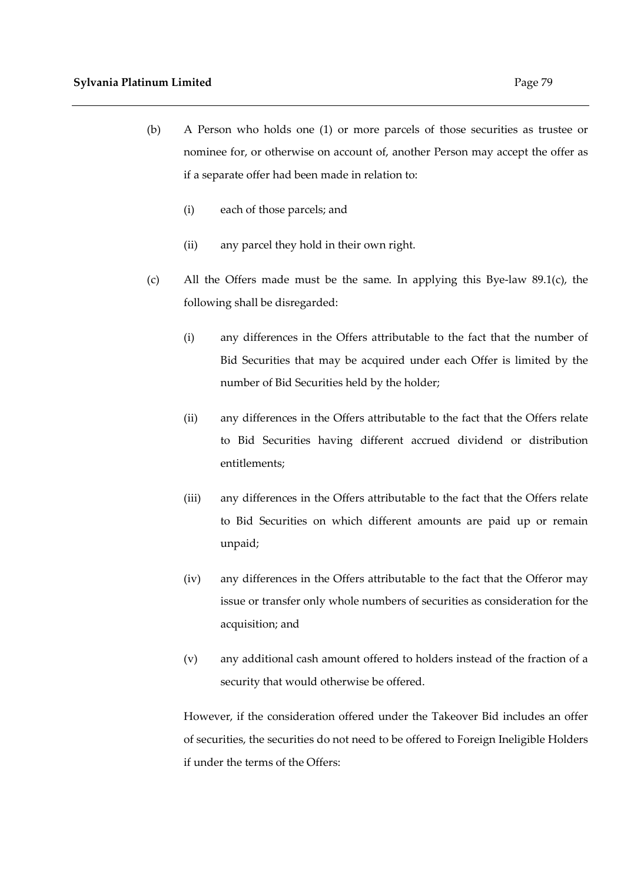(b) A Person who holds one (1) or more parcels of those securities as trustee or nominee for, or otherwise on account of, another Person may accept the offer as if a separate offer had been made in relation to:

   (i) each of those parcels; and

   (ii) any parcel they hold in their own right.

(c) All the Offers made must be the same. In applying this Bye-law 89.1(c), the following shall be disregarded:

   (i) any differences in the Offers attributable to the fact that the number of Bid Securities that may be acquired under each Offer is limited by the number of Bid Securities held by the holder;

   (ii) any differences in the Offers attributable to the fact that the Offers relate to Bid Securities having different accrued dividend or distribution entitlements;

   (iii) any differences in the Offers attributable to the fact that the Offers relate to Bid Securities on which different amounts are paid up or remain unpaid;

   (iv) any differences in the Offers attributable to the fact that the Offeror may issue or transfer only whole numbers of securities as consideration for the acquisition; and

   (v) any additional cash amount offered to holders instead of the fraction of a security that would otherwise be offered.

However, if the consideration offered under the Takeover Bid includes an offer of securities, the securities do not need to be offered to Foreign Ineligible Holders if under the terms of the Offers: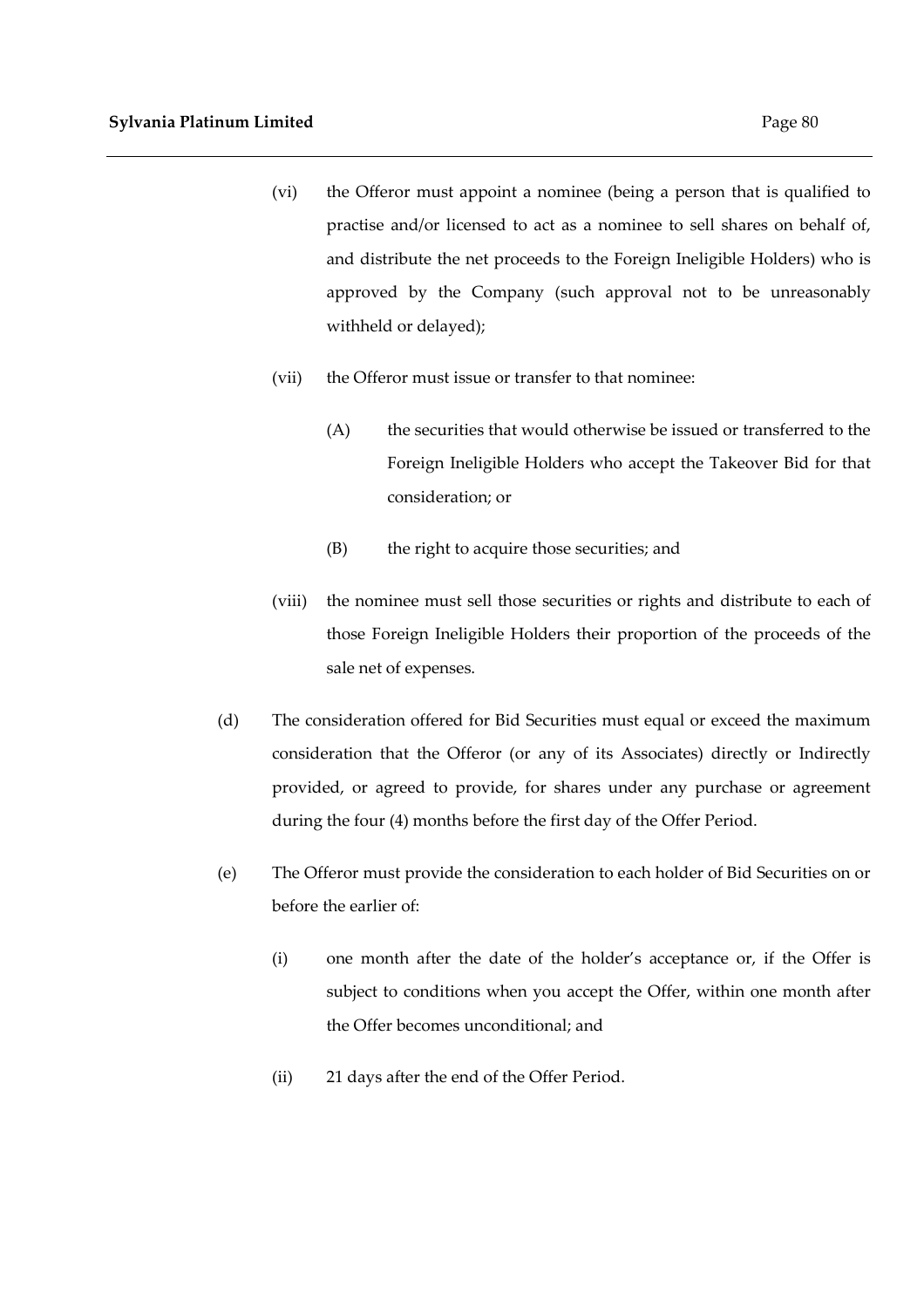(vi) the Offeror must appoint a nominee (being a person that is qualified to practise and/or licensed to act as a nominee to sell shares on behalf of, and distribute the net proceeds to the Foreign Ineligible Holders) who is approved by the Company (such approval not to be unreasonably withheld or delayed);

(vii) the Offeror must issue or transfer to that nominee:

(A) the securities that would otherwise be issued or transferred to the Foreign Ineligible Holders who accept the Takeover Bid for that consideration; or

(B) the right to acquire those securities; and

(viii) the nominee must sell those securities or rights and distribute to each of those Foreign Ineligible Holders their proportion of the proceeds of the sale net of expenses.

(d) The consideration offered for Bid Securities must equal or exceed the maximum consideration that the Offeror (or any of its Associates) directly or Indirectly provided, or agreed to provide, for shares under any purchase or agreement during the four (4) months before the first day of the Offer Period.

(e) The Offeror must provide the consideration to each holder of Bid Securities on or before the earlier of:

(i) one month after the date of the holder's acceptance or, if the Offer is subject to conditions when you accept the Offer, within one month after the Offer becomes unconditional; and

(ii) 21 days after the end of the Offer Period.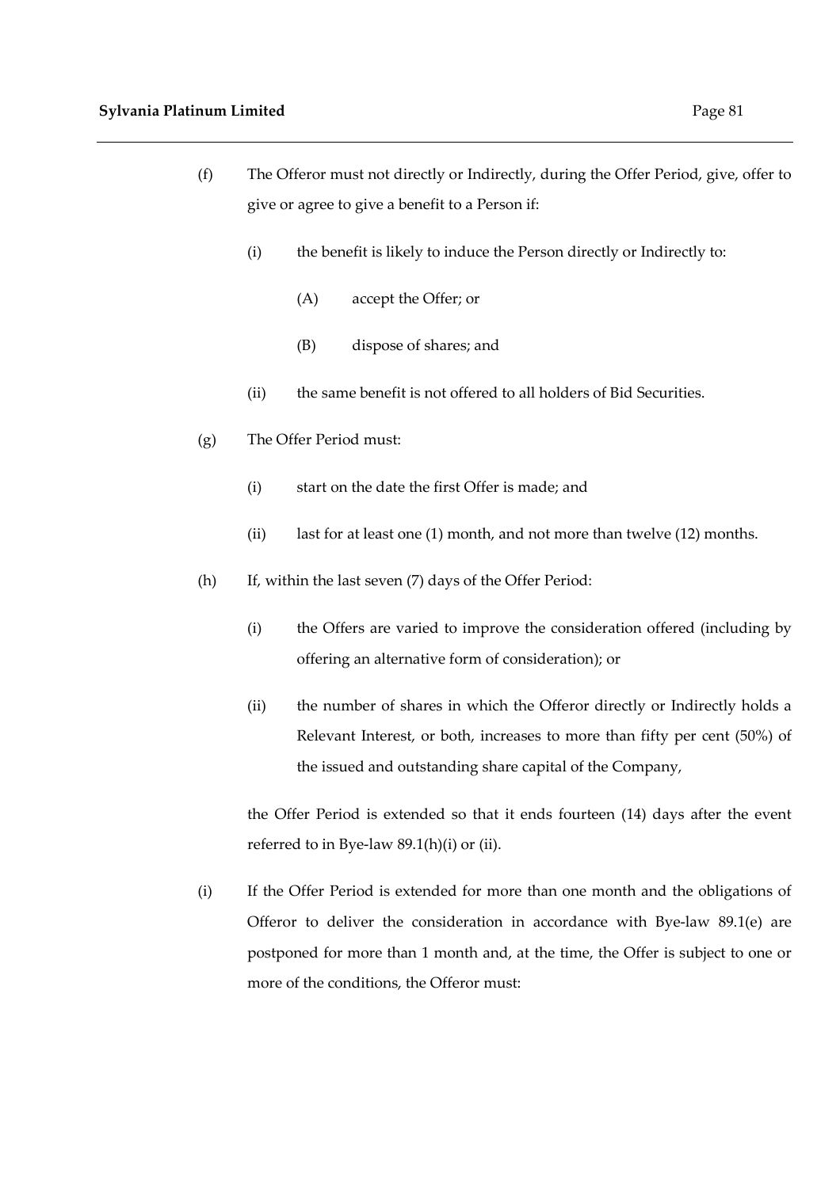(f) The Offeror must not directly or Indirectly, during the Offer Period, give, offer to give or agree to give a benefit to a Person if:

   (i) the benefit is likely to induce the Person directly or Indirectly to:

      (A) accept the Offer; or

      (B) dispose of shares; and

   (ii) the same benefit is not offered to all holders of Bid Securities.

(g) The Offer Period must:

   (i) start on the date the first Offer is made; and

   (ii) last for at least one (1) month, and not more than twelve (12) months.

(h) If, within the last seven (7) days of the Offer Period:

   (i) the Offers are varied to improve the consideration offered (including by offering an alternative form of consideration); or

   (ii) the number of shares in which the Offeror directly or Indirectly holds a Relevant Interest, or both, increases to more than fifty per cent (50%) of the issued and outstanding share capital of the Company,

   the Offer Period is extended so that it ends fourteen (14) days after the event referred to in Bye-law 89.1(h)(i) or (ii).

(i) If the Offer Period is extended for more than one month and the obligations of Offeror to deliver the consideration in accordance with Bye-law 89.1(e) are postponed for more than 1 month and, at the time, the Offer is subject to one or more of the conditions, the Offeror must: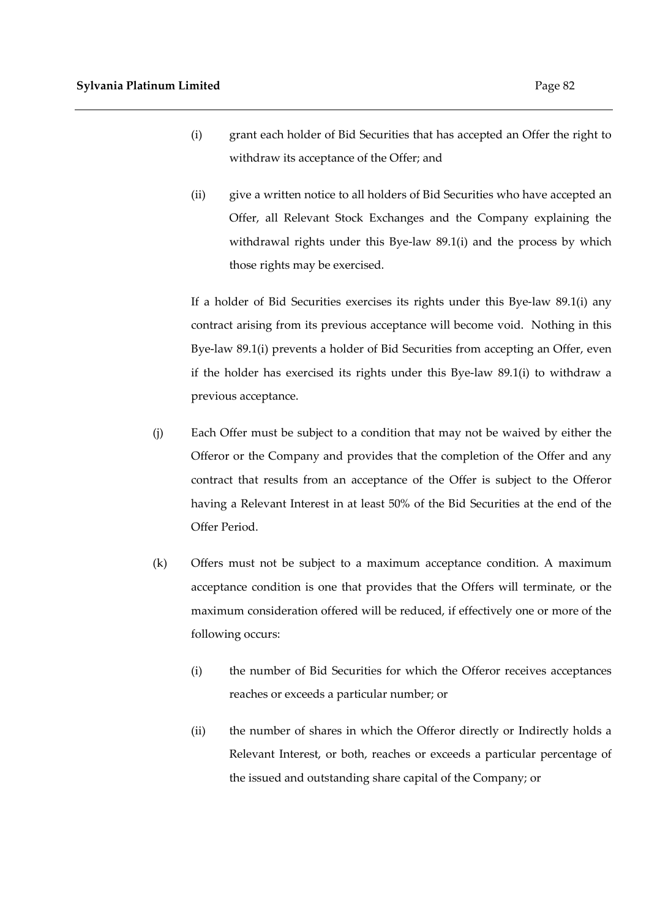(i) grant each holder of Bid Securities that has accepted an Offer the right to withdraw its acceptance of the Offer; and

(ii) give a written notice to all holders of Bid Securities who have accepted an Offer, all Relevant Stock Exchanges and the Company explaining the withdrawal rights under this Bye-law 89.1(i) and the process by which those rights may be exercised.

If a holder of Bid Securities exercises its rights under this Bye-law 89.1(i) any contract arising from its previous acceptance will become void. Nothing in this Bye-law 89.1(i) prevents a holder of Bid Securities from accepting an Offer, even if the holder has exercised its rights under this Bye-law 89.1(i) to withdraw a previous acceptance.

(j) Each Offer must be subject to a condition that may not be waived by either the Offeror or the Company and provides that the completion of the Offer and any contract that results from an acceptance of the Offer is subject to the Offeror having a Relevant Interest in at least 50% of the Bid Securities at the end of the Offer Period.

(k) Offers must not be subject to a maximum acceptance condition. A maximum acceptance condition is one that provides that the Offers will terminate, or the maximum consideration offered will be reduced, if effectively one or more of the following occurs:

(i) the number of Bid Securities for which the Offeror receives acceptances reaches or exceeds a particular number; or

(ii) the number of shares in which the Offeror directly or Indirectly holds a Relevant Interest, or both, reaches or exceeds a particular percentage of the issued and outstanding share capital of the Company; or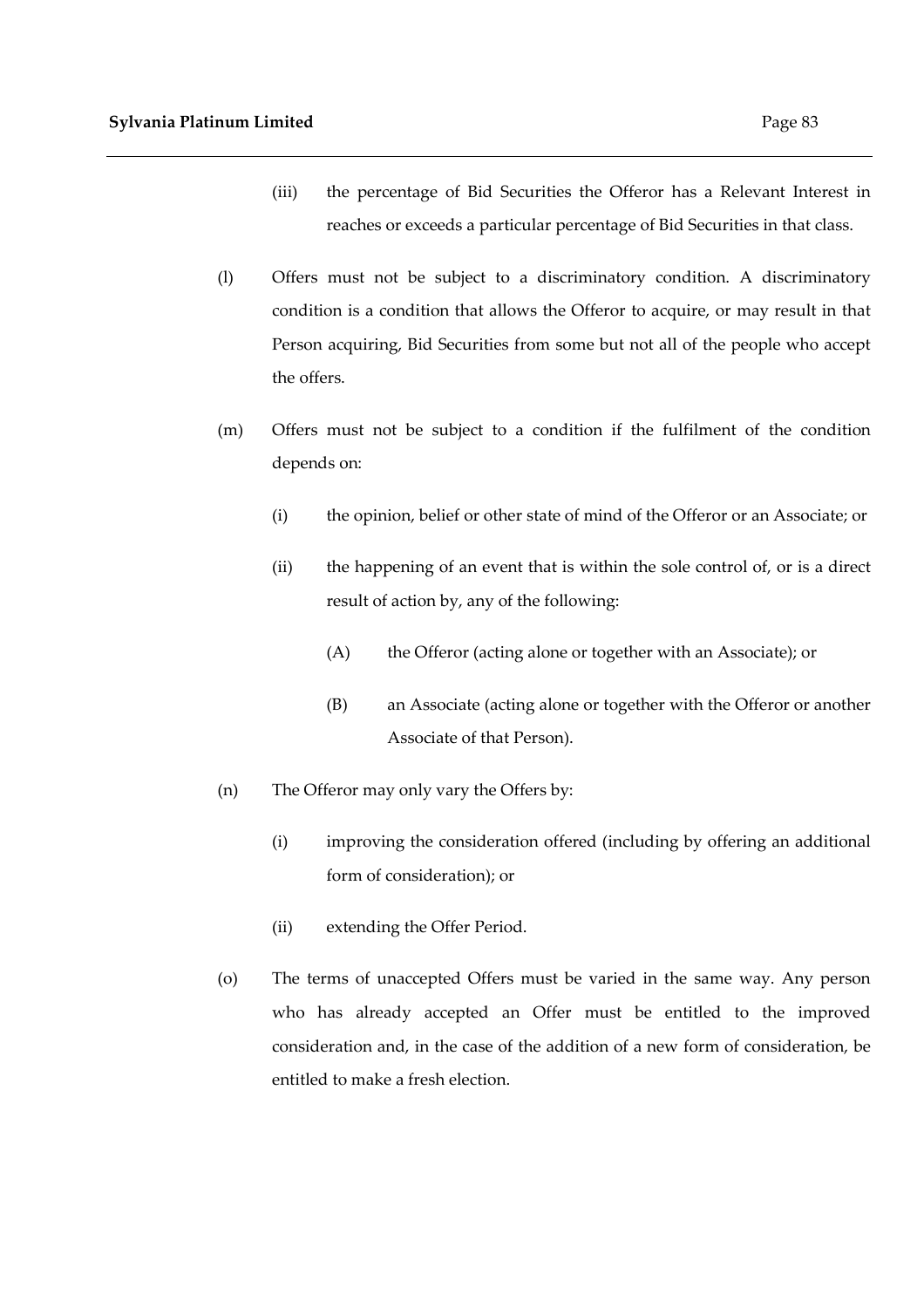(iii) the percentage of Bid Securities the Offeror has a Relevant Interest in reaches or exceeds a particular percentage of Bid Securities in that class.

(l) Offers must not be subject to a discriminatory condition. A discriminatory condition is a condition that allows the Offeror to acquire, or may result in that Person acquiring, Bid Securities from some but not all of the people who accept the offers.

(m) Offers must not be subject to a condition if the fulfilment of the condition depends on:

(i) the opinion, belief or other state of mind of the Offeror or an Associate; or

(ii) the happening of an event that is within the sole control of, or is a direct result of action by, any of the following:

(A) the Offeror (acting alone or together with an Associate); or

(B) an Associate (acting alone or together with the Offeror or another Associate of that Person).

(n) The Offeror may only vary the Offers by:

(i) improving the consideration offered (including by offering an additional form of consideration); or

(ii) extending the Offer Period.

(o) The terms of unaccepted Offers must be varied in the same way. Any person who has already accepted an Offer must be entitled to the improved consideration and, in the case of the addition of a new form of consideration, be entitled to make a fresh election.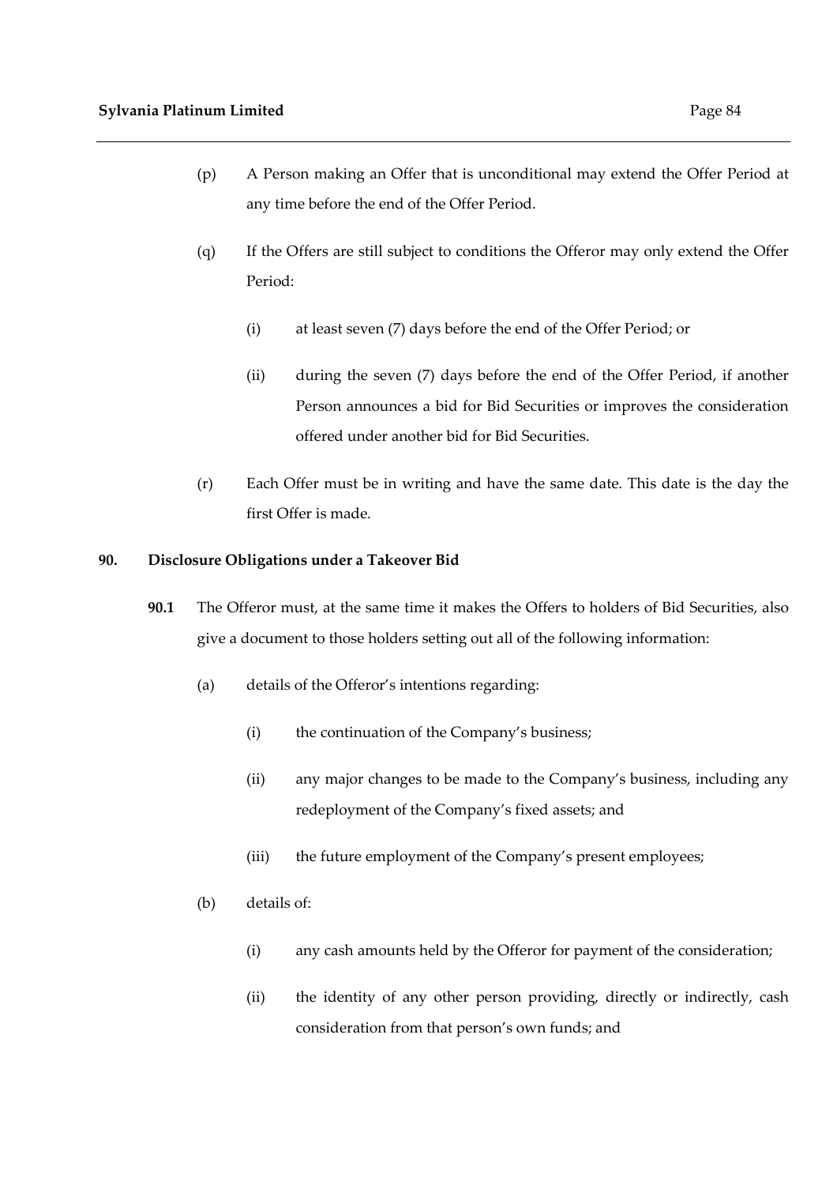(p) A Person making an Offer that is unconditional may extend the Offer Period at any time before the end of the Offer Period.

(q) If the Offers are still subject to conditions the Offeror may only extend the Offer Period:

(i) at least seven (7) days before the end of the Offer Period; or

(ii) during the seven (7) days before the end of the Offer Period, if another Person announces a bid for Bid Securities or improves the consideration offered under another bid for Bid Securities.

(r) Each Offer must be in writing and have the same date. This date is the day the first Offer is made.

**90. Disclosure Obligations under a Takeover Bid**

**90.1** The Offeror must, at the same time it makes the Offers to holders of Bid Securities, also give a document to those holders setting out all of the following information:

(a) details of the Offeror's intentions regarding:

(i) the continuation of the Company's business;

(ii) any major changes to be made to the Company's business, including any redeployment of the Company's fixed assets; and

(iii) the future employment of the Company's present employees;

(b) details of:

(i) any cash amounts held by the Offeror for payment of the consideration;

(ii) the identity of any other person providing, directly or indirectly, cash consideration from that person's own funds; and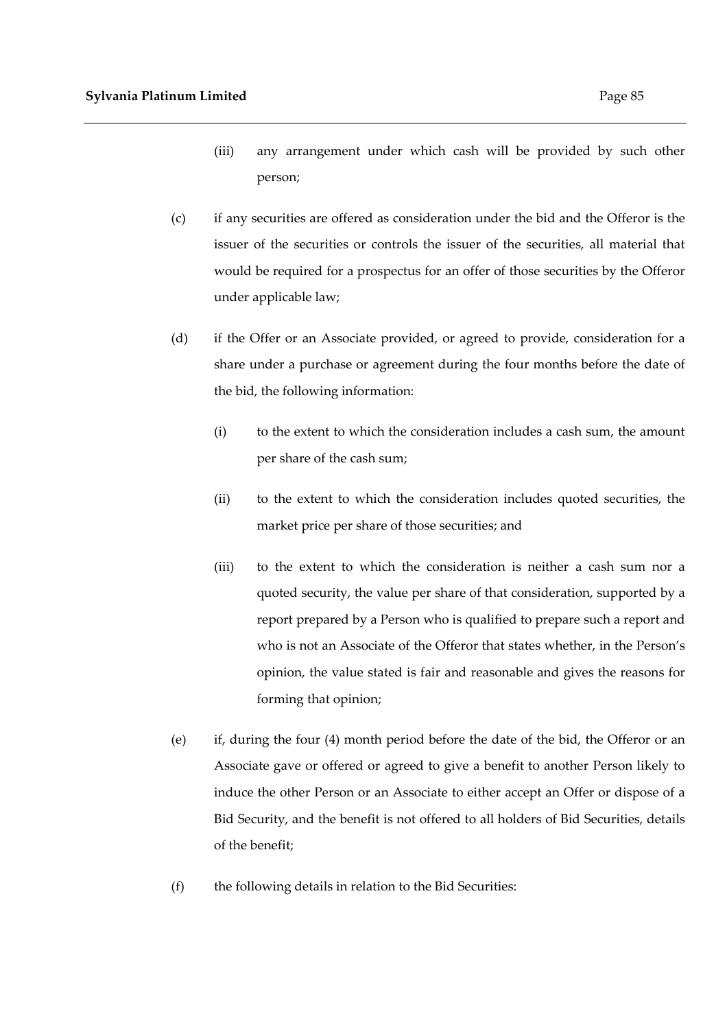(iii) any arrangement under which cash will be provided by such other person;

(c) if any securities are offered as consideration under the bid and the Offeror is the issuer of the securities or controls the issuer of the securities, all material that would be required for a prospectus for an offer of those securities by the Offeror under applicable law;

(d) if the Offer or an Associate provided, or agreed to provide, consideration for a share under a purchase or agreement during the four months before the date of the bid, the following information:

  (i) to the extent to which the consideration includes a cash sum, the amount per share of the cash sum;

  (ii) to the extent to which the consideration includes quoted securities, the market price per share of those securities; and

  (iii) to the extent to which the consideration is neither a cash sum nor a quoted security, the value per share of that consideration, supported by a report prepared by a Person who is qualified to prepare such a report and who is not an Associate of the Offeror that states whether, in the Person's opinion, the value stated is fair and reasonable and gives the reasons for forming that opinion;

(e) if, during the four (4) month period before the date of the bid, the Offeror or an Associate gave or offered or agreed to give a benefit to another Person likely to induce the other Person or an Associate to either accept an Offer or dispose of a Bid Security, and the benefit is not offered to all holders of Bid Securities, details of the benefit;

(f) the following details in relation to the Bid Securities: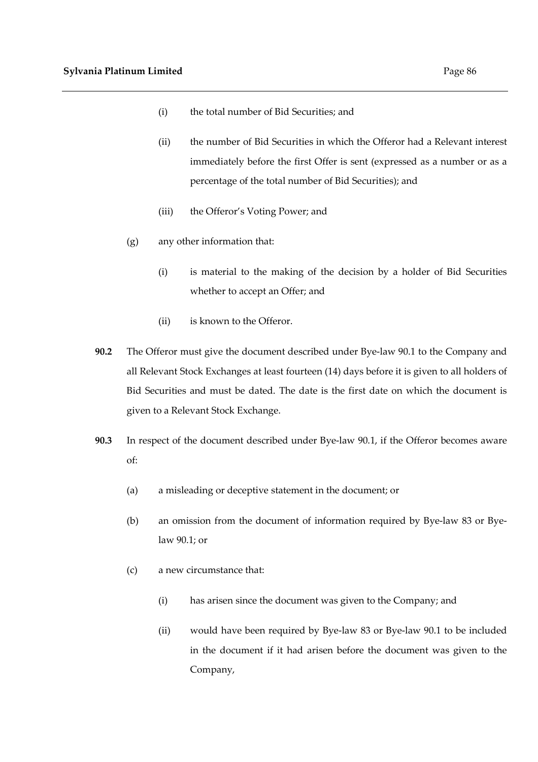(i) the total number of Bid Securities; and

(ii) the number of Bid Securities in which the Offeror had a Relevant interest immediately before the first Offer is sent (expressed as a number or as a percentage of the total number of Bid Securities); and

(iii) the Offeror's Voting Power; and

(g) any other information that:

(i) is material to the making of the decision by a holder of Bid Securities whether to accept an Offer; and

(ii) is known to the Offeror.

**90.2** The Offeror must give the document described under Bye-law 90.1 to the Company and all Relevant Stock Exchanges at least fourteen (14) days before it is given to all holders of Bid Securities and must be dated. The date is the first date on which the document is given to a Relevant Stock Exchange.

**90.3** In respect of the document described under Bye-law 90.1, if the Offeror becomes aware of:

(a) a misleading or deceptive statement in the document; or

(b) an omission from the document of information required by Bye-law 83 or Bye-law 90.1; or

(c) a new circumstance that:

(i) has arisen since the document was given to the Company; and

(ii) would have been required by Bye-law 83 or Bye-law 90.1 to be included in the document if it had arisen before the document was given to the Company,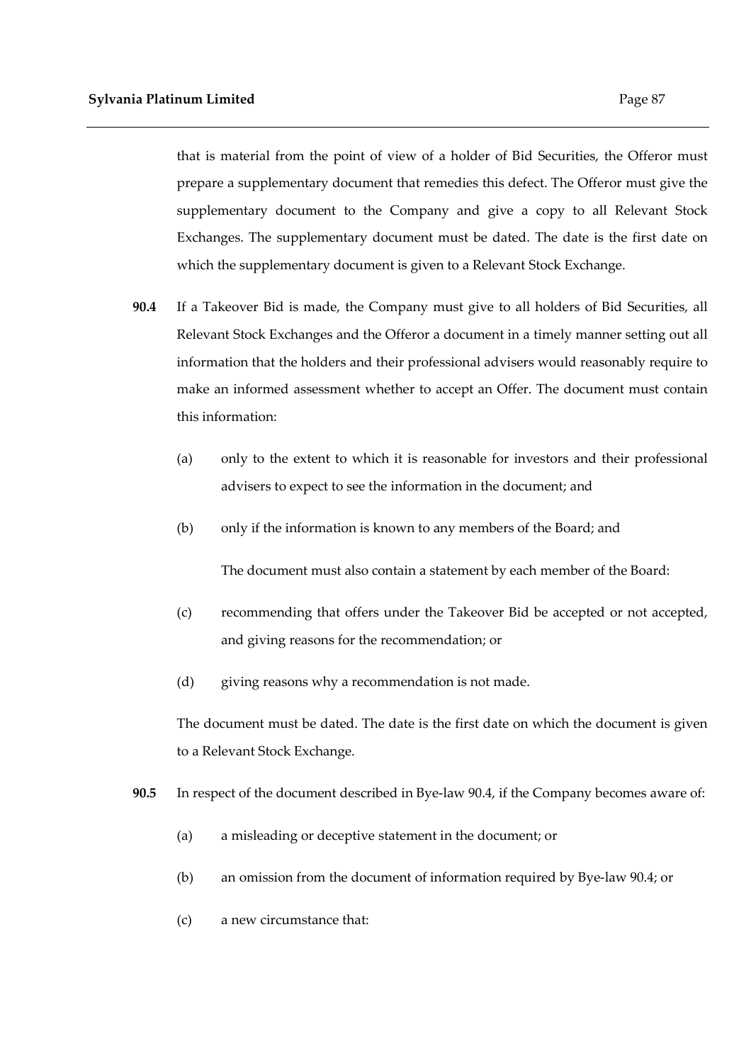that is material from the point of view of a holder of Bid Securities, the Offeror must prepare a supplementary document that remedies this defect. The Offeror must give the supplementary document to the Company and give a copy to all Relevant Stock Exchanges. The supplementary document must be dated. The date is the first date on which the supplementary document is given to a Relevant Stock Exchange.

**90.4** If a Takeover Bid is made, the Company must give to all holders of Bid Securities, all Relevant Stock Exchanges and the Offeror a document in a timely manner setting out all information that the holders and their professional advisers would reasonably require to make an informed assessment whether to accept an Offer. The document must contain this information:

(a) only to the extent to which it is reasonable for investors and their professional advisers to expect to see the information in the document; and

(b) only if the information is known to any members of the Board; and

The document must also contain a statement by each member of the Board:

(c) recommending that offers under the Takeover Bid be accepted or not accepted, and giving reasons for the recommendation; or

(d) giving reasons why a recommendation is not made.

The document must be dated. The date is the first date on which the document is given to a Relevant Stock Exchange.

**90.5** In respect of the document described in Bye-law 90.4, if the Company becomes aware of:

(a) a misleading or deceptive statement in the document; or

(b) an omission from the document of information required by Bye-law 90.4; or

(c) a new circumstance that: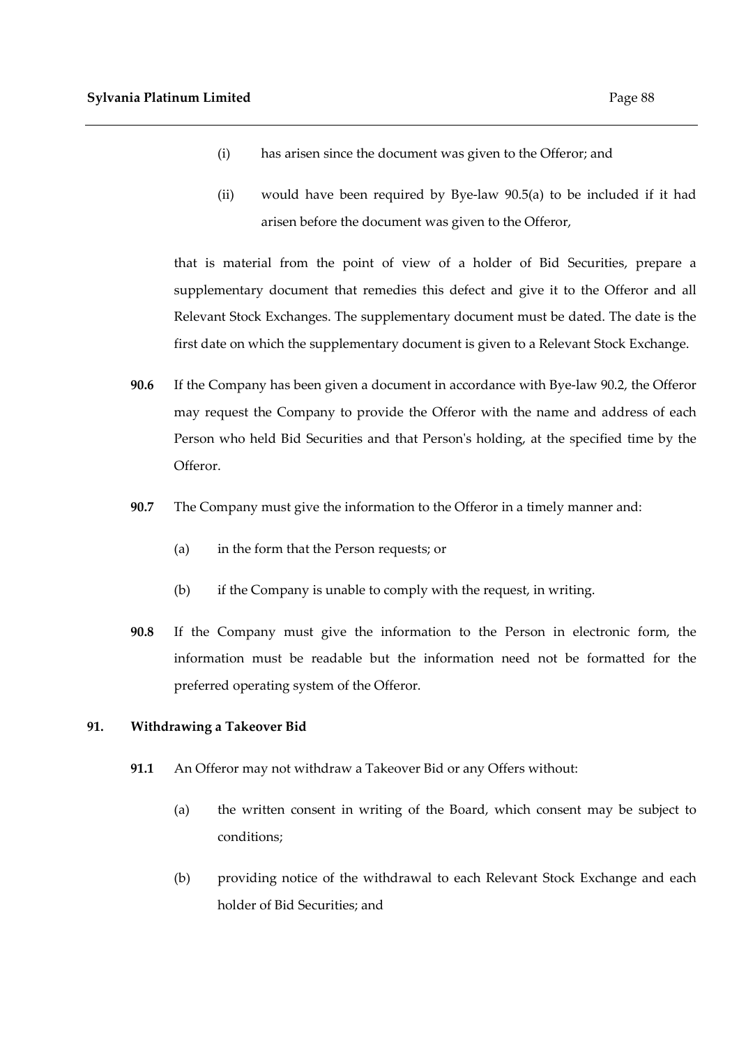(i) has arisen since the document was given to the Offeror; and

(ii) would have been required by Bye-law 90.5(a) to be included if it had arisen before the document was given to the Offeror,

that is material from the point of view of a holder of Bid Securities, prepare a supplementary document that remedies this defect and give it to the Offeror and all Relevant Stock Exchanges. The supplementary document must be dated. The date is the first date on which the supplementary document is given to a Relevant Stock Exchange.

**90.6** If the Company has been given a document in accordance with Bye-law 90.2, the Offeror may request the Company to provide the Offeror with the name and address of each Person who held Bid Securities and that Person's holding, at the specified time by the Offeror.

**90.7** The Company must give the information to the Offeror in a timely manner and:

(a) in the form that the Person requests; or

(b) if the Company is unable to comply with the request, in writing.

**90.8** If the Company must give the information to the Person in electronic form, the information must be readable but the information need not be formatted for the preferred operating system of the Offeror.

## 91. Withdrawing a Takeover Bid

**91.1** An Offeror may not withdraw a Takeover Bid or any Offers without:

(a) the written consent in writing of the Board, which consent may be subject to conditions;

(b) providing notice of the withdrawal to each Relevant Stock Exchange and each holder of Bid Securities; and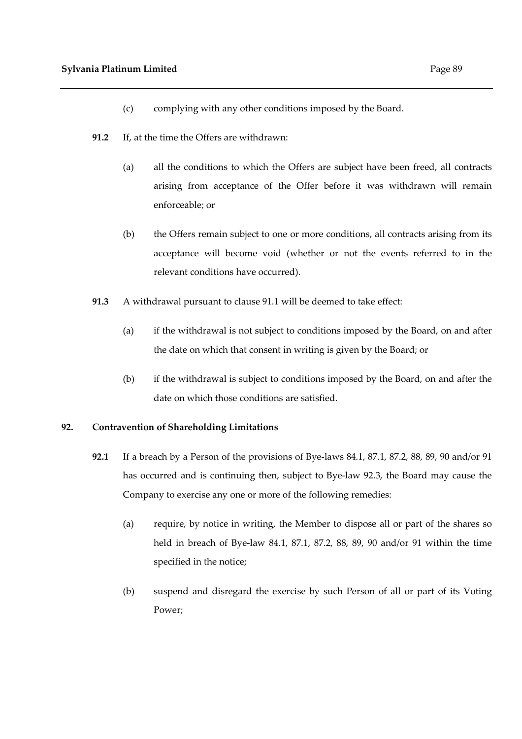(c) complying with any other conditions imposed by the Board.

**91.2** If, at the time the Offers are withdrawn:

(a) all the conditions to which the Offers are subject have been freed, all contracts arising from acceptance of the Offer before it was withdrawn will remain enforceable; or

(b) the Offers remain subject to one or more conditions, all contracts arising from its acceptance will become void (whether or not the events referred to in the relevant conditions have occurred).

**91.3** A withdrawal pursuant to clause 91.1 will be deemed to take effect:

(a) if the withdrawal is not subject to conditions imposed by the Board, on and after the date on which that consent in writing is given by the Board; or

(b) if the withdrawal is subject to conditions imposed by the Board, on and after the date on which those conditions are satisfied.

## 92. Contravention of Shareholding Limitations

**92.1** If a breach by a Person of the provisions of Bye-laws 84.1, 87.1, 87.2, 88, 89, 90 and/or 91 has occurred and is continuing then, subject to Bye-law 92.3, the Board may cause the Company to exercise any one or more of the following remedies:

(a) require, by notice in writing, the Member to dispose all or part of the shares so held in breach of Bye-law 84.1, 87.1, 87.2, 88, 89, 90 and/or 91 within the time specified in the notice;

(b) suspend and disregard the exercise by such Person of all or part of its Voting Power;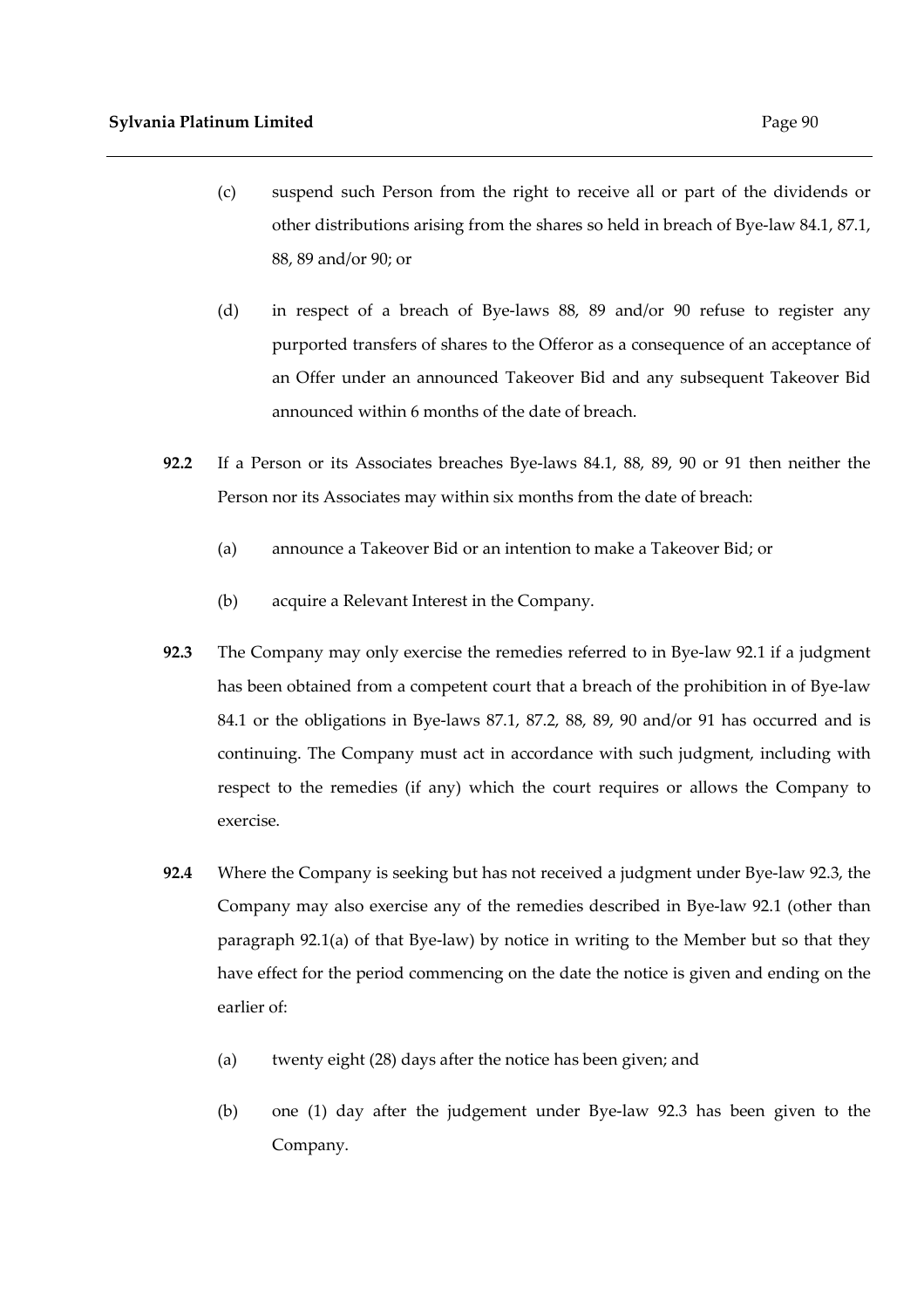(c) suspend such Person from the right to receive all or part of the dividends or other distributions arising from the shares so held in breach of Bye-law 84.1, 87.1, 88, 89 and/or 90; or

(d) in respect of a breach of Bye-laws 88, 89 and/or 90 refuse to register any purported transfers of shares to the Offeror as a consequence of an acceptance of an Offer under an announced Takeover Bid and any subsequent Takeover Bid announced within 6 months of the date of breach.

**92.2** If a Person or its Associates breaches Bye-laws 84.1, 88, 89, 90 or 91 then neither the Person nor its Associates may within six months from the date of breach:

(a) announce a Takeover Bid or an intention to make a Takeover Bid; or

(b) acquire a Relevant Interest in the Company.

**92.3** The Company may only exercise the remedies referred to in Bye-law 92.1 if a judgment has been obtained from a competent court that a breach of the prohibition in of Bye-law 84.1 or the obligations in Bye-laws 87.1, 87.2, 88, 89, 90 and/or 91 has occurred and is continuing. The Company must act in accordance with such judgment, including with respect to the remedies (if any) which the court requires or allows the Company to exercise.

**92.4** Where the Company is seeking but has not received a judgment under Bye-law 92.3, the Company may also exercise any of the remedies described in Bye-law 92.1 (other than paragraph 92.1(a) of that Bye-law) by notice in writing to the Member but so that they have effect for the period commencing on the date the notice is given and ending on the earlier of:

(a) twenty eight (28) days after the notice has been given; and

(b) one (1) day after the judgement under Bye-law 92.3 has been given to the Company.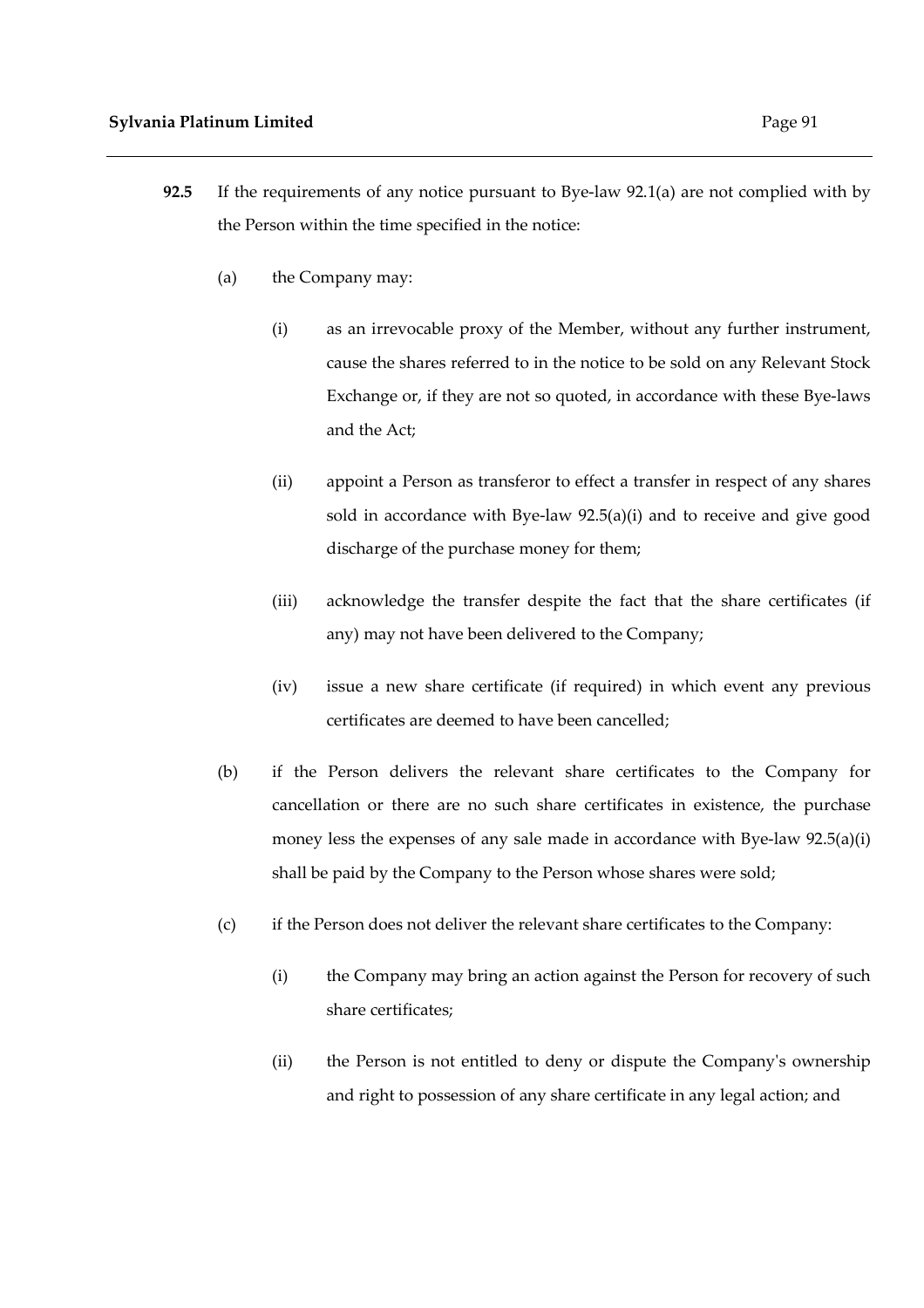**92.5** If the requirements of any notice pursuant to Bye-law 92.1(a) are not complied with by the Person within the time specified in the notice:

(a) the Company may:

(i) as an irrevocable proxy of the Member, without any further instrument, cause the shares referred to in the notice to be sold on any Relevant Stock Exchange or, if they are not so quoted, in accordance with these Bye-laws and the Act;

(ii) appoint a Person as transferor to effect a transfer in respect of any shares sold in accordance with Bye-law 92.5(a)(i) and to receive and give good discharge of the purchase money for them;

(iii) acknowledge the transfer despite the fact that the share certificates (if any) may not have been delivered to the Company;

(iv) issue a new share certificate (if required) in which event any previous certificates are deemed to have been cancelled;

(b) if the Person delivers the relevant share certificates to the Company for cancellation or there are no such share certificates in existence, the purchase money less the expenses of any sale made in accordance with Bye-law 92.5(a)(i) shall be paid by the Company to the Person whose shares were sold;

(c) if the Person does not deliver the relevant share certificates to the Company:

(i) the Company may bring an action against the Person for recovery of such share certificates;

(ii) the Person is not entitled to deny or dispute the Company's ownership and right to possession of any share certificate in any legal action; and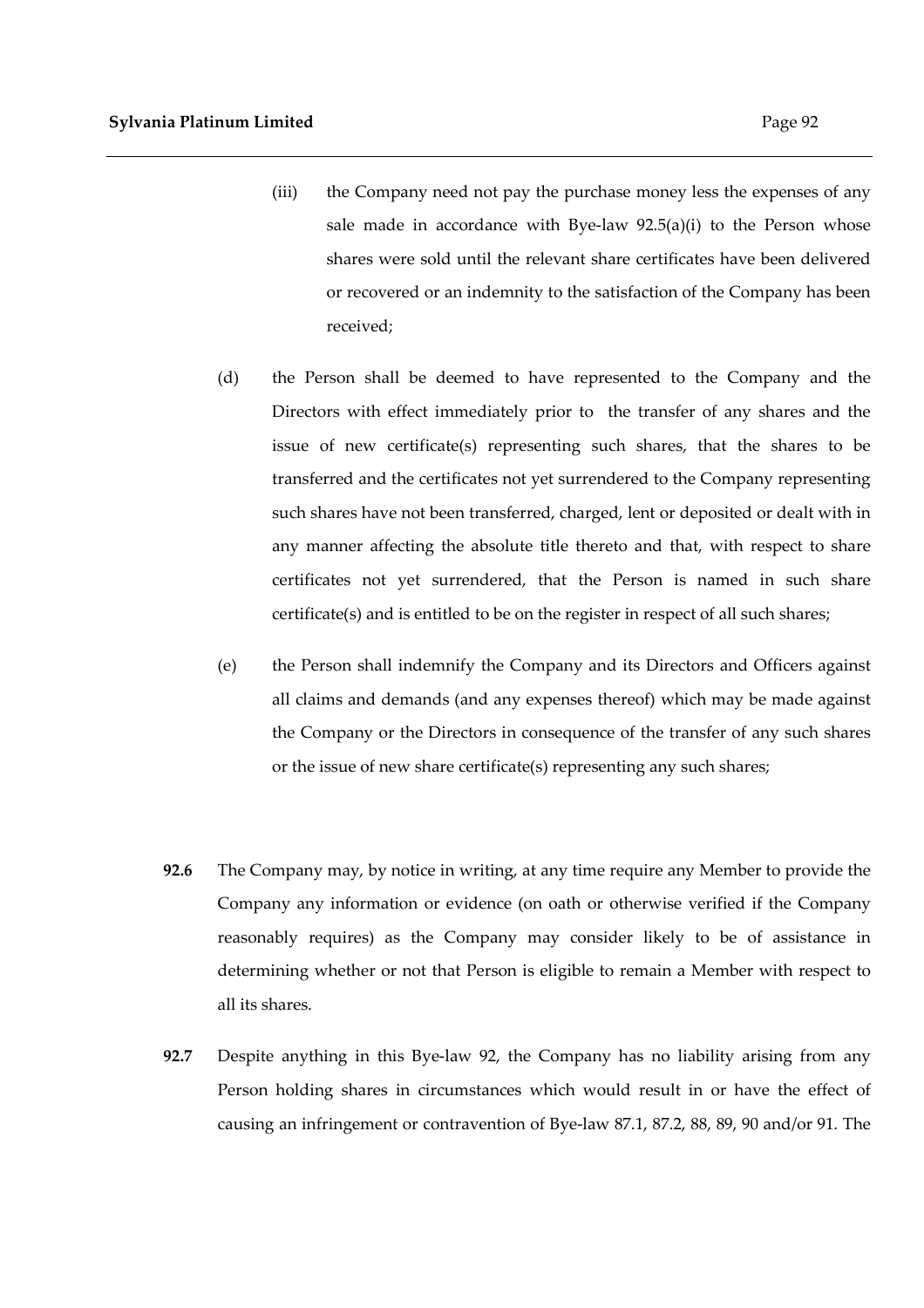(iii) the Company need not pay the purchase money less the expenses of any sale made in accordance with Bye-law 92.5(a)(i) to the Person whose shares were sold until the relevant share certificates have been delivered or recovered or an indemnity to the satisfaction of the Company has been received;

(d) the Person shall be deemed to have represented to the Company and the Directors with effect immediately prior to the transfer of any shares and the issue of new certificate(s) representing such shares, that the shares to be transferred and the certificates not yet surrendered to the Company representing such shares have not been transferred, charged, lent or deposited or dealt with in any manner affecting the absolute title thereto and that, with respect to share certificates not yet surrendered, that the Person is named in such share certificate(s) and is entitled to be on the register in respect of all such shares;

(e) the Person shall indemnify the Company and its Directors and Officers against all claims and demands (and any expenses thereof) which may be made against the Company or the Directors in consequence of the transfer of any such shares or the issue of new share certificate(s) representing any such shares;

**92.6** The Company may, by notice in writing, at any time require any Member to provide the Company any information or evidence (on oath or otherwise verified if the Company reasonably requires) as the Company may consider likely to be of assistance in determining whether or not that Person is eligible to remain a Member with respect to all its shares.

**92.7** Despite anything in this Bye-law 92, the Company has no liability arising from any Person holding shares in circumstances which would result in or have the effect of causing an infringement or contravention of Bye-law 87.1, 87.2, 88, 89, 90 and/or 91. The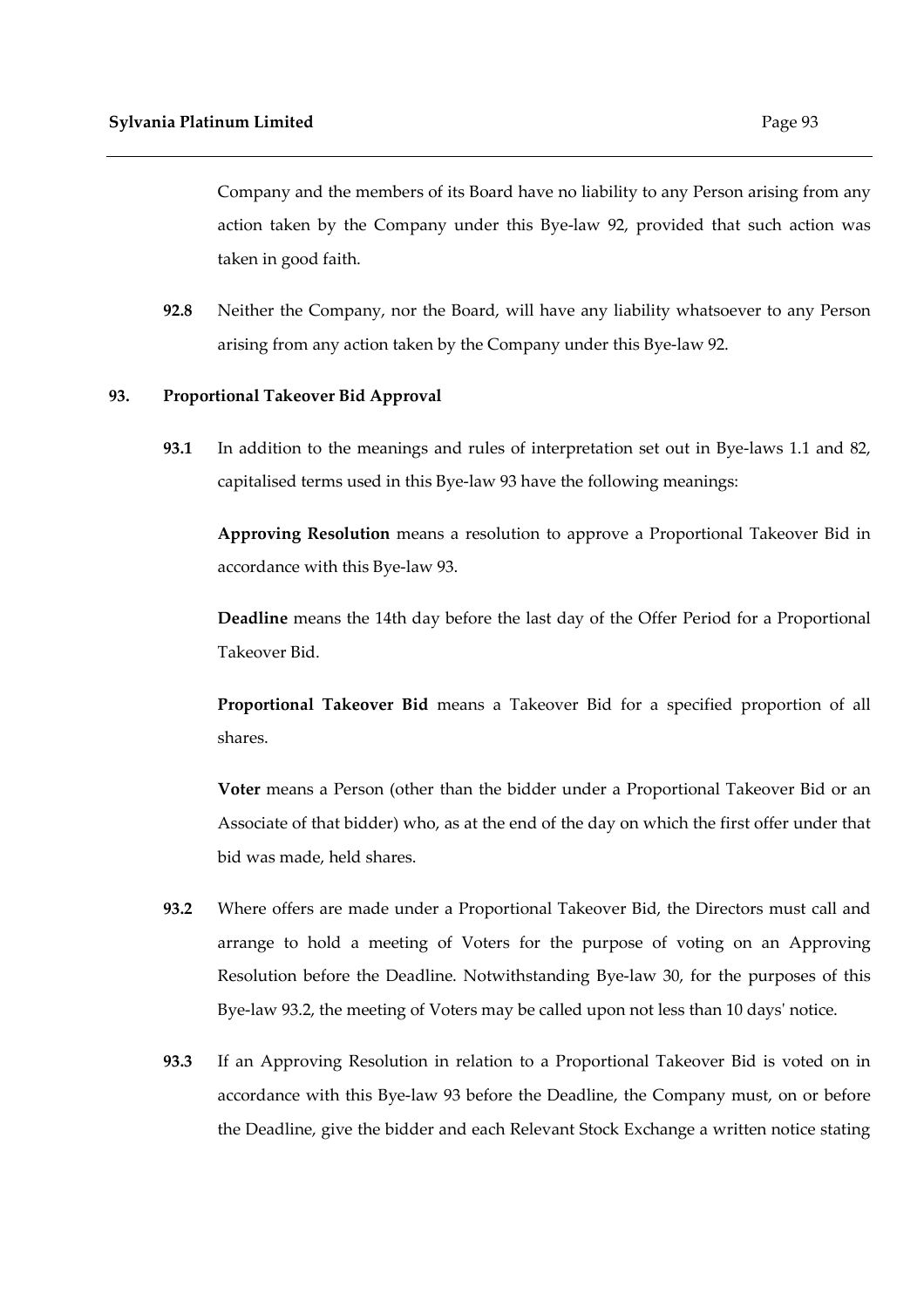Company and the members of its Board have no liability to any Person arising from any action taken by the Company under this Bye-law 92, provided that such action was taken in good faith.

**92.8** Neither the Company, nor the Board, will have any liability whatsoever to any Person arising from any action taken by the Company under this Bye-law 92.

## 93. Proportional Takeover Bid Approval

**93.1** In addition to the meanings and rules of interpretation set out in Bye-laws 1.1 and 82, capitalised terms used in this Bye-law 93 have the following meanings:

**Approving Resolution** means a resolution to approve a Proportional Takeover Bid in accordance with this Bye-law 93.

**Deadline** means the 14th day before the last day of the Offer Period for a Proportional Takeover Bid.

**Proportional Takeover Bid** means a Takeover Bid for a specified proportion of all shares.

**Voter** means a Person (other than the bidder under a Proportional Takeover Bid or an Associate of that bidder) who, as at the end of the day on which the first offer under that bid was made, held shares.

**93.2** Where offers are made under a Proportional Takeover Bid, the Directors must call and arrange to hold a meeting of Voters for the purpose of voting on an Approving Resolution before the Deadline. Notwithstanding Bye-law 30, for the purposes of this Bye-law 93.2, the meeting of Voters may be called upon not less than 10 days' notice.

**93.3** If an Approving Resolution in relation to a Proportional Takeover Bid is voted on in accordance with this Bye-law 93 before the Deadline, the Company must, on or before the Deadline, give the bidder and each Relevant Stock Exchange a written notice stating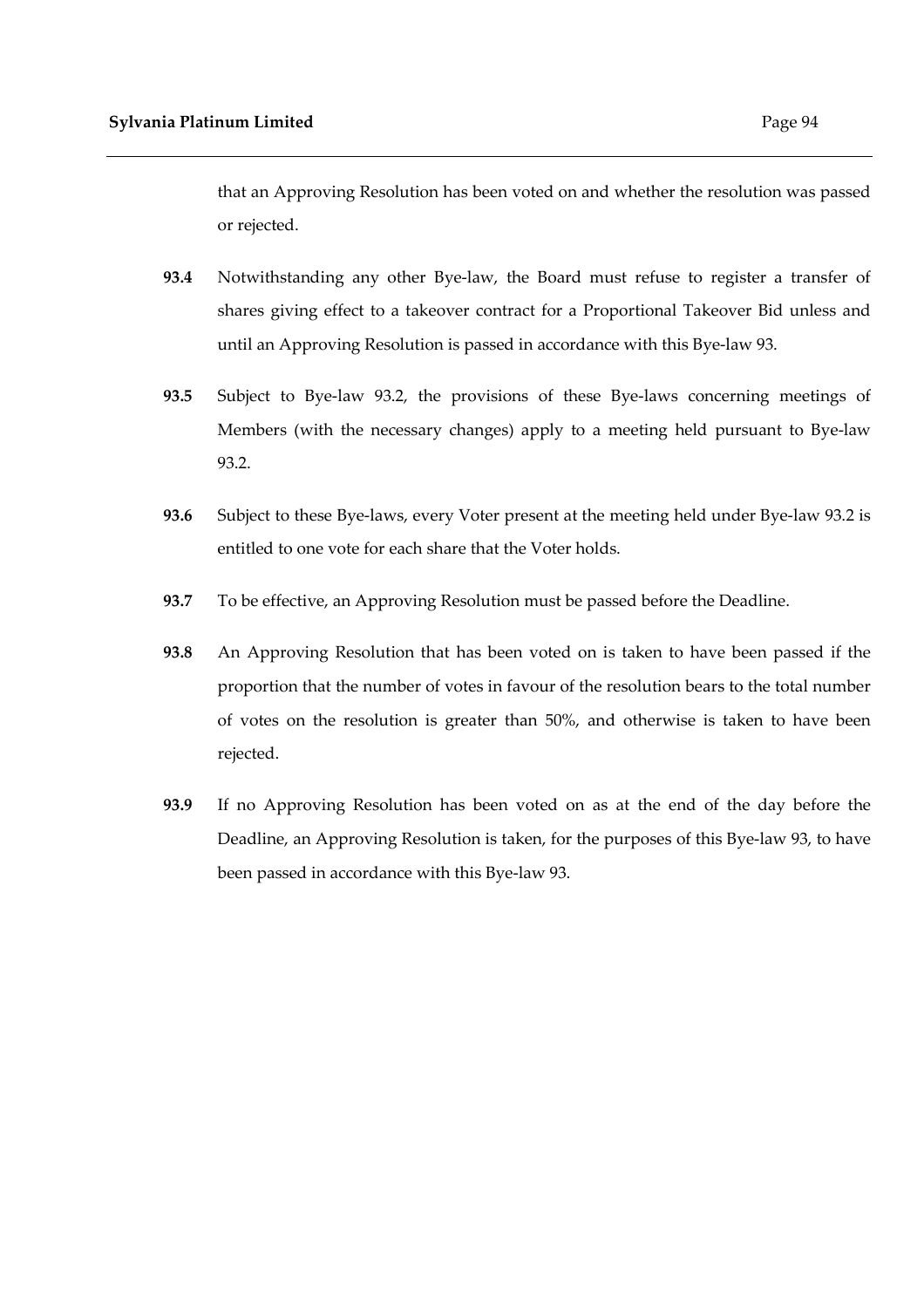that an Approving Resolution has been voted on and whether the resolution was passed or rejected.

**93.4** Notwithstanding any other Bye-law, the Board must refuse to register a transfer of shares giving effect to a takeover contract for a Proportional Takeover Bid unless and until an Approving Resolution is passed in accordance with this Bye-law 93.

**93.5** Subject to Bye-law 93.2, the provisions of these Bye-laws concerning meetings of Members (with the necessary changes) apply to a meeting held pursuant to Bye-law 93.2.

**93.6** Subject to these Bye-laws, every Voter present at the meeting held under Bye-law 93.2 is entitled to one vote for each share that the Voter holds.

**93.7** To be effective, an Approving Resolution must be passed before the Deadline.

**93.8** An Approving Resolution that has been voted on is taken to have been passed if the proportion that the number of votes in favour of the resolution bears to the total number of votes on the resolution is greater than 50%, and otherwise is taken to have been rejected.

**93.9** If no Approving Resolution has been voted on as at the end of the day before the Deadline, an Approving Resolution is taken, for the purposes of this Bye-law 93, to have been passed in accordance with this Bye-law 93.